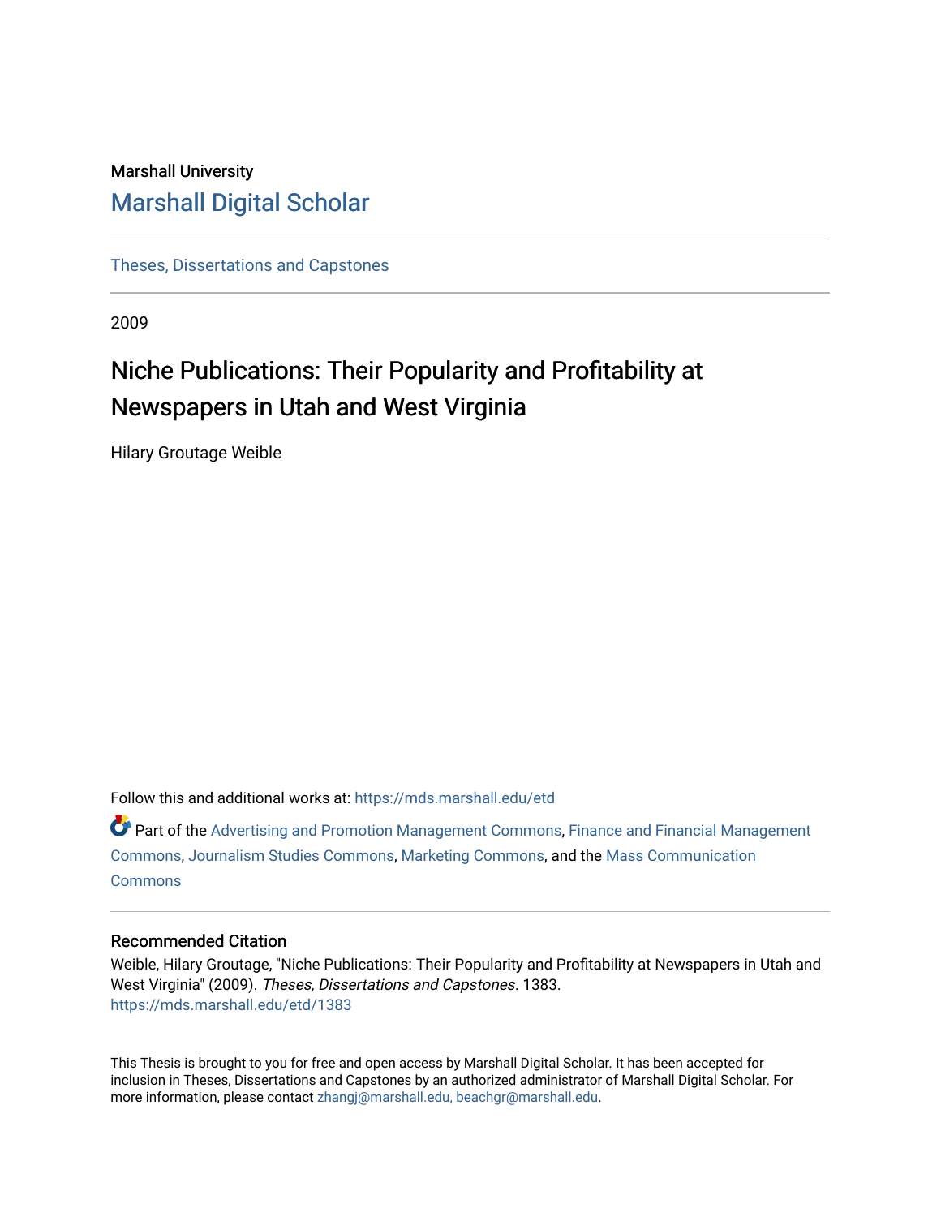Marshall University

# Marshall Digital Scholar

Theses, Dissertations and Capstones

2009

## Niche Publications: Their Popularity and Profitability at Newspapers in Utah and West Virginia

Hilary Groutage Weible

Follow this and additional works at: https://mds.marshall.edu/etd

Part of the Advertising and Promotion Management Commons, Finance and Financial Management Commons, Journalism Studies Commons, Marketing Commons, and the Mass Communication Commons

### Recommended Citation

Weible, Hilary Groutage, "Niche Publications: Their Popularity and Profitability at Newspapers in Utah and West Virginia" (2009). *Theses, Dissertations and Capstones*. 1383.
https://mds.marshall.edu/etd/1383

This Thesis is brought to you for free and open access by Marshall Digital Scholar. It has been accepted for inclusion in Theses, Dissertations and Capstones by an authorized administrator of Marshall Digital Scholar. For more information, please contact zhangj@marshall.edu, beachgr@marshall.edu.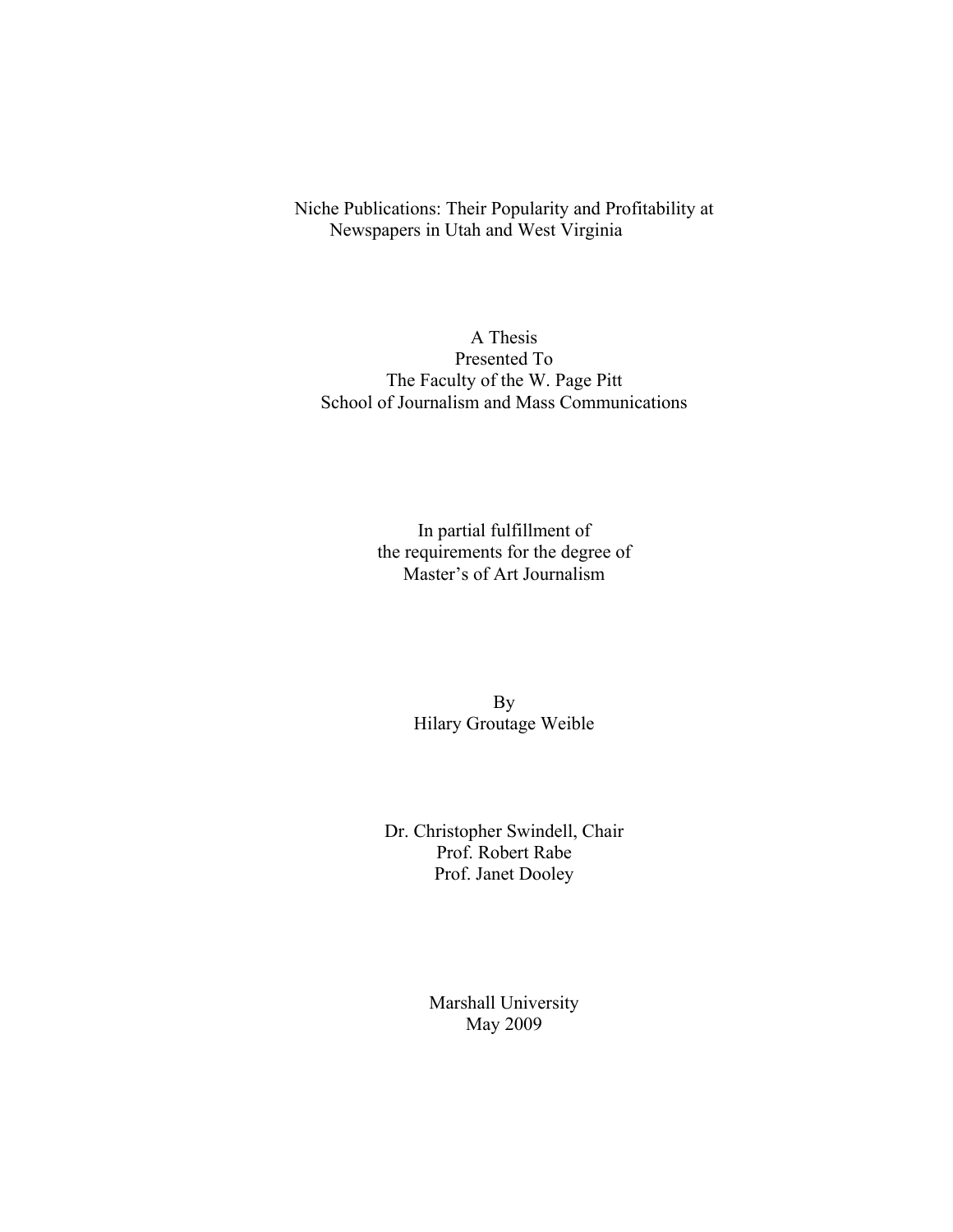# Niche Publications: Their Popularity and Profitability at Newspapers in Utah and West Virginia

A Thesis
Presented To
The Faculty of the W. Page Pitt
School of Journalism and Mass Communications

In partial fulfillment of
the requirements for the degree of
Master's of Art Journalism

By
Hilary Groutage Weible

Dr. Christopher Swindell, Chair
Prof. Robert Rabe
Prof. Janet Dooley

Marshall University
May 2009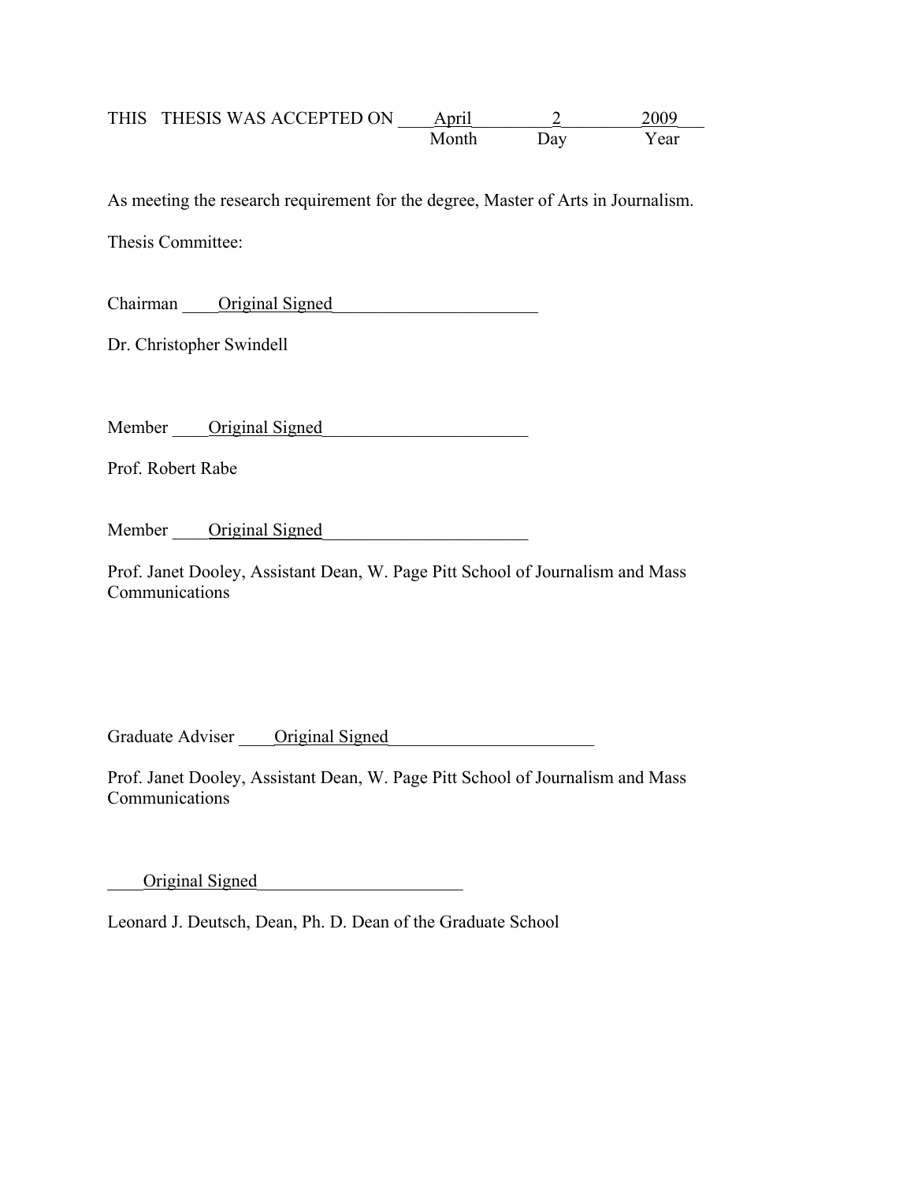THIS THESIS WAS ACCEPTED ON April 2 2009

Month Day Year

As meeting the research requirement for the degree, Master of Arts in Journalism.

Thesis Committee:

Chairman Original Signed

Dr. Christopher Swindell

Member Original Signed

Prof. Robert Rabe

Member Original Signed

Prof. Janet Dooley, Assistant Dean, W. Page Pitt School of Journalism and Mass Communications

Graduate Adviser Original Signed

Prof. Janet Dooley, Assistant Dean, W. Page Pitt School of Journalism and Mass Communications

Original Signed

Leonard J. Deutsch, Dean, Ph. D. Dean of the Graduate School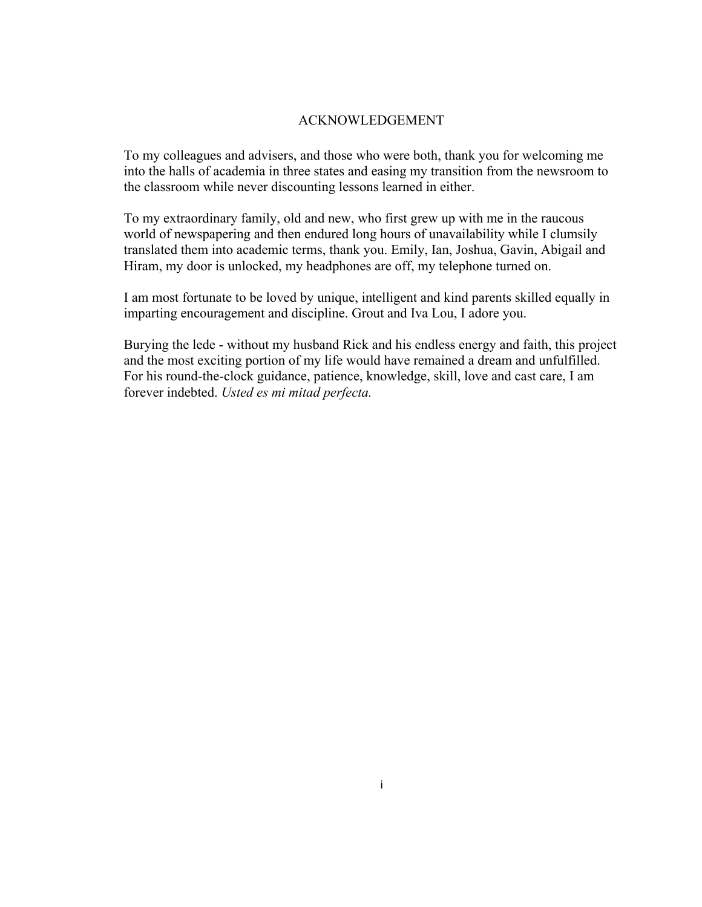# ACKNOWLEDGEMENT

To my colleagues and advisers, and those who were both, thank you for welcoming me into the halls of academia in three states and easing my transition from the newsroom to the classroom while never discounting lessons learned in either.

To my extraordinary family, old and new, who first grew up with me in the raucous world of newspapering and then endured long hours of unavailability while I clumsily translated them into academic terms, thank you. Emily, Ian, Joshua, Gavin, Abigail and Hiram, my door is unlocked, my headphones are off, my telephone turned on.

I am most fortunate to be loved by unique, intelligent and kind parents skilled equally in imparting encouragement and discipline. Grout and Iva Lou, I adore you.

Burying the lede - without my husband Rick and his endless energy and faith, this project and the most exciting portion of my life would have remained a dream and unfulfilled. For his round-the-clock guidance, patience, knowledge, skill, love and cast care, I am forever indebted. *Usted es mi mitad perfecta.*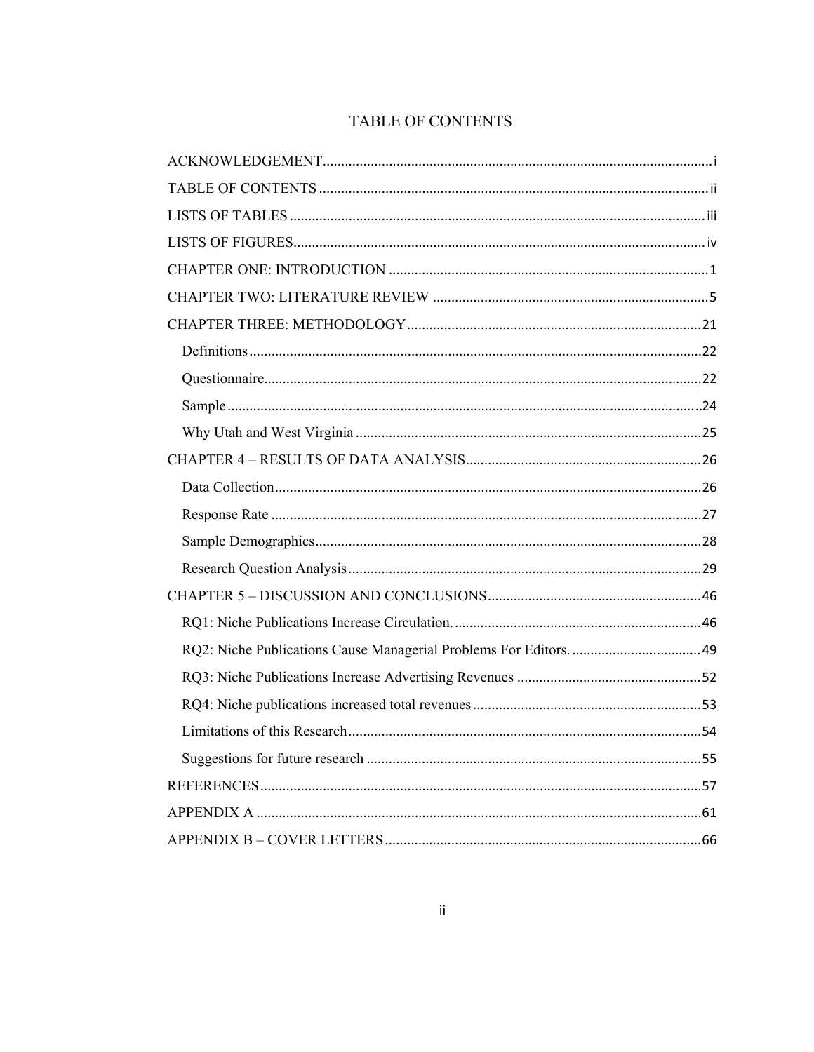# TABLE OF CONTENTS

ACKNOWLEDGEMENT ........................................................................................................ i

TABLE OF CONTENTS ........................................................................................................ ii

LISTS OF TABLES ........................................................................................................ iii

LISTS OF FIGURES ........................................................................................................ iv

CHAPTER ONE: INTRODUCTION ........................................................................................................ 1

CHAPTER TWO: LITERATURE REVIEW ........................................................................................................ 5

CHAPTER THREE: METHODOLOGY ........................................................................................................ 21

- Definitions ........................................................................................................ 22
- Questionnaire ........................................................................................................ 22
- Sample ........................................................................................................ 24
- Why Utah and West Virginia ........................................................................................................ 25

CHAPTER 4 – RESULTS OF DATA ANALYSIS ........................................................................................................ 26

- Data Collection ........................................................................................................ 26
- Response Rate ........................................................................................................ 27
- Sample Demographics ........................................................................................................ 28
- Research Question Analysis ........................................................................................................ 29

CHAPTER 5 – DISCUSSION AND CONCLUSIONS ........................................................................................................ 46

- RQ1: Niche Publications Increase Circulation. ........................................................................................................ 46
- RQ2: Niche Publications Cause Managerial Problems For Editors. ........................................................................................................ 49
- RQ3: Niche Publications Increase Advertising Revenues ........................................................................................................ 52
- RQ4: Niche publications increased total revenues ........................................................................................................ 53
- Limitations of this Research ........................................................................................................ 54
- Suggestions for future research ........................................................................................................ 55

REFERENCES ........................................................................................................ 57

APPENDIX A ........................................................................................................ 61

APPENDIX B – COVER LETTERS ........................................................................................................ 66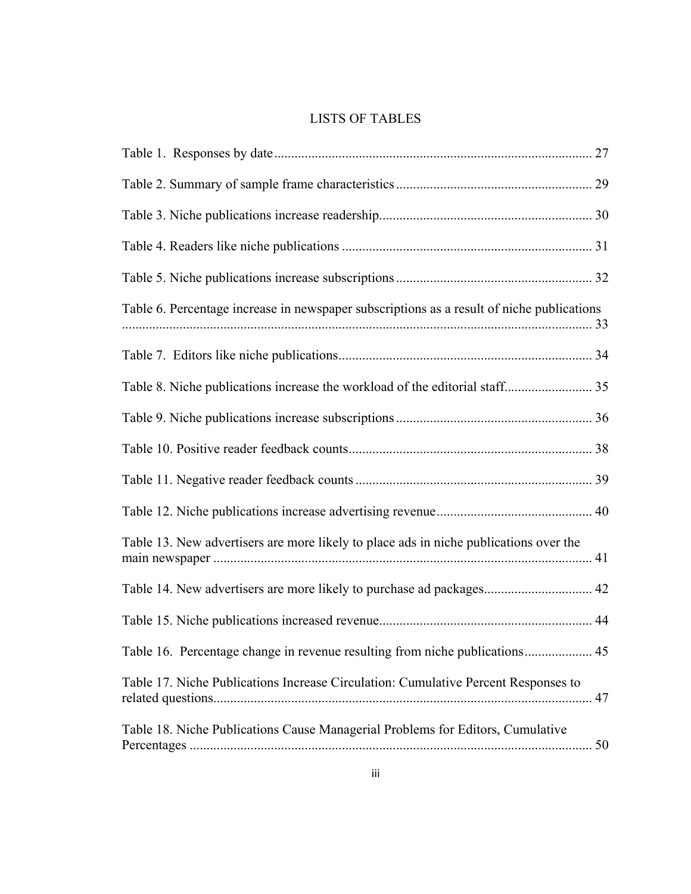# LISTS OF TABLES

Table 1. Responses by date ........................................................................................ 27

Table 2. Summary of sample frame characteristics ........................................................ 29

Table 3. Niche publications increase readership........................................................... 30

Table 4. Readers like niche publications ....................................................................... 31

Table 5. Niche publications increase subscriptions ....................................................... 32

Table 6. Percentage increase in newspaper subscriptions as a result of niche publications ........................................................................................................................... 33

Table 7. Editors like niche publications.......................................................................... 34

Table 8. Niche publications increase the workload of the editorial staff.......................... 35

Table 9. Niche publications increase subscriptions ....................................................... 36

Table 10. Positive reader feedback counts..................................................................... 38

Table 11. Negative reader feedback counts ................................................................... 39

Table 12. Niche publications increase advertising revenue............................................ 40

Table 13. New advertisers are more likely to place ads in niche publications over the main newspaper ............................................................................................................. 41

Table 14. New advertisers are more likely to purchase ad packages.............................. 42

Table 15. Niche publications increased revenue............................................................. 44

Table 16. Percentage change in revenue resulting from niche publications.................... 45

Table 17. Niche Publications Increase Circulation: Cumulative Percent Responses to related questions.............................................................................................................. 47

Table 18. Niche Publications Cause Managerial Problems for Editors, Cumulative Percentages .................................................................................................................... 50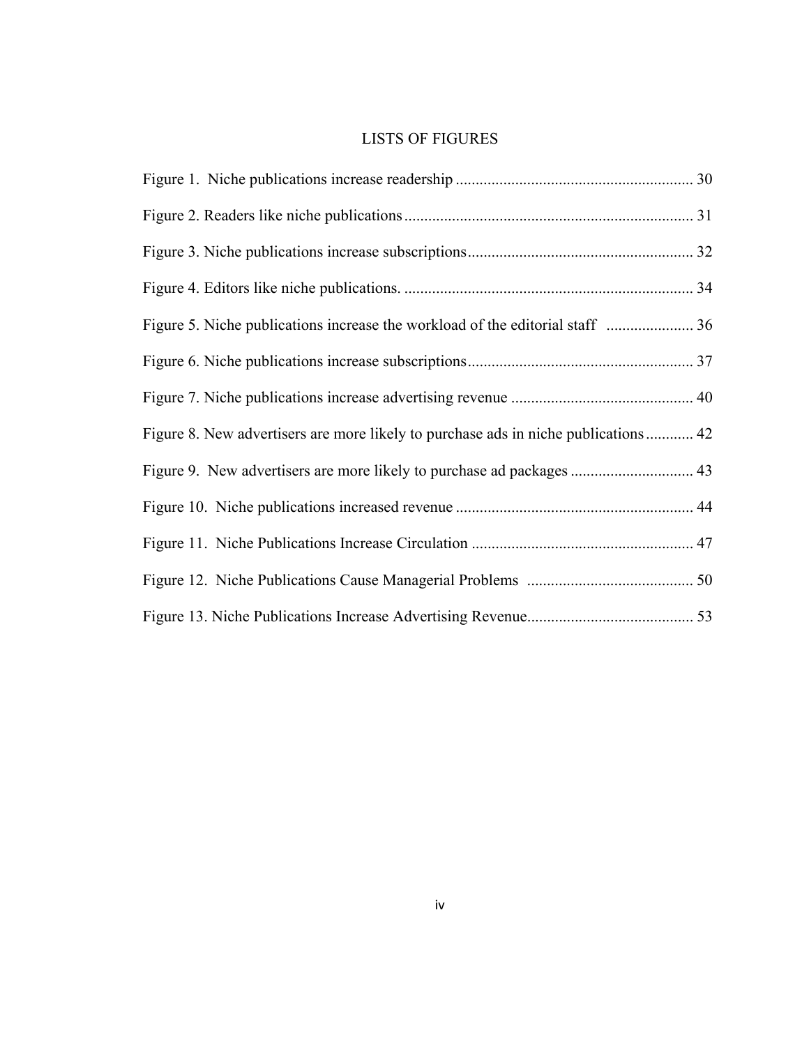# LISTS OF FIGURES

Figure 1. Niche publications increase readership ........................................................... 30

Figure 2. Readers like niche publications........................................................................ 31

Figure 3. Niche publications increase subscriptions........................................................ 32

Figure 4. Editors like niche publications. ........................................................................ 34

Figure 5. Niche publications increase the workload of the editorial staff ...................... 36

Figure 6. Niche publications increase subscriptions......................................................... 37

Figure 7. Niche publications increase advertising revenue ............................................. 40

Figure 8. New advertisers are more likely to purchase ads in niche publications............ 42

Figure 9. New advertisers are more likely to purchase ad packages ............................... 43

Figure 10. Niche publications increased revenue ............................................................ 44

Figure 11. Niche Publications Increase Circulation ........................................................ 47

Figure 12. Niche Publications Cause Managerial Problems .......................................... 50

Figure 13. Niche Publications Increase Advertising Revenue.......................................... 53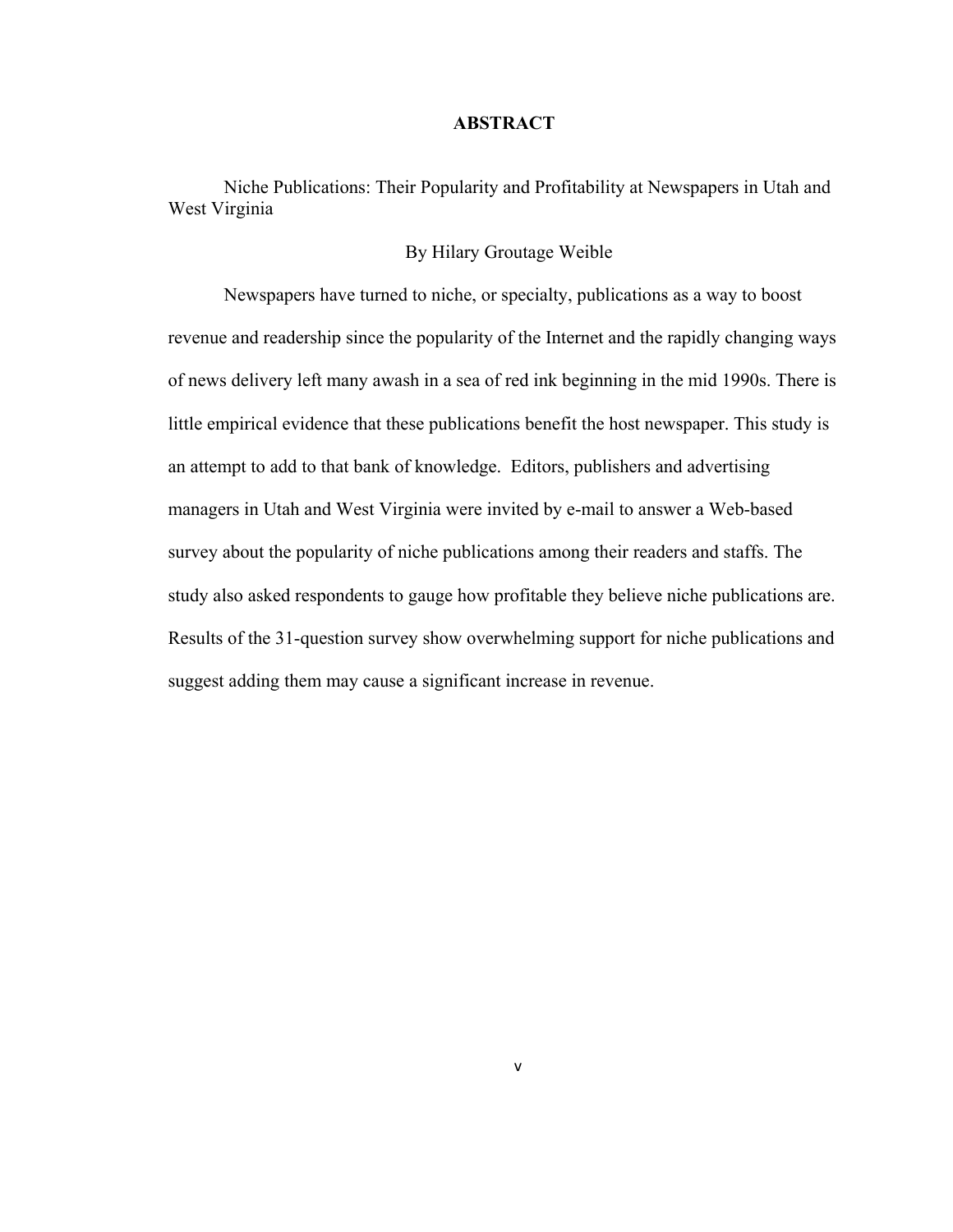# ABSTRACT

Niche Publications: Their Popularity and Profitability at Newspapers in Utah and West Virginia

By Hilary Groutage Weible

Newspapers have turned to niche, or specialty, publications as a way to boost revenue and readership since the popularity of the Internet and the rapidly changing ways of news delivery left many awash in a sea of red ink beginning in the mid 1990s. There is little empirical evidence that these publications benefit the host newspaper. This study is an attempt to add to that bank of knowledge. Editors, publishers and advertising managers in Utah and West Virginia were invited by e-mail to answer a Web-based survey about the popularity of niche publications among their readers and staffs. The study also asked respondents to gauge how profitable they believe niche publications are. Results of the 31-question survey show overwhelming support for niche publications and suggest adding them may cause a significant increase in revenue.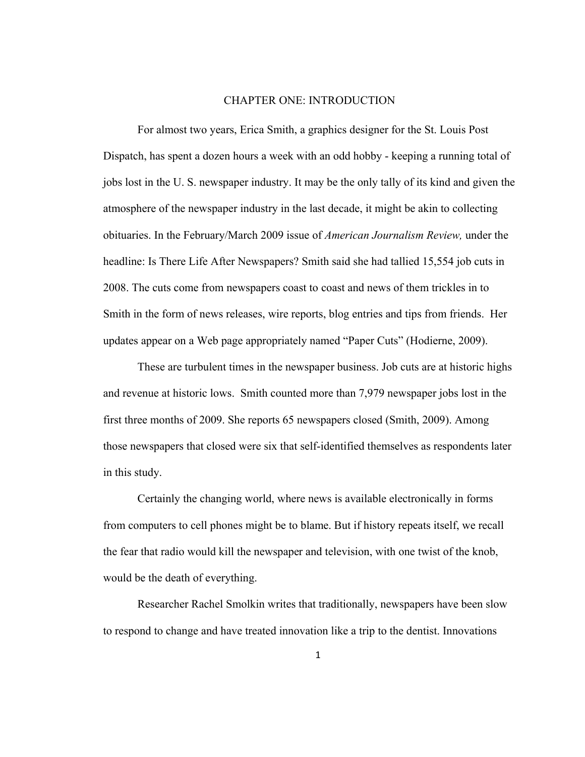# CHAPTER ONE: INTRODUCTION

For almost two years, Erica Smith, a graphics designer for the St. Louis Post Dispatch, has spent a dozen hours a week with an odd hobby - keeping a running total of jobs lost in the U. S. newspaper industry. It may be the only tally of its kind and given the atmosphere of the newspaper industry in the last decade, it might be akin to collecting obituaries. In the February/March 2009 issue of *American Journalism Review,* under the headline: Is There Life After Newspapers? Smith said she had tallied 15,554 job cuts in 2008. The cuts come from newspapers coast to coast and news of them trickles in to Smith in the form of news releases, wire reports, blog entries and tips from friends. Her updates appear on a Web page appropriately named "Paper Cuts" (Hodierne, 2009).

These are turbulent times in the newspaper business. Job cuts are at historic highs and revenue at historic lows. Smith counted more than 7,979 newspaper jobs lost in the first three months of 2009. She reports 65 newspapers closed (Smith, 2009). Among those newspapers that closed were six that self-identified themselves as respondents later in this study.

Certainly the changing world, where news is available electronically in forms from computers to cell phones might be to blame. But if history repeats itself, we recall the fear that radio would kill the newspaper and television, with one twist of the knob, would be the death of everything.

Researcher Rachel Smolkin writes that traditionally, newspapers have been slow to respond to change and have treated innovation like a trip to the dentist. Innovations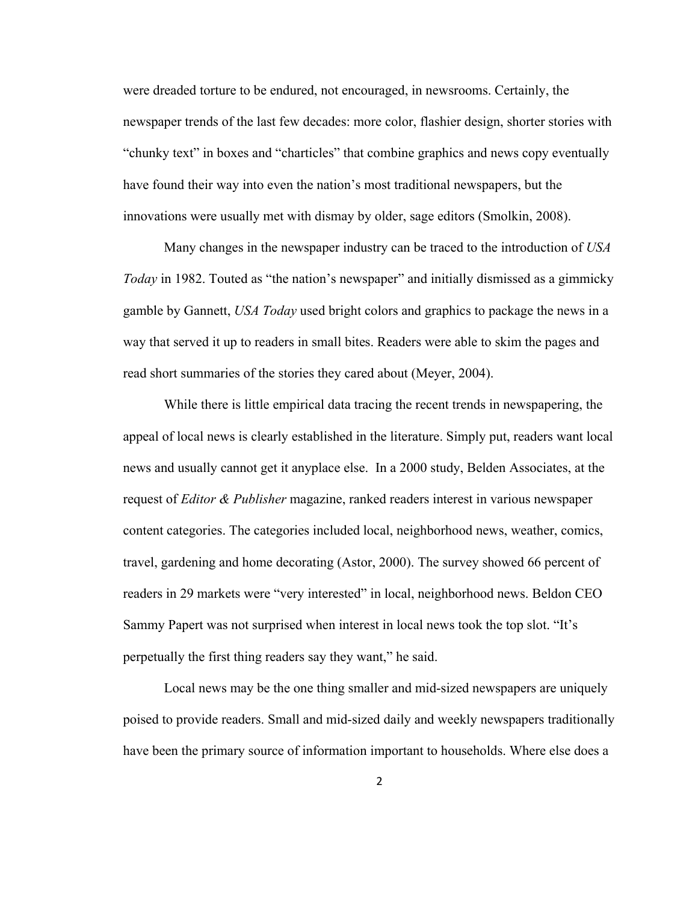were dreaded torture to be endured, not encouraged, in newsrooms. Certainly, the newspaper trends of the last few decades: more color, flashier design, shorter stories with "chunky text" in boxes and "charticles" that combine graphics and news copy eventually have found their way into even the nation's most traditional newspapers, but the innovations were usually met with dismay by older, sage editors (Smolkin, 2008).

Many changes in the newspaper industry can be traced to the introduction of *USA Today* in 1982. Touted as "the nation's newspaper" and initially dismissed as a gimmicky gamble by Gannett, *USA Today* used bright colors and graphics to package the news in a way that served it up to readers in small bites. Readers were able to skim the pages and read short summaries of the stories they cared about (Meyer, 2004).

While there is little empirical data tracing the recent trends in newspapering, the appeal of local news is clearly established in the literature. Simply put, readers want local news and usually cannot get it anyplace else. In a 2000 study, Belden Associates, at the request of *Editor & Publisher* magazine, ranked readers interest in various newspaper content categories. The categories included local, neighborhood news, weather, comics, travel, gardening and home decorating (Astor, 2000). The survey showed 66 percent of readers in 29 markets were "very interested" in local, neighborhood news. Beldon CEO Sammy Papert was not surprised when interest in local news took the top slot. "It's perpetually the first thing readers say they want," he said.

Local news may be the one thing smaller and mid-sized newspapers are uniquely poised to provide readers. Small and mid-sized daily and weekly newspapers traditionally have been the primary source of information important to households. Where else does a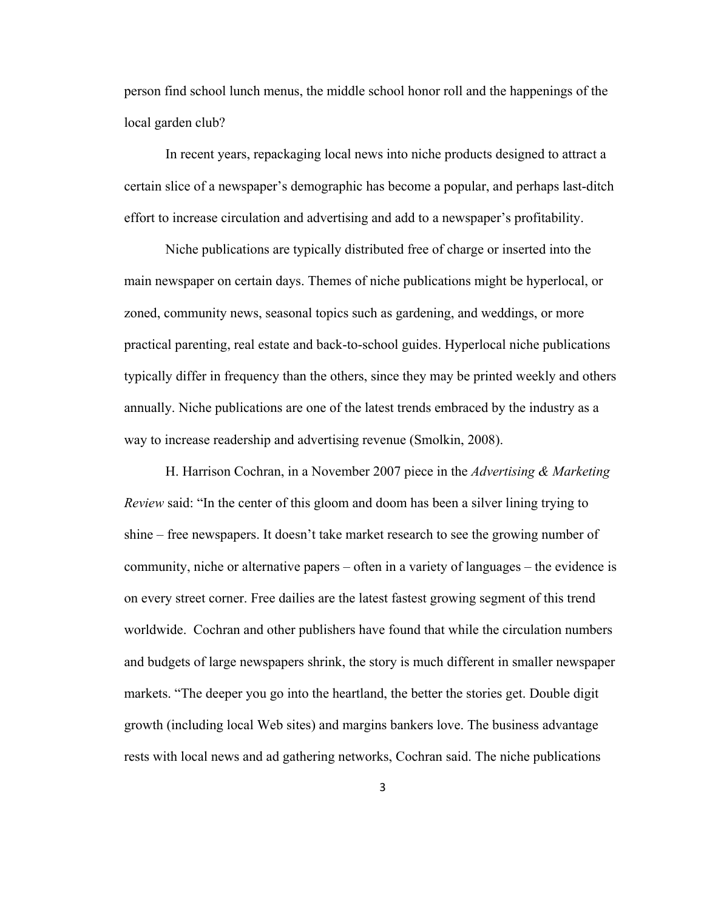person find school lunch menus, the middle school honor roll and the happenings of the local garden club?

In recent years, repackaging local news into niche products designed to attract a certain slice of a newspaper's demographic has become a popular, and perhaps last-ditch effort to increase circulation and advertising and add to a newspaper's profitability.

Niche publications are typically distributed free of charge or inserted into the main newspaper on certain days. Themes of niche publications might be hyperlocal, or zoned, community news, seasonal topics such as gardening, and weddings, or more practical parenting, real estate and back-to-school guides. Hyperlocal niche publications typically differ in frequency than the others, since they may be printed weekly and others annually. Niche publications are one of the latest trends embraced by the industry as a way to increase readership and advertising revenue (Smolkin, 2008).

H. Harrison Cochran, in a November 2007 piece in the *Advertising & Marketing Review* said: "In the center of this gloom and doom has been a silver lining trying to shine – free newspapers. It doesn't take market research to see the growing number of community, niche or alternative papers – often in a variety of languages – the evidence is on every street corner. Free dailies are the latest fastest growing segment of this trend worldwide. Cochran and other publishers have found that while the circulation numbers and budgets of large newspapers shrink, the story is much different in smaller newspaper markets. "The deeper you go into the heartland, the better the stories get. Double digit growth (including local Web sites) and margins bankers love. The business advantage rests with local news and ad gathering networks, Cochran said. The niche publications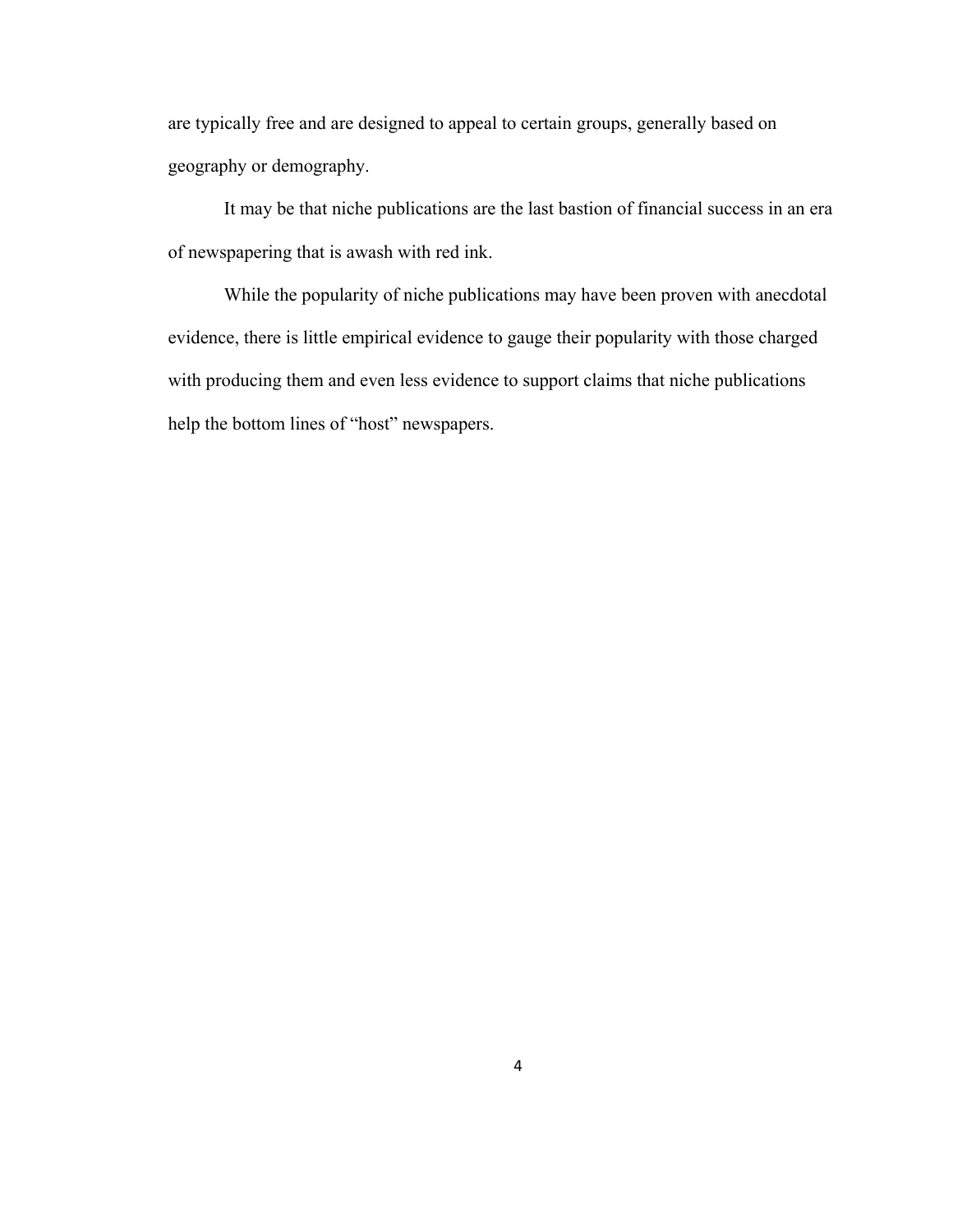are typically free and are designed to appeal to certain groups, generally based on geography or demography.

It may be that niche publications are the last bastion of financial success in an era of newspapering that is awash with red ink.

While the popularity of niche publications may have been proven with anecdotal evidence, there is little empirical evidence to gauge their popularity with those charged with producing them and even less evidence to support claims that niche publications help the bottom lines of "host" newspapers.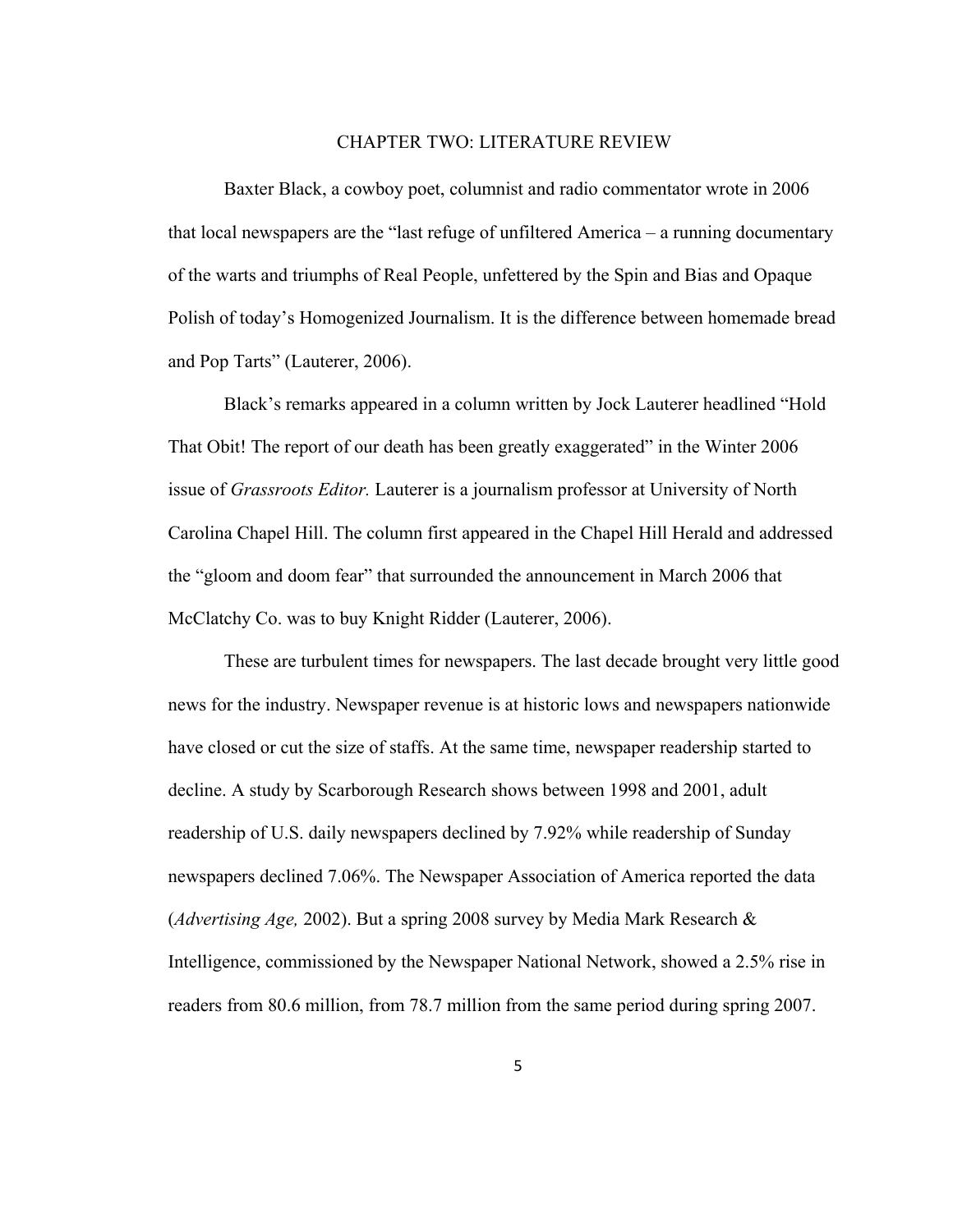# CHAPTER TWO: LITERATURE REVIEW

Baxter Black, a cowboy poet, columnist and radio commentator wrote in 2006 that local newspapers are the "last refuge of unfiltered America – a running documentary of the warts and triumphs of Real People, unfettered by the Spin and Bias and Opaque Polish of today's Homogenized Journalism. It is the difference between homemade bread and Pop Tarts" (Lauterer, 2006).

Black's remarks appeared in a column written by Jock Lauterer headlined "Hold That Obit! The report of our death has been greatly exaggerated" in the Winter 2006 issue of *Grassroots Editor.* Lauterer is a journalism professor at University of North Carolina Chapel Hill. The column first appeared in the Chapel Hill Herald and addressed the "gloom and doom fear" that surrounded the announcement in March 2006 that McClatchy Co. was to buy Knight Ridder (Lauterer, 2006).

These are turbulent times for newspapers. The last decade brought very little good news for the industry. Newspaper revenue is at historic lows and newspapers nationwide have closed or cut the size of staffs. At the same time, newspaper readership started to decline. A study by Scarborough Research shows between 1998 and 2001, adult readership of U.S. daily newspapers declined by 7.92% while readership of Sunday newspapers declined 7.06%. The Newspaper Association of America reported the data (*Advertising Age,* 2002). But a spring 2008 survey by Media Mark Research & Intelligence, commissioned by the Newspaper National Network, showed a 2.5% rise in readers from 80.6 million, from 78.7 million from the same period during spring 2007.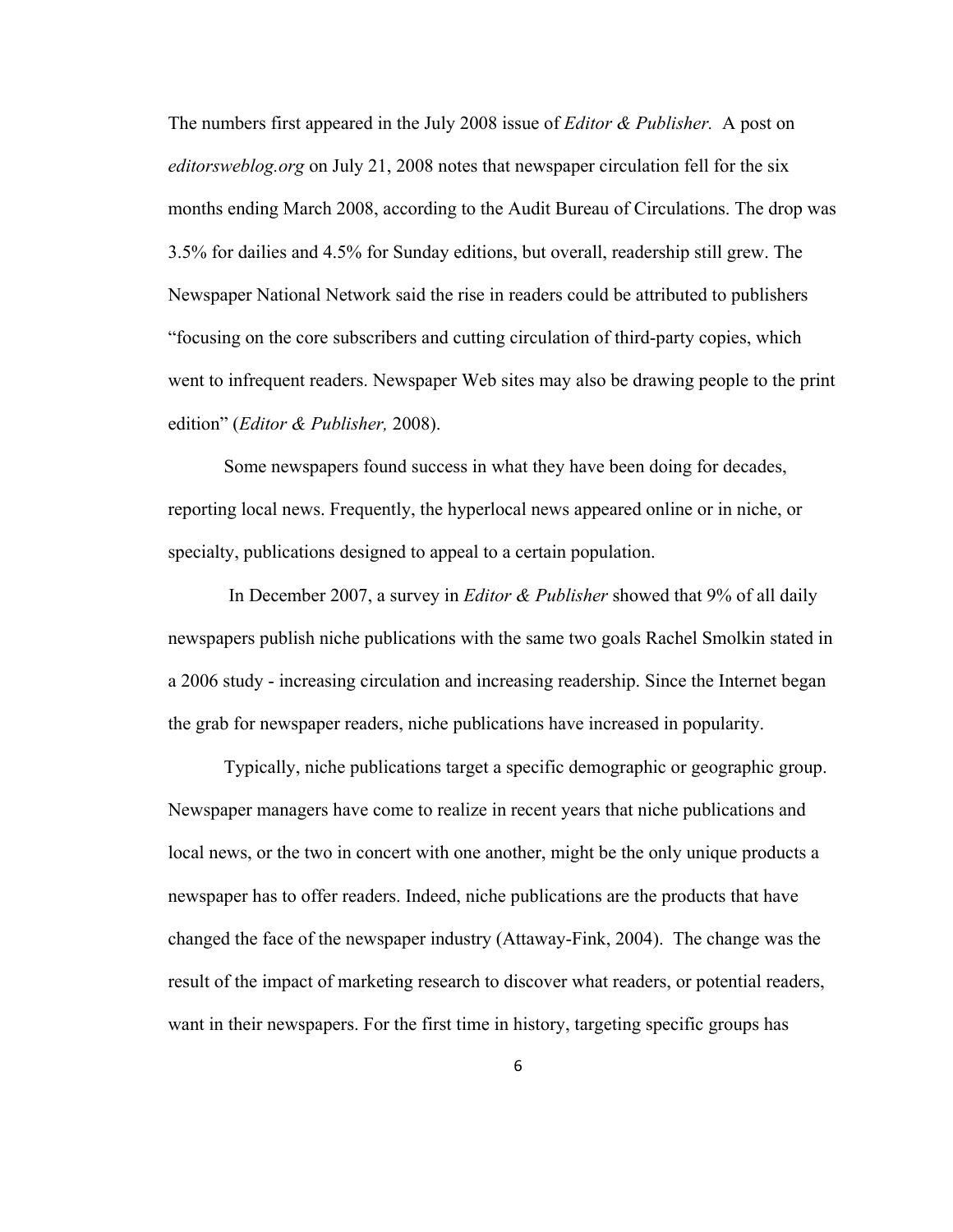The numbers first appeared in the July 2008 issue of *Editor & Publisher.* A post on *editorsweblog.org* on July 21, 2008 notes that newspaper circulation fell for the six months ending March 2008, according to the Audit Bureau of Circulations. The drop was 3.5% for dailies and 4.5% for Sunday editions, but overall, readership still grew. The Newspaper National Network said the rise in readers could be attributed to publishers "focusing on the core subscribers and cutting circulation of third-party copies, which went to infrequent readers. Newspaper Web sites may also be drawing people to the print edition" (*Editor & Publisher,* 2008).

Some newspapers found success in what they have been doing for decades, reporting local news. Frequently, the hyperlocal news appeared online or in niche, or specialty, publications designed to appeal to a certain population.

In December 2007, a survey in *Editor & Publisher* showed that 9% of all daily newspapers publish niche publications with the same two goals Rachel Smolkin stated in a 2006 study - increasing circulation and increasing readership. Since the Internet began the grab for newspaper readers, niche publications have increased in popularity.

Typically, niche publications target a specific demographic or geographic group. Newspaper managers have come to realize in recent years that niche publications and local news, or the two in concert with one another, might be the only unique products a newspaper has to offer readers. Indeed, niche publications are the products that have changed the face of the newspaper industry (Attaway-Fink, 2004). The change was the result of the impact of marketing research to discover what readers, or potential readers, want in their newspapers. For the first time in history, targeting specific groups has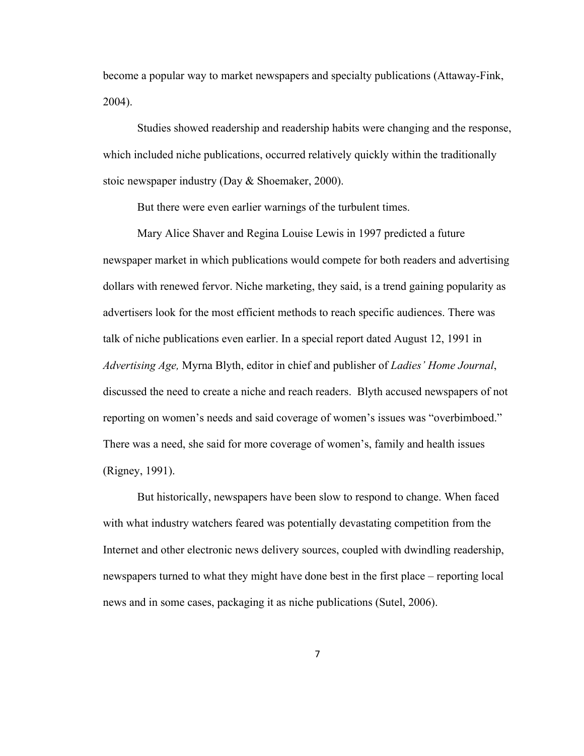become a popular way to market newspapers and specialty publications (Attaway-Fink, 2004).

Studies showed readership and readership habits were changing and the response, which included niche publications, occurred relatively quickly within the traditionally stoic newspaper industry (Day & Shoemaker, 2000).

But there were even earlier warnings of the turbulent times.

Mary Alice Shaver and Regina Louise Lewis in 1997 predicted a future newspaper market in which publications would compete for both readers and advertising dollars with renewed fervor. Niche marketing, they said, is a trend gaining popularity as advertisers look for the most efficient methods to reach specific audiences. There was talk of niche publications even earlier. In a special report dated August 12, 1991 in *Advertising Age,* Myrna Blyth, editor in chief and publisher of *Ladies' Home Journal*, discussed the need to create a niche and reach readers. Blyth accused newspapers of not reporting on women's needs and said coverage of women's issues was "overbimboed." There was a need, she said for more coverage of women's, family and health issues (Rigney, 1991).

But historically, newspapers have been slow to respond to change. When faced with what industry watchers feared was potentially devastating competition from the Internet and other electronic news delivery sources, coupled with dwindling readership, newspapers turned to what they might have done best in the first place – reporting local news and in some cases, packaging it as niche publications (Sutel, 2006).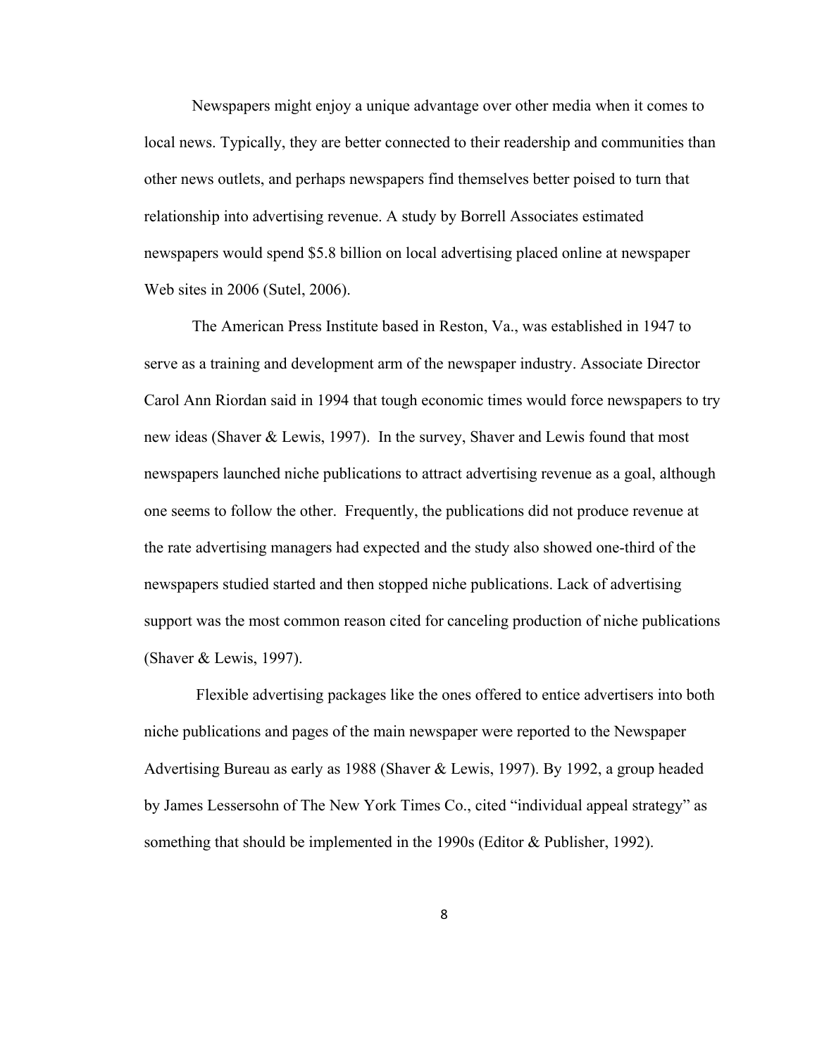Newspapers might enjoy a unique advantage over other media when it comes to local news. Typically, they are better connected to their readership and communities than other news outlets, and perhaps newspapers find themselves better poised to turn that relationship into advertising revenue. A study by Borrell Associates estimated newspapers would spend $5.8 billion on local advertising placed online at newspaper Web sites in 2006 (Sutel, 2006).

The American Press Institute based in Reston, Va., was established in 1947 to serve as a training and development arm of the newspaper industry. Associate Director Carol Ann Riordan said in 1994 that tough economic times would force newspapers to try new ideas (Shaver & Lewis, 1997). In the survey, Shaver and Lewis found that most newspapers launched niche publications to attract advertising revenue as a goal, although one seems to follow the other. Frequently, the publications did not produce revenue at the rate advertising managers had expected and the study also showed one-third of the newspapers studied started and then stopped niche publications. Lack of advertising support was the most common reason cited for canceling production of niche publications (Shaver & Lewis, 1997).

Flexible advertising packages like the ones offered to entice advertisers into both niche publications and pages of the main newspaper were reported to the Newspaper Advertising Bureau as early as 1988 (Shaver & Lewis, 1997). By 1992, a group headed by James Lessersohn of The New York Times Co., cited "individual appeal strategy" as something that should be implemented in the 1990s (Editor & Publisher, 1992).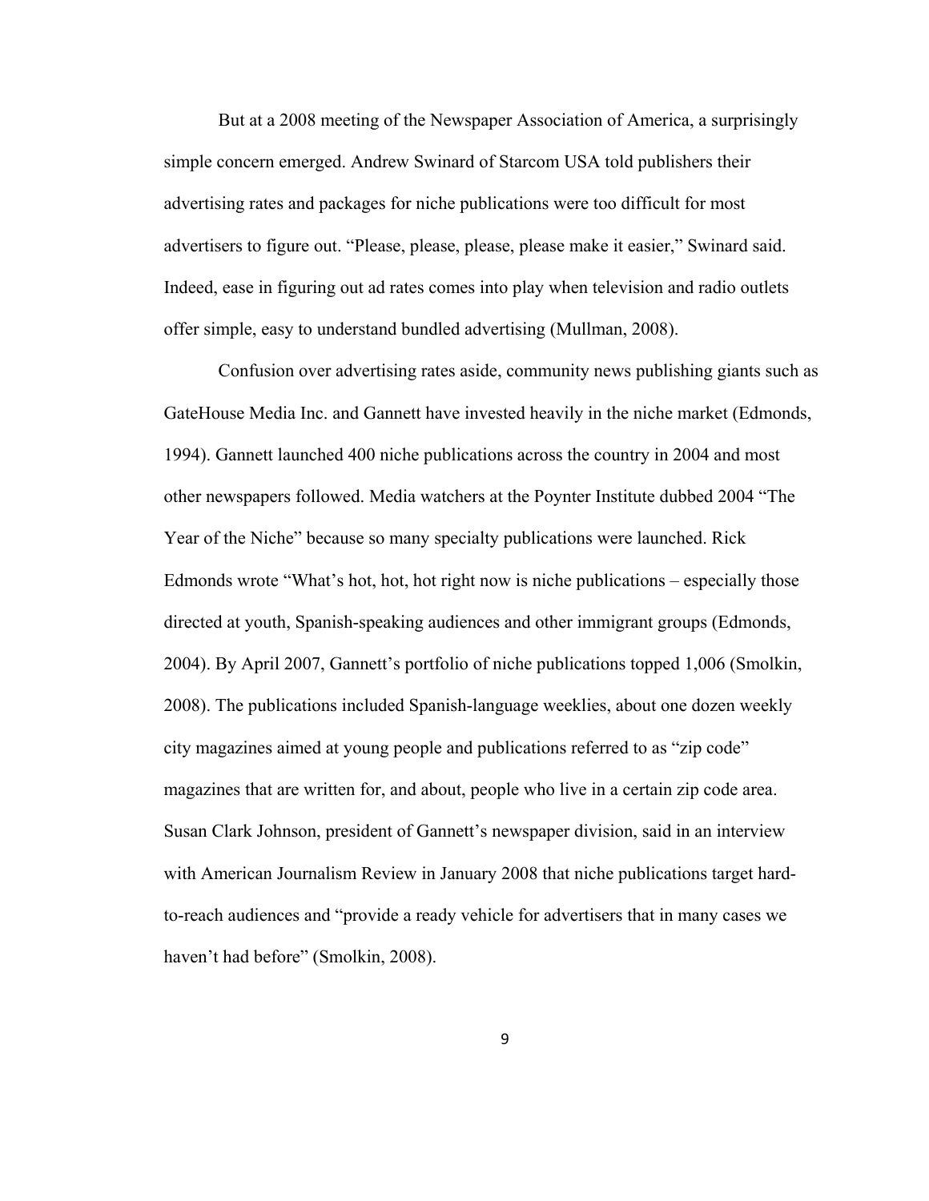But at a 2008 meeting of the Newspaper Association of America, a surprisingly simple concern emerged. Andrew Swinard of Starcom USA told publishers their advertising rates and packages for niche publications were too difficult for most advertisers to figure out. “Please, please, please, please make it easier,” Swinard said. Indeed, ease in figuring out ad rates comes into play when television and radio outlets offer simple, easy to understand bundled advertising (Mullman, 2008).

Confusion over advertising rates aside, community news publishing giants such as GateHouse Media Inc. and Gannett have invested heavily in the niche market (Edmonds, 1994). Gannett launched 400 niche publications across the country in 2004 and most other newspapers followed. Media watchers at the Poynter Institute dubbed 2004 “The Year of the Niche” because so many specialty publications were launched. Rick Edmonds wrote “What’s hot, hot, hot right now is niche publications – especially those directed at youth, Spanish-speaking audiences and other immigrant groups (Edmonds, 2004). By April 2007, Gannett’s portfolio of niche publications topped 1,006 (Smolkin, 2008). The publications included Spanish-language weeklies, about one dozen weekly city magazines aimed at young people and publications referred to as “zip code” magazines that are written for, and about, people who live in a certain zip code area. Susan Clark Johnson, president of Gannett’s newspaper division, said in an interview with American Journalism Review in January 2008 that niche publications target hard-to-reach audiences and “provide a ready vehicle for advertisers that in many cases we haven’t had before” (Smolkin, 2008).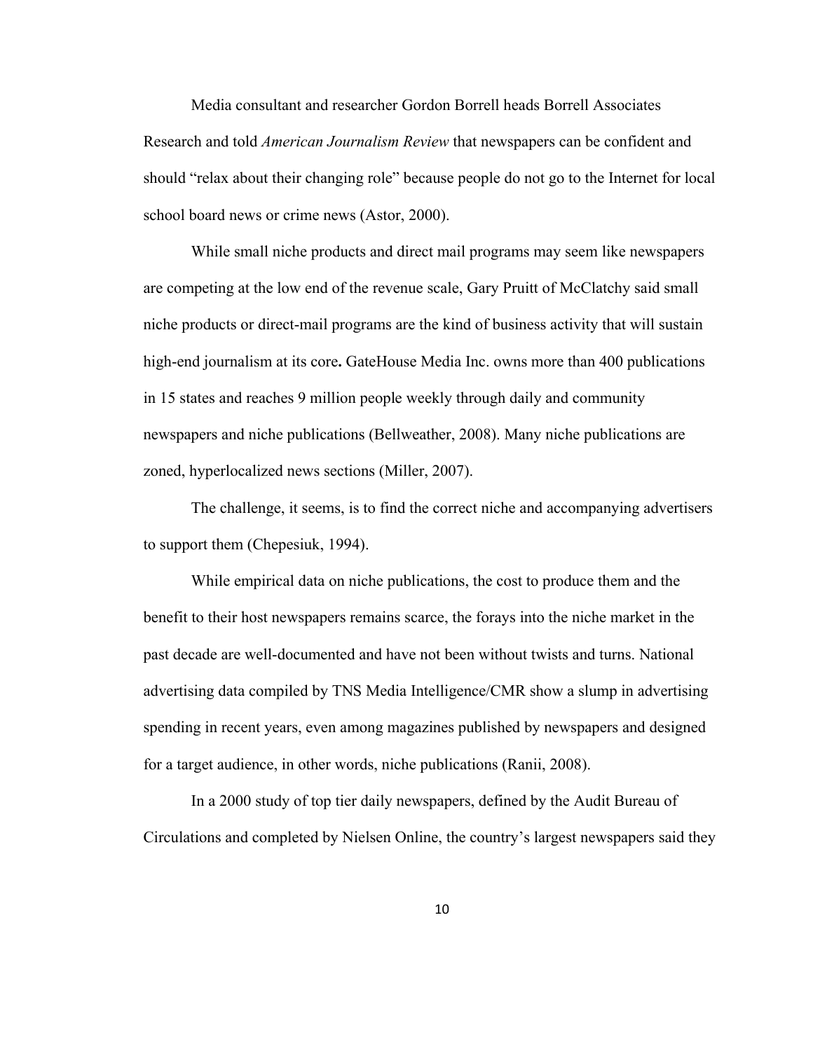Media consultant and researcher Gordon Borrell heads Borrell Associates Research and told *American Journalism Review* that newspapers can be confident and should "relax about their changing role" because people do not go to the Internet for local school board news or crime news (Astor, 2000).

While small niche products and direct mail programs may seem like newspapers are competing at the low end of the revenue scale, Gary Pruitt of McClatchy said small niche products or direct-mail programs are the kind of business activity that will sustain high-end journalism at its core**.** GateHouse Media Inc. owns more than 400 publications in 15 states and reaches 9 million people weekly through daily and community newspapers and niche publications (Bellweather, 2008). Many niche publications are zoned, hyperlocalized news sections (Miller, 2007).

The challenge, it seems, is to find the correct niche and accompanying advertisers to support them (Chepesiuk, 1994).

While empirical data on niche publications, the cost to produce them and the benefit to their host newspapers remains scarce, the forays into the niche market in the past decade are well-documented and have not been without twists and turns. National advertising data compiled by TNS Media Intelligence/CMR show a slump in advertising spending in recent years, even among magazines published by newspapers and designed for a target audience, in other words, niche publications (Ranii, 2008).

In a 2000 study of top tier daily newspapers, defined by the Audit Bureau of Circulations and completed by Nielsen Online, the country's largest newspapers said they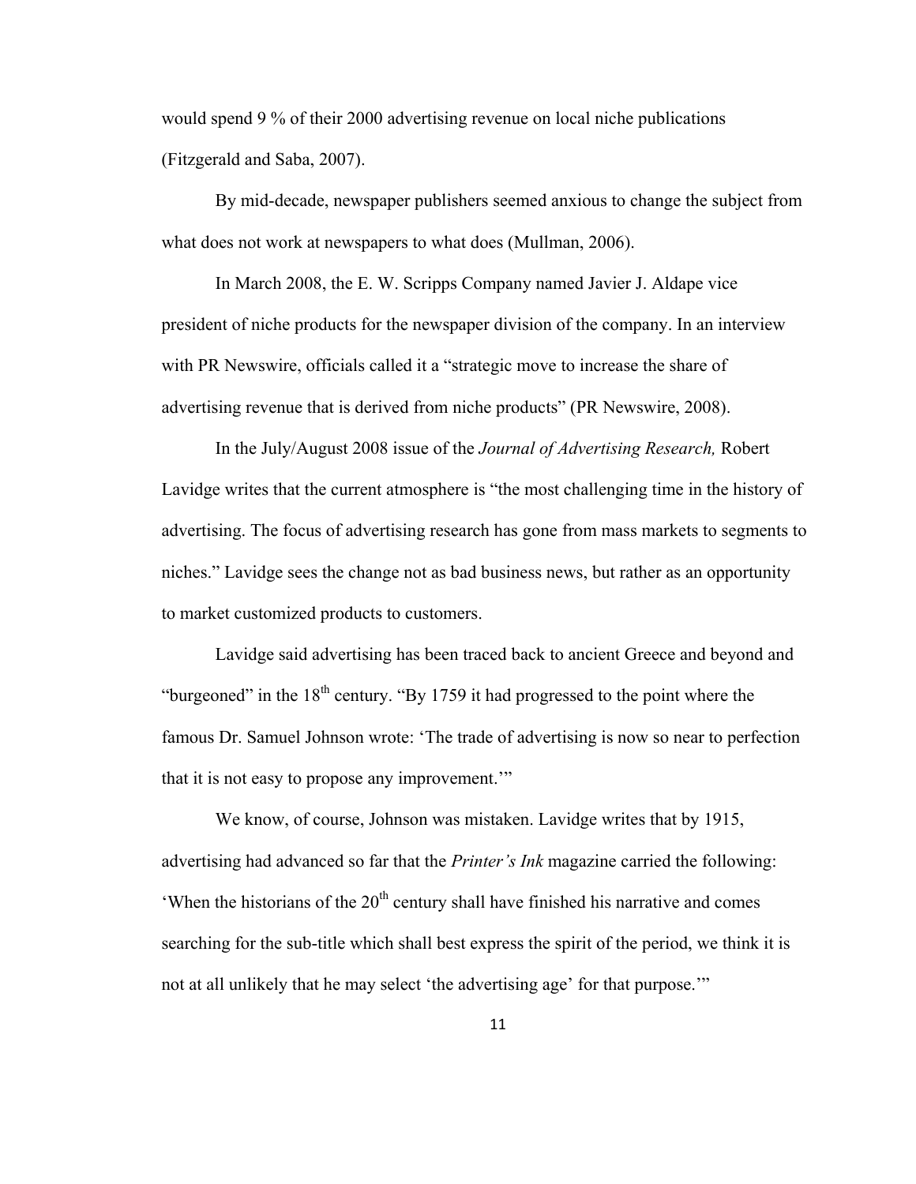would spend 9 % of their 2000 advertising revenue on local niche publications (Fitzgerald and Saba, 2007).

By mid-decade, newspaper publishers seemed anxious to change the subject from what does not work at newspapers to what does (Mullman, 2006).

In March 2008, the E. W. Scripps Company named Javier J. Aldape vice president of niche products for the newspaper division of the company. In an interview with PR Newswire, officials called it a "strategic move to increase the share of advertising revenue that is derived from niche products" (PR Newswire, 2008).

In the July/August 2008 issue of the *Journal of Advertising Research,* Robert Lavidge writes that the current atmosphere is "the most challenging time in the history of advertising. The focus of advertising research has gone from mass markets to segments to niches." Lavidge sees the change not as bad business news, but rather as an opportunity to market customized products to customers.

Lavidge said advertising has been traced back to ancient Greece and beyond and "burgeoned" in the 18th century. "By 1759 it had progressed to the point where the famous Dr. Samuel Johnson wrote: 'The trade of advertising is now so near to perfection that it is not easy to propose any improvement.'"

We know, of course, Johnson was mistaken. Lavidge writes that by 1915, advertising had advanced so far that the *Printer's Ink* magazine carried the following: 'When the historians of the 20th century shall have finished his narrative and comes searching for the sub-title which shall best express the spirit of the period, we think it is not at all unlikely that he may select 'the advertising age' for that purpose.'"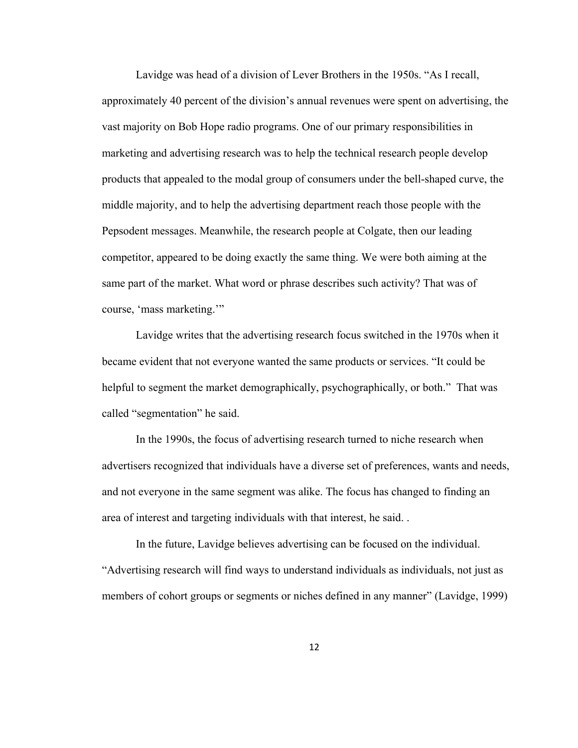Lavidge was head of a division of Lever Brothers in the 1950s. "As I recall, approximately 40 percent of the division's annual revenues were spent on advertising, the vast majority on Bob Hope radio programs. One of our primary responsibilities in marketing and advertising research was to help the technical research people develop products that appealed to the modal group of consumers under the bell-shaped curve, the middle majority, and to help the advertising department reach those people with the Pepsodent messages. Meanwhile, the research people at Colgate, then our leading competitor, appeared to be doing exactly the same thing. We were both aiming at the same part of the market. What word or phrase describes such activity? That was of course, 'mass marketing.'"

Lavidge writes that the advertising research focus switched in the 1970s when it became evident that not everyone wanted the same products or services. "It could be helpful to segment the market demographically, psychographically, or both." That was called "segmentation" he said.

In the 1990s, the focus of advertising research turned to niche research when advertisers recognized that individuals have a diverse set of preferences, wants and needs, and not everyone in the same segment was alike. The focus has changed to finding an area of interest and targeting individuals with that interest, he said. .

In the future, Lavidge believes advertising can be focused on the individual. "Advertising research will find ways to understand individuals as individuals, not just as members of cohort groups or segments or niches defined in any manner" (Lavidge, 1999)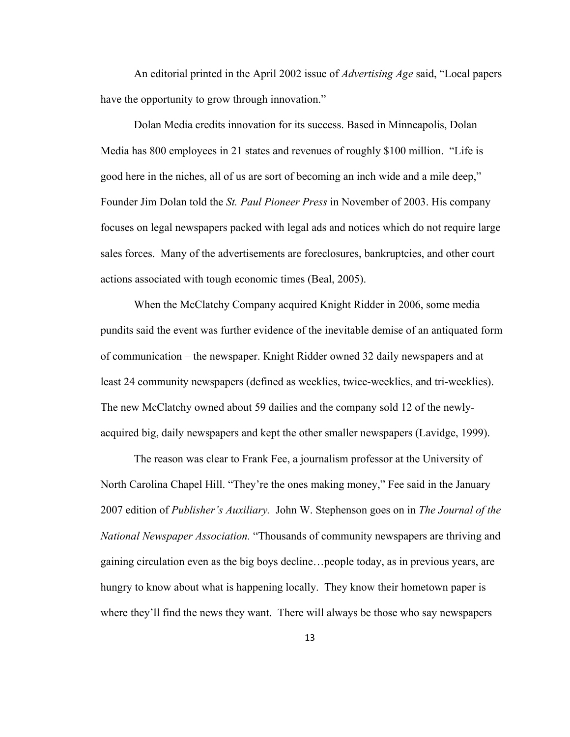An editorial printed in the April 2002 issue of *Advertising Age* said, "Local papers have the opportunity to grow through innovation."

Dolan Media credits innovation for its success. Based in Minneapolis, Dolan Media has 800 employees in 21 states and revenues of roughly $100 million. "Life is good here in the niches, all of us are sort of becoming an inch wide and a mile deep," Founder Jim Dolan told the *St. Paul Pioneer Press* in November of 2003. His company focuses on legal newspapers packed with legal ads and notices which do not require large sales forces. Many of the advertisements are foreclosures, bankruptcies, and other court actions associated with tough economic times (Beal, 2005).

When the McClatchy Company acquired Knight Ridder in 2006, some media pundits said the event was further evidence of the inevitable demise of an antiquated form of communication – the newspaper. Knight Ridder owned 32 daily newspapers and at least 24 community newspapers (defined as weeklies, twice-weeklies, and tri-weeklies). The new McClatchy owned about 59 dailies and the company sold 12 of the newly-acquired big, daily newspapers and kept the other smaller newspapers (Lavidge, 1999).

The reason was clear to Frank Fee, a journalism professor at the University of North Carolina Chapel Hill. "They're the ones making money," Fee said in the January 2007 edition of *Publisher's Auxiliary.* John W. Stephenson goes on in *The Journal of the National Newspaper Association.* "Thousands of community newspapers are thriving and gaining circulation even as the big boys decline…people today, as in previous years, are hungry to know about what is happening locally. They know their hometown paper is where they'll find the news they want. There will always be those who say newspapers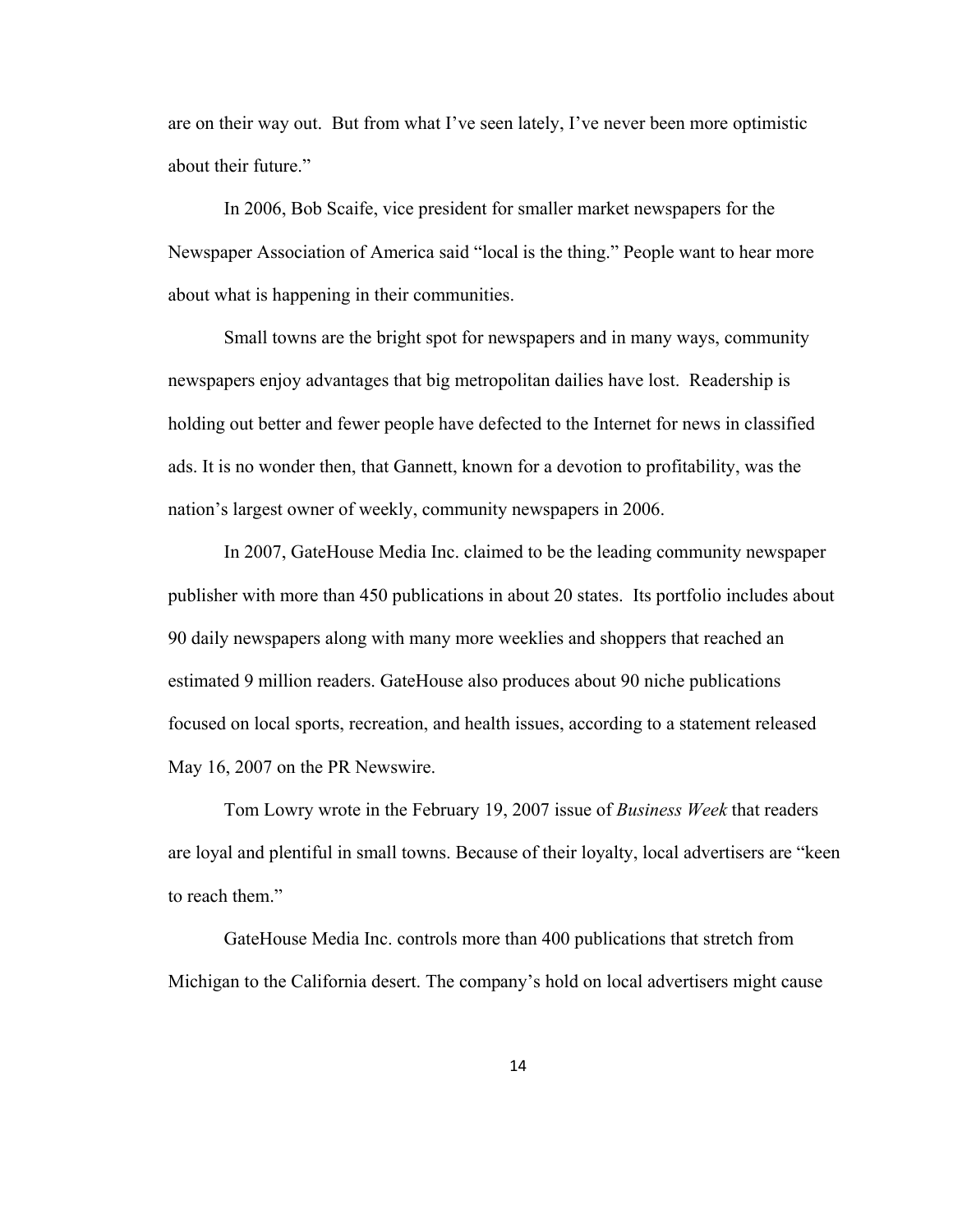are on their way out. But from what I've seen lately, I've never been more optimistic about their future."

In 2006, Bob Scaife, vice president for smaller market newspapers for the Newspaper Association of America said "local is the thing." People want to hear more about what is happening in their communities.

Small towns are the bright spot for newspapers and in many ways, community newspapers enjoy advantages that big metropolitan dailies have lost. Readership is holding out better and fewer people have defected to the Internet for news in classified ads. It is no wonder then, that Gannett, known for a devotion to profitability, was the nation's largest owner of weekly, community newspapers in 2006.

In 2007, GateHouse Media Inc. claimed to be the leading community newspaper publisher with more than 450 publications in about 20 states. Its portfolio includes about 90 daily newspapers along with many more weeklies and shoppers that reached an estimated 9 million readers. GateHouse also produces about 90 niche publications focused on local sports, recreation, and health issues, according to a statement released May 16, 2007 on the PR Newswire.

Tom Lowry wrote in the February 19, 2007 issue of *Business Week* that readers are loyal and plentiful in small towns. Because of their loyalty, local advertisers are "keen to reach them."

GateHouse Media Inc. controls more than 400 publications that stretch from Michigan to the California desert. The company's hold on local advertisers might cause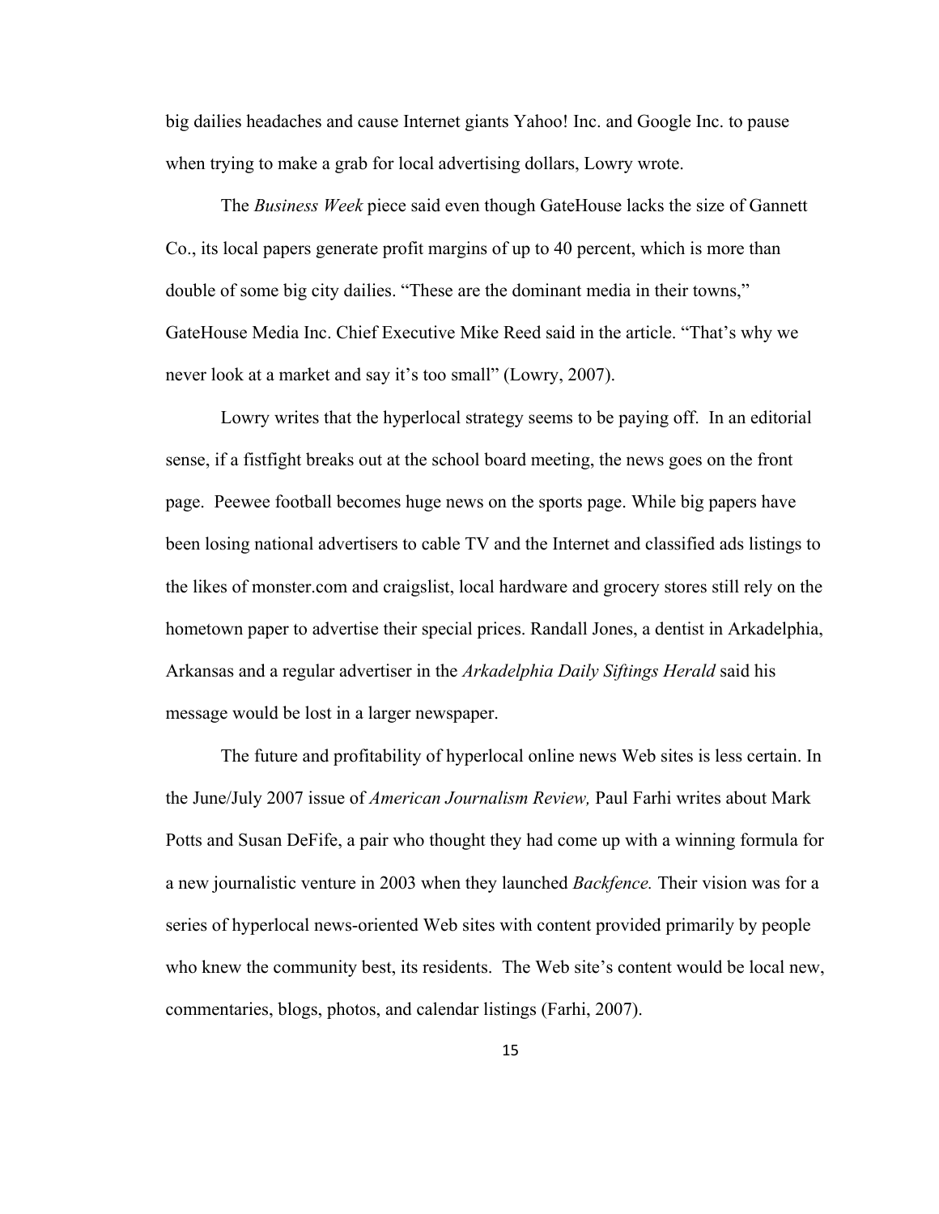big dailies headaches and cause Internet giants Yahoo! Inc. and Google Inc. to pause when trying to make a grab for local advertising dollars, Lowry wrote.

The *Business Week* piece said even though GateHouse lacks the size of Gannett Co., its local papers generate profit margins of up to 40 percent, which is more than double of some big city dailies. "These are the dominant media in their towns," GateHouse Media Inc. Chief Executive Mike Reed said in the article. "That's why we never look at a market and say it's too small" (Lowry, 2007).

Lowry writes that the hyperlocal strategy seems to be paying off. In an editorial sense, if a fistfight breaks out at the school board meeting, the news goes on the front page. Peewee football becomes huge news on the sports page. While big papers have been losing national advertisers to cable TV and the Internet and classified ads listings to the likes of monster.com and craigslist, local hardware and grocery stores still rely on the hometown paper to advertise their special prices. Randall Jones, a dentist in Arkadelphia, Arkansas and a regular advertiser in the *Arkadelphia Daily Siftings Herald* said his message would be lost in a larger newspaper.

The future and profitability of hyperlocal online news Web sites is less certain. In the June/July 2007 issue of *American Journalism Review,* Paul Farhi writes about Mark Potts and Susan DeFife, a pair who thought they had come up with a winning formula for a new journalistic venture in 2003 when they launched *Backfence.* Their vision was for a series of hyperlocal news-oriented Web sites with content provided primarily by people who knew the community best, its residents. The Web site's content would be local new, commentaries, blogs, photos, and calendar listings (Farhi, 2007).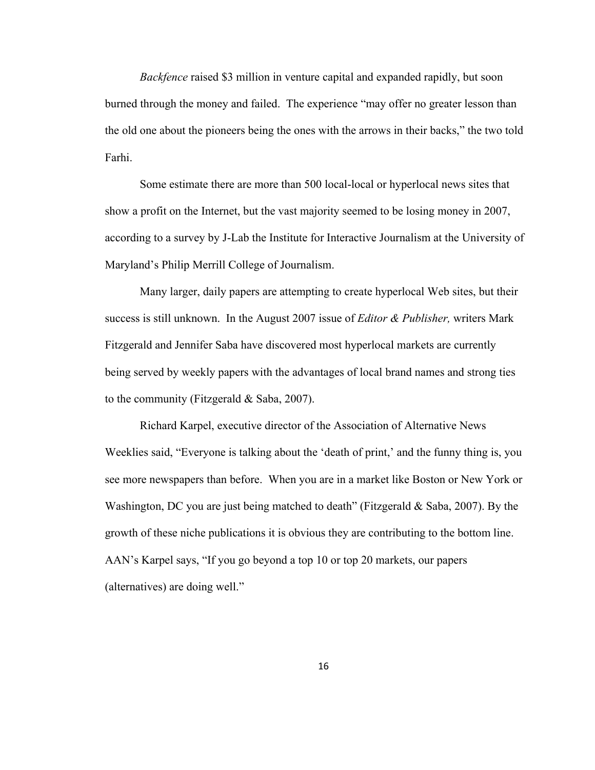*Backfence* raised $3 million in venture capital and expanded rapidly, but soon burned through the money and failed. The experience "may offer no greater lesson than the old one about the pioneers being the ones with the arrows in their backs," the two told Farhi.

Some estimate there are more than 500 local-local or hyperlocal news sites that show a profit on the Internet, but the vast majority seemed to be losing money in 2007, according to a survey by J-Lab the Institute for Interactive Journalism at the University of Maryland's Philip Merrill College of Journalism.

Many larger, daily papers are attempting to create hyperlocal Web sites, but their success is still unknown. In the August 2007 issue of *Editor & Publisher,* writers Mark Fitzgerald and Jennifer Saba have discovered most hyperlocal markets are currently being served by weekly papers with the advantages of local brand names and strong ties to the community (Fitzgerald & Saba, 2007).

Richard Karpel, executive director of the Association of Alternative News Weeklies said, "Everyone is talking about the 'death of print,' and the funny thing is, you see more newspapers than before. When you are in a market like Boston or New York or Washington, DC you are just being matched to death" (Fitzgerald & Saba, 2007). By the growth of these niche publications it is obvious they are contributing to the bottom line. AAN's Karpel says, "If you go beyond a top 10 or top 20 markets, our papers (alternatives) are doing well."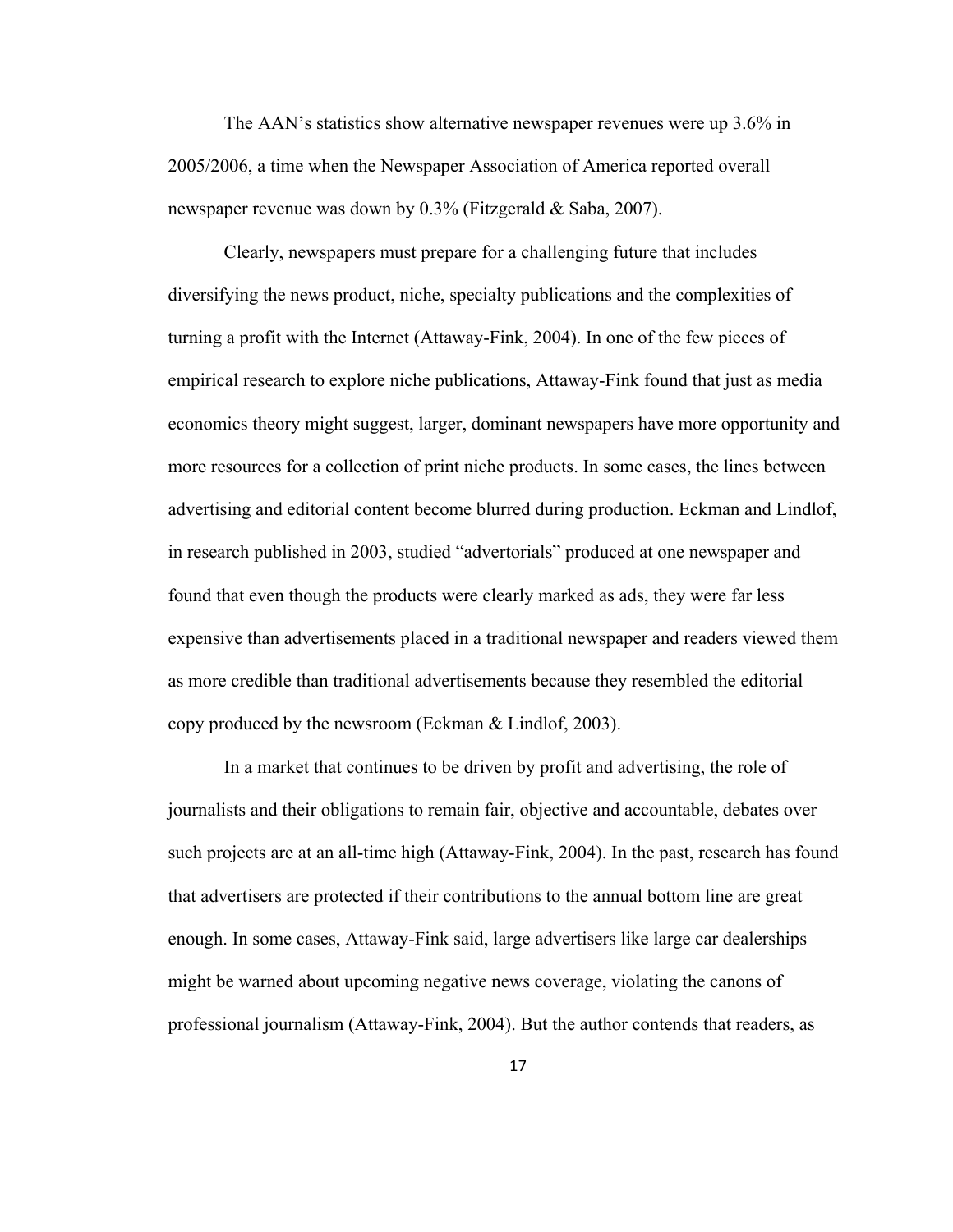The AAN's statistics show alternative newspaper revenues were up 3.6% in 2005/2006, a time when the Newspaper Association of America reported overall newspaper revenue was down by 0.3% (Fitzgerald & Saba, 2007).

Clearly, newspapers must prepare for a challenging future that includes diversifying the news product, niche, specialty publications and the complexities of turning a profit with the Internet (Attaway-Fink, 2004). In one of the few pieces of empirical research to explore niche publications, Attaway-Fink found that just as media economics theory might suggest, larger, dominant newspapers have more opportunity and more resources for a collection of print niche products. In some cases, the lines between advertising and editorial content become blurred during production. Eckman and Lindlof, in research published in 2003, studied "advertorials" produced at one newspaper and found that even though the products were clearly marked as ads, they were far less expensive than advertisements placed in a traditional newspaper and readers viewed them as more credible than traditional advertisements because they resembled the editorial copy produced by the newsroom (Eckman & Lindlof, 2003).

In a market that continues to be driven by profit and advertising, the role of journalists and their obligations to remain fair, objective and accountable, debates over such projects are at an all-time high (Attaway-Fink, 2004). In the past, research has found that advertisers are protected if their contributions to the annual bottom line are great enough. In some cases, Attaway-Fink said, large advertisers like large car dealerships might be warned about upcoming negative news coverage, violating the canons of professional journalism (Attaway-Fink, 2004). But the author contends that readers, as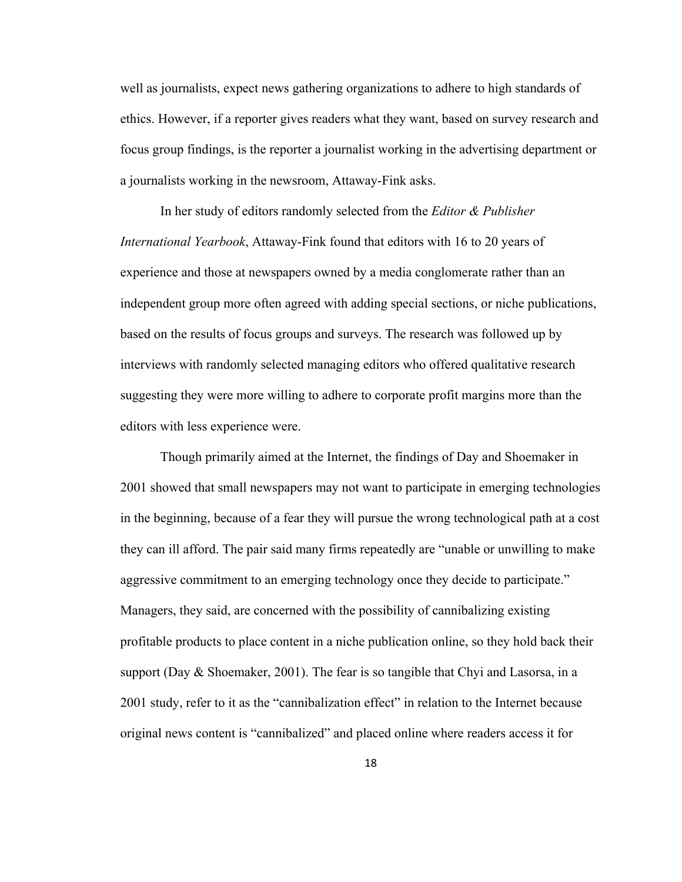well as journalists, expect news gathering organizations to adhere to high standards of ethics. However, if a reporter gives readers what they want, based on survey research and focus group findings, is the reporter a journalist working in the advertising department or a journalists working in the newsroom, Attaway-Fink asks.

In her study of editors randomly selected from the *Editor & Publisher International Yearbook*, Attaway-Fink found that editors with 16 to 20 years of experience and those at newspapers owned by a media conglomerate rather than an independent group more often agreed with adding special sections, or niche publications, based on the results of focus groups and surveys. The research was followed up by interviews with randomly selected managing editors who offered qualitative research suggesting they were more willing to adhere to corporate profit margins more than the editors with less experience were.

Though primarily aimed at the Internet, the findings of Day and Shoemaker in 2001 showed that small newspapers may not want to participate in emerging technologies in the beginning, because of a fear they will pursue the wrong technological path at a cost they can ill afford. The pair said many firms repeatedly are "unable or unwilling to make aggressive commitment to an emerging technology once they decide to participate." Managers, they said, are concerned with the possibility of cannibalizing existing profitable products to place content in a niche publication online, so they hold back their support (Day & Shoemaker, 2001). The fear is so tangible that Chyi and Lasorsa, in a 2001 study, refer to it as the "cannibalization effect" in relation to the Internet because original news content is "cannibalized" and placed online where readers access it for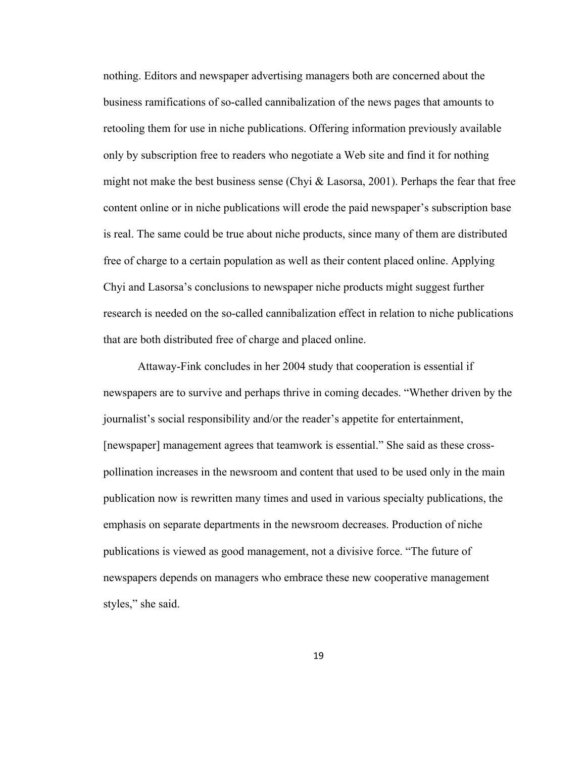nothing. Editors and newspaper advertising managers both are concerned about the business ramifications of so-called cannibalization of the news pages that amounts to retooling them for use in niche publications. Offering information previously available only by subscription free to readers who negotiate a Web site and find it for nothing might not make the best business sense (Chyi & Lasorsa, 2001). Perhaps the fear that free content online or in niche publications will erode the paid newspaper's subscription base is real. The same could be true about niche products, since many of them are distributed free of charge to a certain population as well as their content placed online. Applying Chyi and Lasorsa's conclusions to newspaper niche products might suggest further research is needed on the so-called cannibalization effect in relation to niche publications that are both distributed free of charge and placed online.

Attaway-Fink concludes in her 2004 study that cooperation is essential if newspapers are to survive and perhaps thrive in coming decades. "Whether driven by the journalist's social responsibility and/or the reader's appetite for entertainment, [newspaper] management agrees that teamwork is essential." She said as these cross-pollination increases in the newsroom and content that used to be used only in the main publication now is rewritten many times and used in various specialty publications, the emphasis on separate departments in the newsroom decreases. Production of niche publications is viewed as good management, not a divisive force. "The future of newspapers depends on managers who embrace these new cooperative management styles," she said.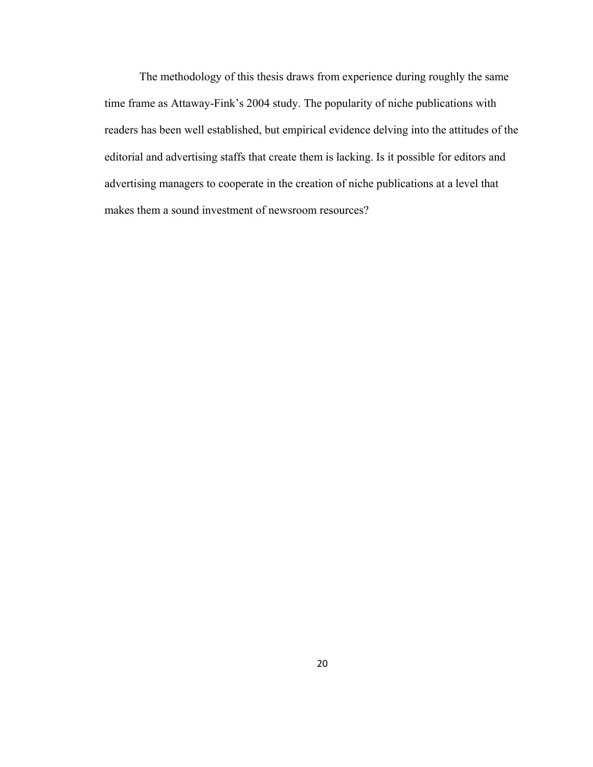The methodology of this thesis draws from experience during roughly the same time frame as Attaway-Fink's 2004 study. The popularity of niche publications with readers has been well established, but empirical evidence delving into the attitudes of the editorial and advertising staffs that create them is lacking. Is it possible for editors and advertising managers to cooperate in the creation of niche publications at a level that makes them a sound investment of newsroom resources?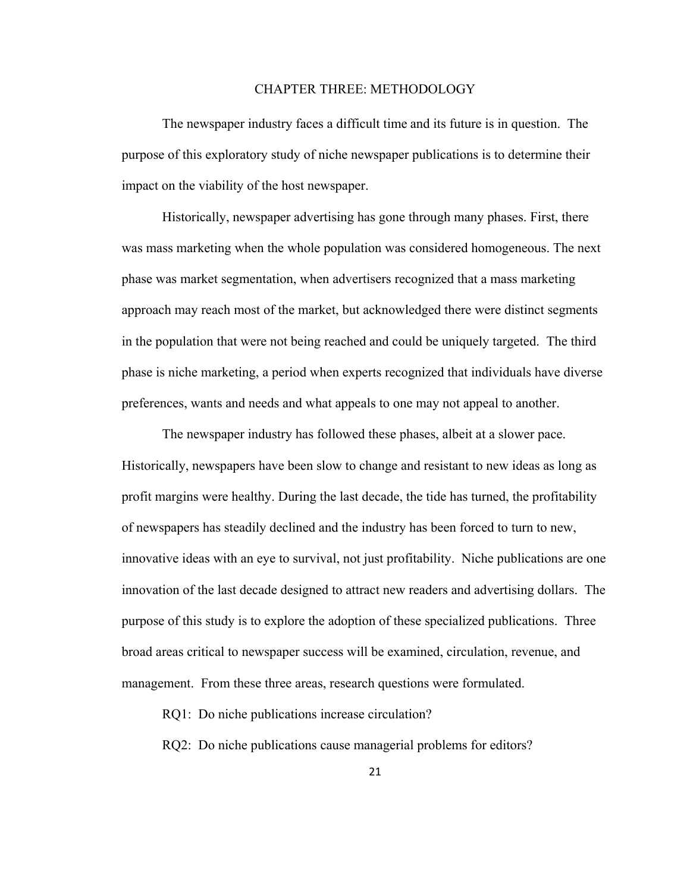# CHAPTER THREE: METHODOLOGY

The newspaper industry faces a difficult time and its future is in question. The purpose of this exploratory study of niche newspaper publications is to determine their impact on the viability of the host newspaper.

Historically, newspaper advertising has gone through many phases. First, there was mass marketing when the whole population was considered homogeneous. The next phase was market segmentation, when advertisers recognized that a mass marketing approach may reach most of the market, but acknowledged there were distinct segments in the population that were not being reached and could be uniquely targeted. The third phase is niche marketing, a period when experts recognized that individuals have diverse preferences, wants and needs and what appeals to one may not appeal to another.

The newspaper industry has followed these phases, albeit at a slower pace. Historically, newspapers have been slow to change and resistant to new ideas as long as profit margins were healthy. During the last decade, the tide has turned, the profitability of newspapers has steadily declined and the industry has been forced to turn to new, innovative ideas with an eye to survival, not just profitability. Niche publications are one innovation of the last decade designed to attract new readers and advertising dollars. The purpose of this study is to explore the adoption of these specialized publications. Three broad areas critical to newspaper success will be examined, circulation, revenue, and management. From these three areas, research questions were formulated.

RQ1: Do niche publications increase circulation?

RQ2: Do niche publications cause managerial problems for editors?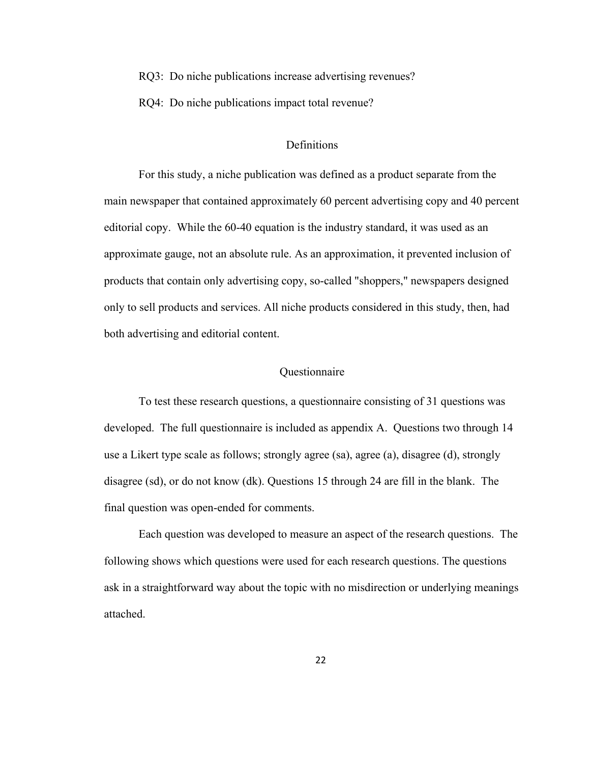RQ3: Do niche publications increase advertising revenues?

RQ4: Do niche publications impact total revenue?

## Definitions

For this study, a niche publication was defined as a product separate from the main newspaper that contained approximately 60 percent advertising copy and 40 percent editorial copy. While the 60-40 equation is the industry standard, it was used as an approximate gauge, not an absolute rule. As an approximation, it prevented inclusion of products that contain only advertising copy, so-called "shoppers," newspapers designed only to sell products and services. All niche products considered in this study, then, had both advertising and editorial content.

## Questionnaire

To test these research questions, a questionnaire consisting of 31 questions was developed. The full questionnaire is included as appendix A. Questions two through 14 use a Likert type scale as follows; strongly agree (sa), agree (a), disagree (d), strongly disagree (sd), or do not know (dk). Questions 15 through 24 are fill in the blank. The final question was open-ended for comments.

Each question was developed to measure an aspect of the research questions. The following shows which questions were used for each research questions. The questions ask in a straightforward way about the topic with no misdirection or underlying meanings attached.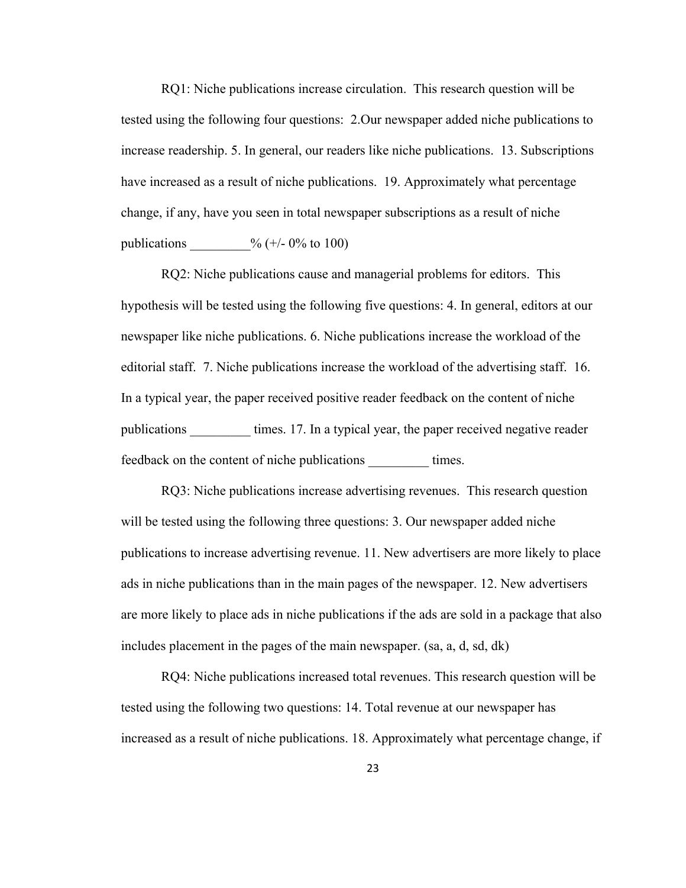RQ1: Niche publications increase circulation. This research question will be tested using the following four questions: 2.Our newspaper added niche publications to increase readership. 5. In general, our readers like niche publications. 13. Subscriptions have increased as a result of niche publications. 19. Approximately what percentage change, if any, have you seen in total newspaper subscriptions as a result of niche publications _________% (+/- 0% to 100)

RQ2: Niche publications cause and managerial problems for editors. This hypothesis will be tested using the following five questions: 4. In general, editors at our newspaper like niche publications. 6. Niche publications increase the workload of the editorial staff. 7. Niche publications increase the workload of the advertising staff. 16. In a typical year, the paper received positive reader feedback on the content of niche publications _________ times. 17. In a typical year, the paper received negative reader feedback on the content of niche publications _________ times.

RQ3: Niche publications increase advertising revenues. This research question will be tested using the following three questions: 3. Our newspaper added niche publications to increase advertising revenue. 11. New advertisers are more likely to place ads in niche publications than in the main pages of the newspaper. 12. New advertisers are more likely to place ads in niche publications if the ads are sold in a package that also includes placement in the pages of the main newspaper. (sa, a, d, sd, dk)

RQ4: Niche publications increased total revenues. This research question will be tested using the following two questions: 14. Total revenue at our newspaper has increased as a result of niche publications. 18. Approximately what percentage change, if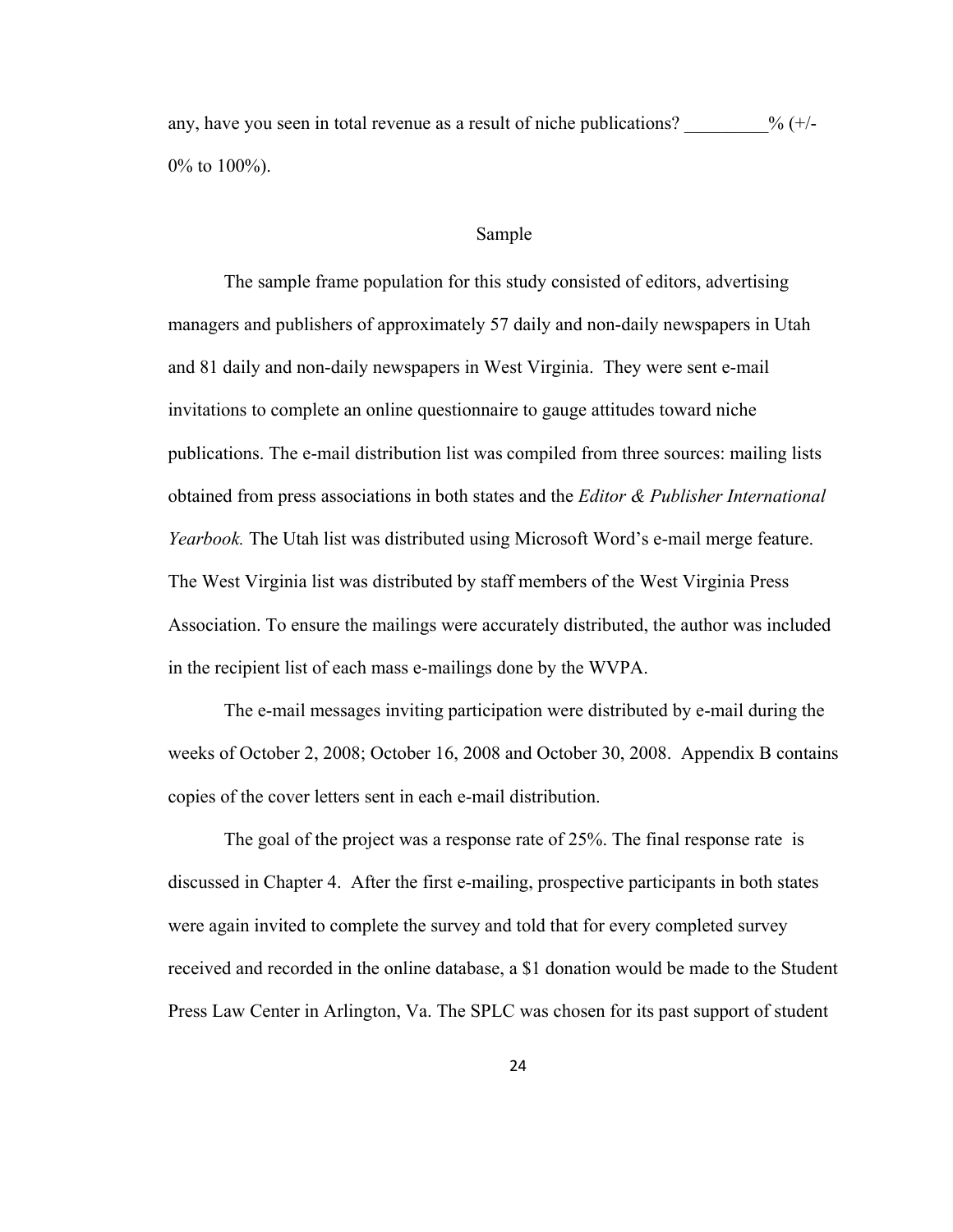any, have you seen in total revenue as a result of niche publications? _________% (+/- 0% to 100%).

## Sample

The sample frame population for this study consisted of editors, advertising managers and publishers of approximately 57 daily and non-daily newspapers in Utah and 81 daily and non-daily newspapers in West Virginia. They were sent e-mail invitations to complete an online questionnaire to gauge attitudes toward niche publications. The e-mail distribution list was compiled from three sources: mailing lists obtained from press associations in both states and the *Editor & Publisher International Yearbook.* The Utah list was distributed using Microsoft Word's e-mail merge feature. The West Virginia list was distributed by staff members of the West Virginia Press Association. To ensure the mailings were accurately distributed, the author was included in the recipient list of each mass e-mailings done by the WVPA.

The e-mail messages inviting participation were distributed by e-mail during the weeks of October 2, 2008; October 16, 2008 and October 30, 2008. Appendix B contains copies of the cover letters sent in each e-mail distribution.

The goal of the project was a response rate of 25%. The final response rate is discussed in Chapter 4. After the first e-mailing, prospective participants in both states were again invited to complete the survey and told that for every completed survey received and recorded in the online database, a $1 donation would be made to the Student Press Law Center in Arlington, Va. The SPLC was chosen for its past support of student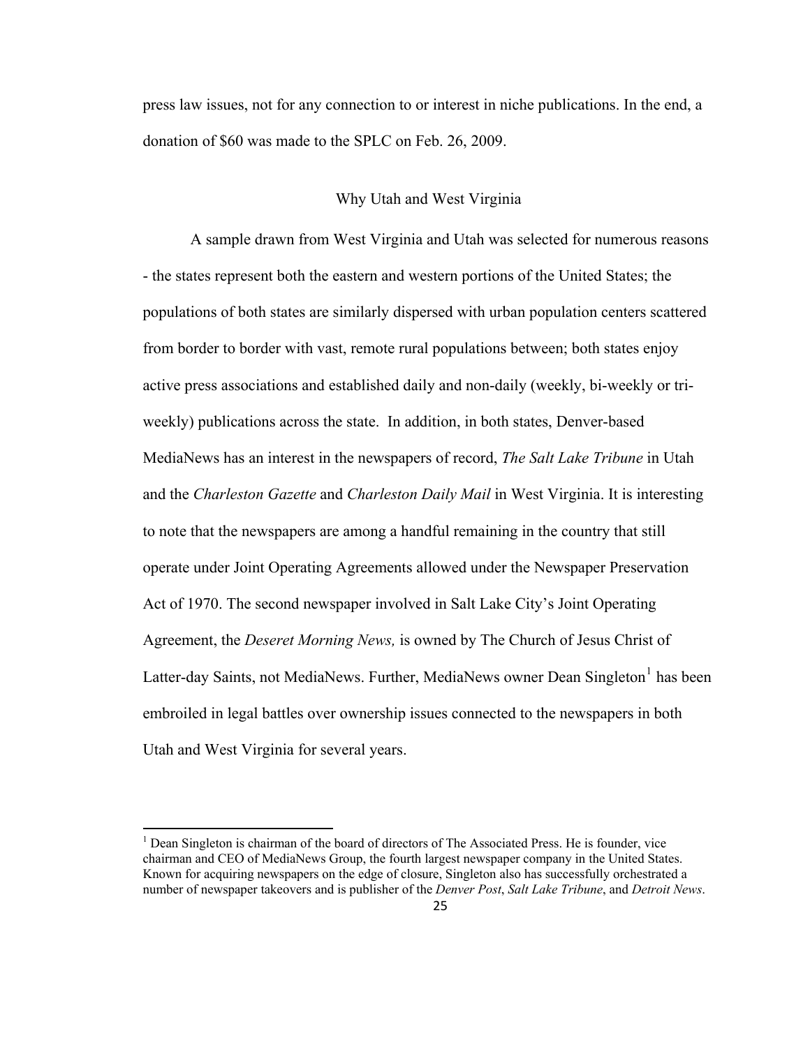press law issues, not for any connection to or interest in niche publications. In the end, a donation of $60 was made to the SPLC on Feb. 26, 2009.

## Why Utah and West Virginia

A sample drawn from West Virginia and Utah was selected for numerous reasons - the states represent both the eastern and western portions of the United States; the populations of both states are similarly dispersed with urban population centers scattered from border to border with vast, remote rural populations between; both states enjoy active press associations and established daily and non-daily (weekly, bi-weekly or tri-weekly) publications across the state. In addition, in both states, Denver-based MediaNews has an interest in the newspapers of record, *The Salt Lake Tribune* in Utah and the *Charleston Gazette* and *Charleston Daily Mail* in West Virginia. It is interesting to note that the newspapers are among a handful remaining in the country that still operate under Joint Operating Agreements allowed under the Newspaper Preservation Act of 1970. The second newspaper involved in Salt Lake City's Joint Operating Agreement, the *Deseret Morning News,* is owned by The Church of Jesus Christ of Latter-day Saints, not MediaNews. Further, MediaNews owner Dean Singleton[1] has been embroiled in legal battles over ownership issues connected to the newspapers in both Utah and West Virginia for several years.

---

[1] Dean Singleton is chairman of the board of directors of The Associated Press. He is founder, vice chairman and CEO of MediaNews Group, the fourth largest newspaper company in the United States. Known for acquiring newspapers on the edge of closure, Singleton also has successfully orchestrated a number of newspaper takeovers and is publisher of the *Denver Post*, *Salt Lake Tribune*, and *Detroit News*.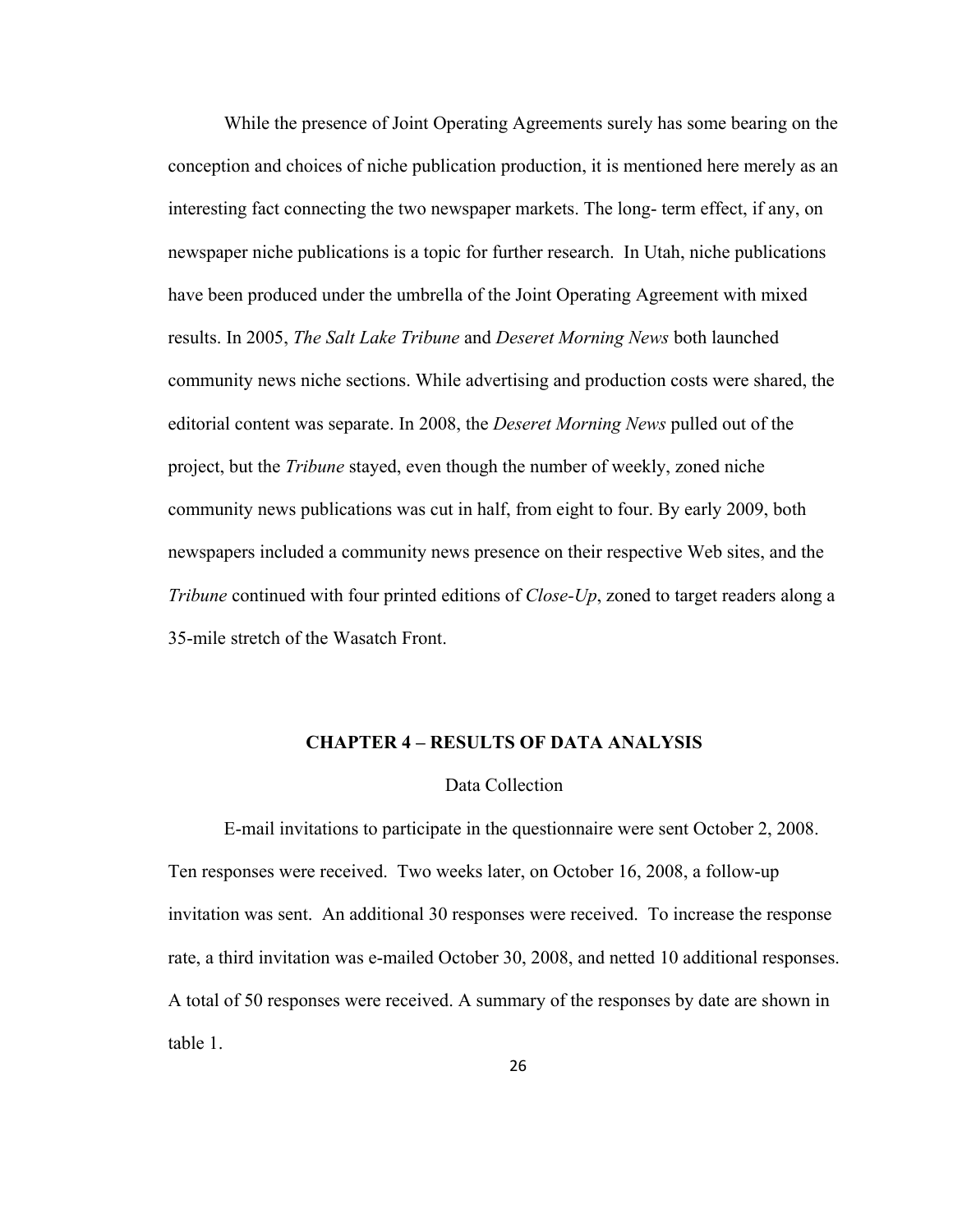While the presence of Joint Operating Agreements surely has some bearing on the conception and choices of niche publication production, it is mentioned here merely as an interesting fact connecting the two newspaper markets. The long- term effect, if any, on newspaper niche publications is a topic for further research. In Utah, niche publications have been produced under the umbrella of the Joint Operating Agreement with mixed results. In 2005, *The Salt Lake Tribune* and *Deseret Morning News* both launched community news niche sections. While advertising and production costs were shared, the editorial content was separate. In 2008, the *Deseret Morning News* pulled out of the project, but the *Tribune* stayed, even though the number of weekly, zoned niche community news publications was cut in half, from eight to four. By early 2009, both newspapers included a community news presence on their respective Web sites, and the *Tribune* continued with four printed editions of *Close-Up*, zoned to target readers along a 35-mile stretch of the Wasatch Front.

## CHAPTER 4 – RESULTS OF DATA ANALYSIS

### Data Collection

E-mail invitations to participate in the questionnaire were sent October 2, 2008. Ten responses were received. Two weeks later, on October 16, 2008, a follow-up invitation was sent. An additional 30 responses were received. To increase the response rate, a third invitation was e-mailed October 30, 2008, and netted 10 additional responses. A total of 50 responses were received. A summary of the responses by date are shown in table 1.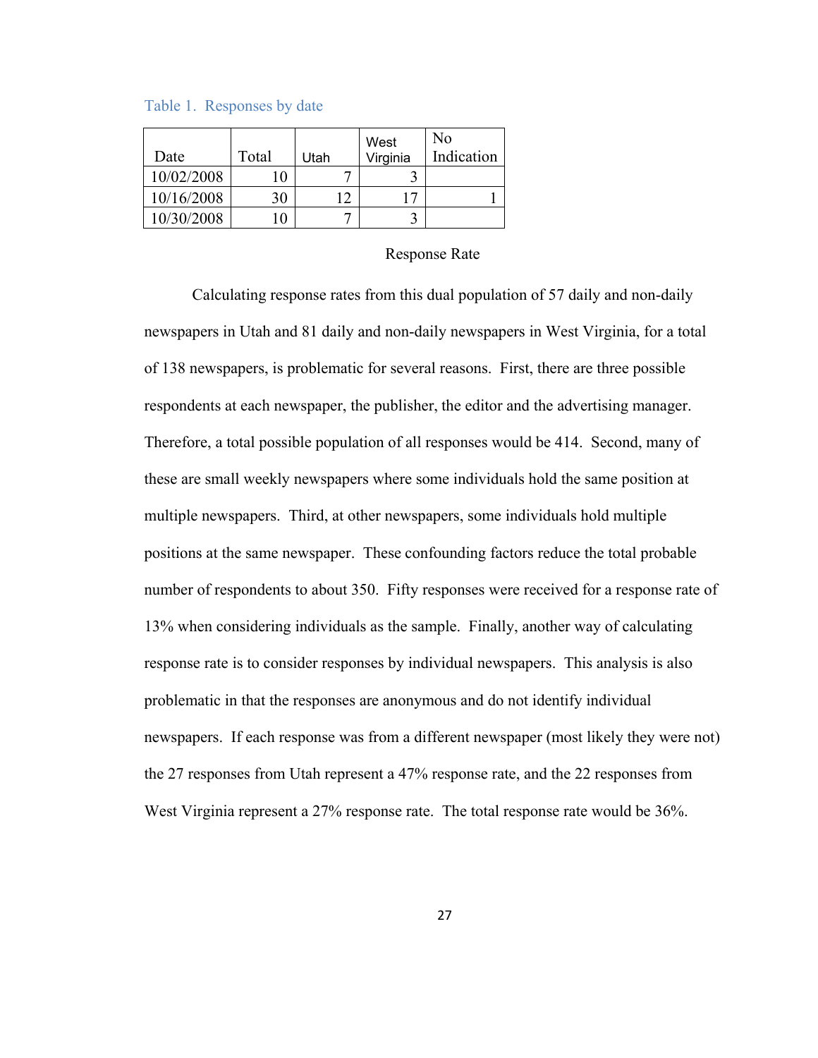Table 1. Responses by date

| Date | Total | Utah | West Virginia | No Indication |
|---|---|---|---|---|
| 10/02/2008 | 10 | 7 | 3 | |
| 10/16/2008 | 30 | 12 | 17 | 1 |
| 10/30/2008 | 10 | 7 | 3 | |

## Response Rate

Calculating response rates from this dual population of 57 daily and non-daily newspapers in Utah and 81 daily and non-daily newspapers in West Virginia, for a total of 138 newspapers, is problematic for several reasons. First, there are three possible respondents at each newspaper, the publisher, the editor and the advertising manager. Therefore, a total possible population of all responses would be 414. Second, many of these are small weekly newspapers where some individuals hold the same position at multiple newspapers. Third, at other newspapers, some individuals hold multiple positions at the same newspaper. These confounding factors reduce the total probable number of respondents to about 350. Fifty responses were received for a response rate of 13% when considering individuals as the sample. Finally, another way of calculating response rate is to consider responses by individual newspapers. This analysis is also problematic in that the responses are anonymous and do not identify individual newspapers. If each response was from a different newspaper (most likely they were not) the 27 responses from Utah represent a 47% response rate, and the 22 responses from West Virginia represent a 27% response rate. The total response rate would be 36%.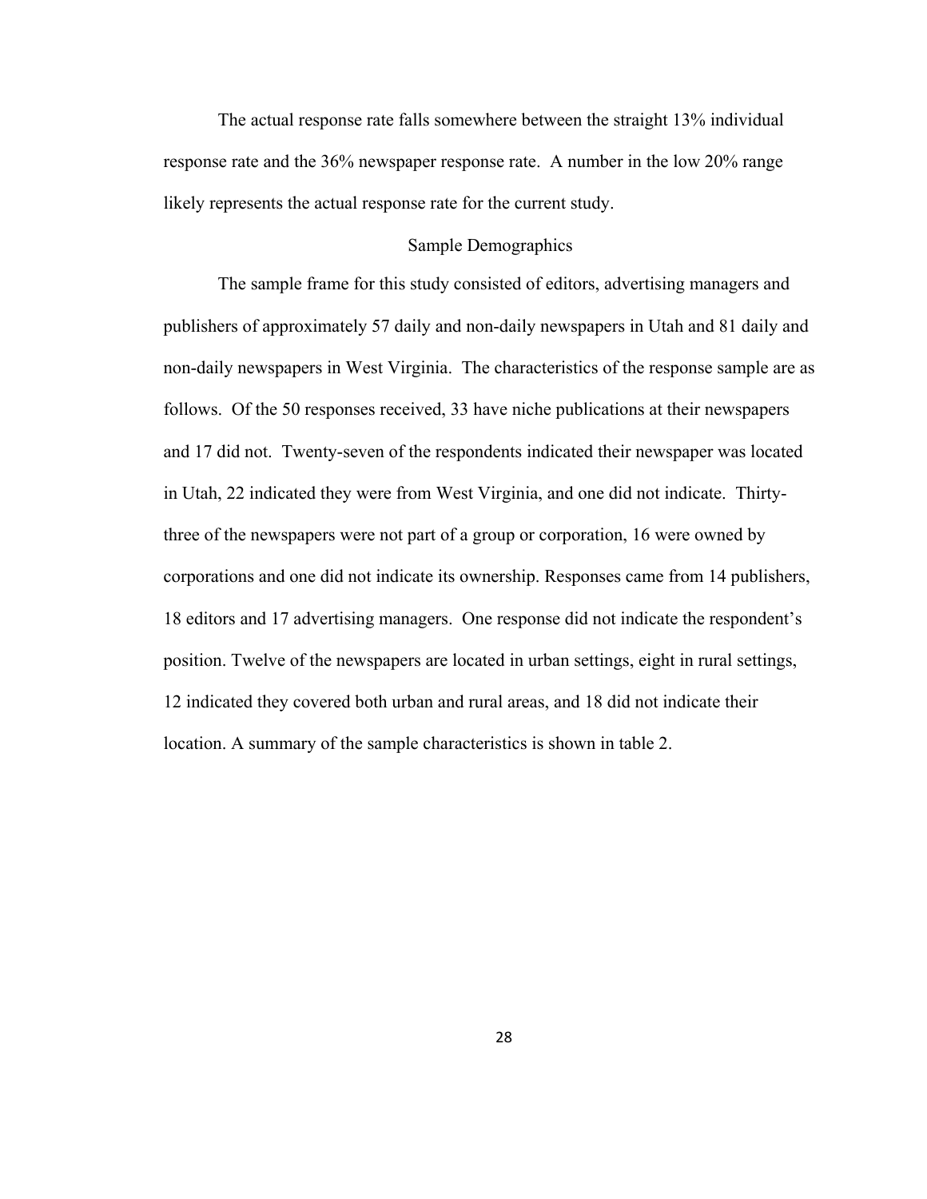The actual response rate falls somewhere between the straight 13% individual response rate and the 36% newspaper response rate. A number in the low 20% range likely represents the actual response rate for the current study.

## Sample Demographics

The sample frame for this study consisted of editors, advertising managers and publishers of approximately 57 daily and non-daily newspapers in Utah and 81 daily and non-daily newspapers in West Virginia. The characteristics of the response sample are as follows. Of the 50 responses received, 33 have niche publications at their newspapers and 17 did not. Twenty-seven of the respondents indicated their newspaper was located in Utah, 22 indicated they were from West Virginia, and one did not indicate. Thirty-three of the newspapers were not part of a group or corporation, 16 were owned by corporations and one did not indicate its ownership. Responses came from 14 publishers, 18 editors and 17 advertising managers. One response did not indicate the respondent's position. Twelve of the newspapers are located in urban settings, eight in rural settings, 12 indicated they covered both urban and rural areas, and 18 did not indicate their location. A summary of the sample characteristics is shown in table 2.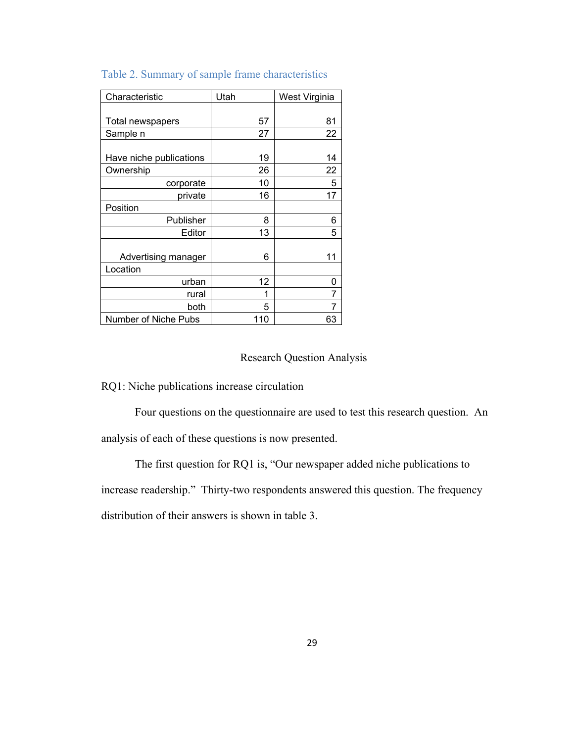Table 2. Summary of sample frame characteristics

| Characteristic | Utah | West Virginia |
|---|---|---|
| Total newspapers | 57 | 81 |
| Sample n | 27 | 22 |
| Have niche publications | 19 | 14 |
| Ownership | 26 | 22 |
| corporate | 10 | 5 |
| private | 16 | 17 |
| Position | | |
| Publisher | 8 | 6 |
| Editor | 13 | 5 |
| Advertising manager | 6 | 11 |
| Location | | |
| urban | 12 | 0 |
| rural | 1 | 7 |
| both | 5 | 7 |
| Number of Niche Pubs | 110 | 63 |

## Research Question Analysis

RQ1: Niche publications increase circulation

Four questions on the questionnaire are used to test this research question. An analysis of each of these questions is now presented.

The first question for RQ1 is, "Our newspaper added niche publications to increase readership." Thirty-two respondents answered this question. The frequency distribution of their answers is shown in table 3.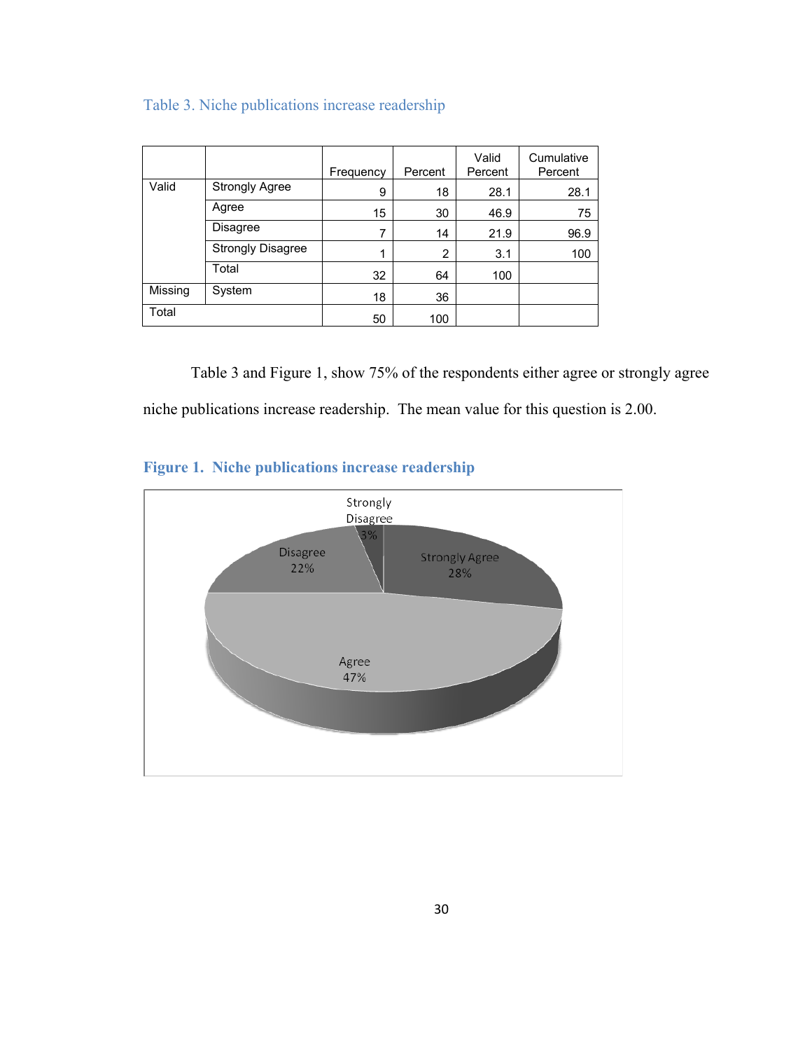Table 3. Niche publications increase readership

| | | Frequency | Percent | Valid Percent | Cumulative Percent |
|---|---|---|---|---|---|
| Valid | Strongly Agree | 9 | 18 | 28.1 | 28.1 |
| | Agree | 15 | 30 | 46.9 | 75 |
| | Disagree | 7 | 14 | 21.9 | 96.9 |
| | Strongly Disagree | 1 | 2 | 3.1 | 100 |
| | Total | 32 | 64 | 100 | |
| Missing | System | 18 | 36 | | |
| Total | | 50 | 100 | | |

Table 3 and Figure 1, show 75% of the respondents either agree or strongly agree niche publications increase readership. The mean value for this question is 2.00.

**Figure 1. Niche publications increase readership**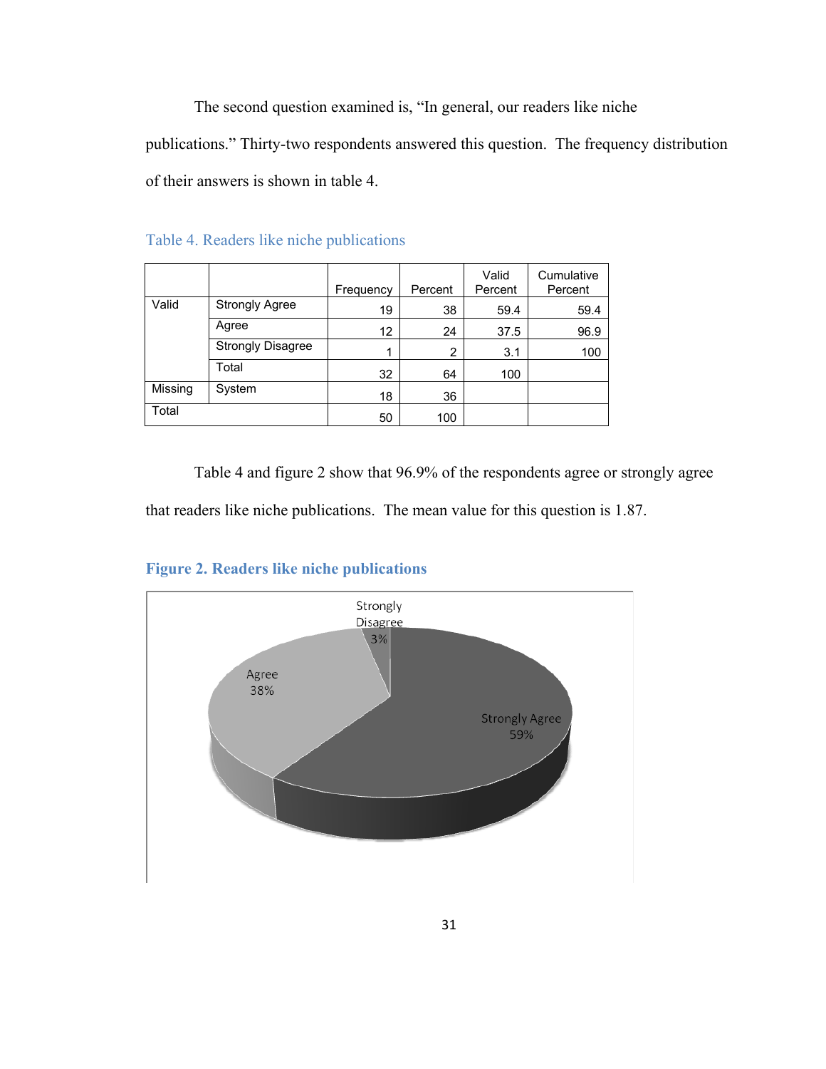The second question examined is, "In general, our readers like niche publications." Thirty-two respondents answered this question. The frequency distribution of their answers is shown in table 4.

Table 4. Readers like niche publications

| | | Frequency | Percent | Valid Percent | Cumulative Percent |
|---|---|---|---|---|---|
| Valid | Strongly Agree | 19 | 38 | 59.4 | 59.4 |
| | Agree | 12 | 24 | 37.5 | 96.9 |
| | Strongly Disagree | 1 | 2 | 3.1 | 100 |
| | Total | 32 | 64 | 100 | |
| Missing | System | 18 | 36 | | |
| Total | | 50 | 100 | | |

Table 4 and figure 2 show that 96.9% of the respondents agree or strongly agree that readers like niche publications. The mean value for this question is 1.87.

**Figure 2. Readers like niche publications**

Strongly Disagree 3%

Agree 38%

Strongly Agree 59%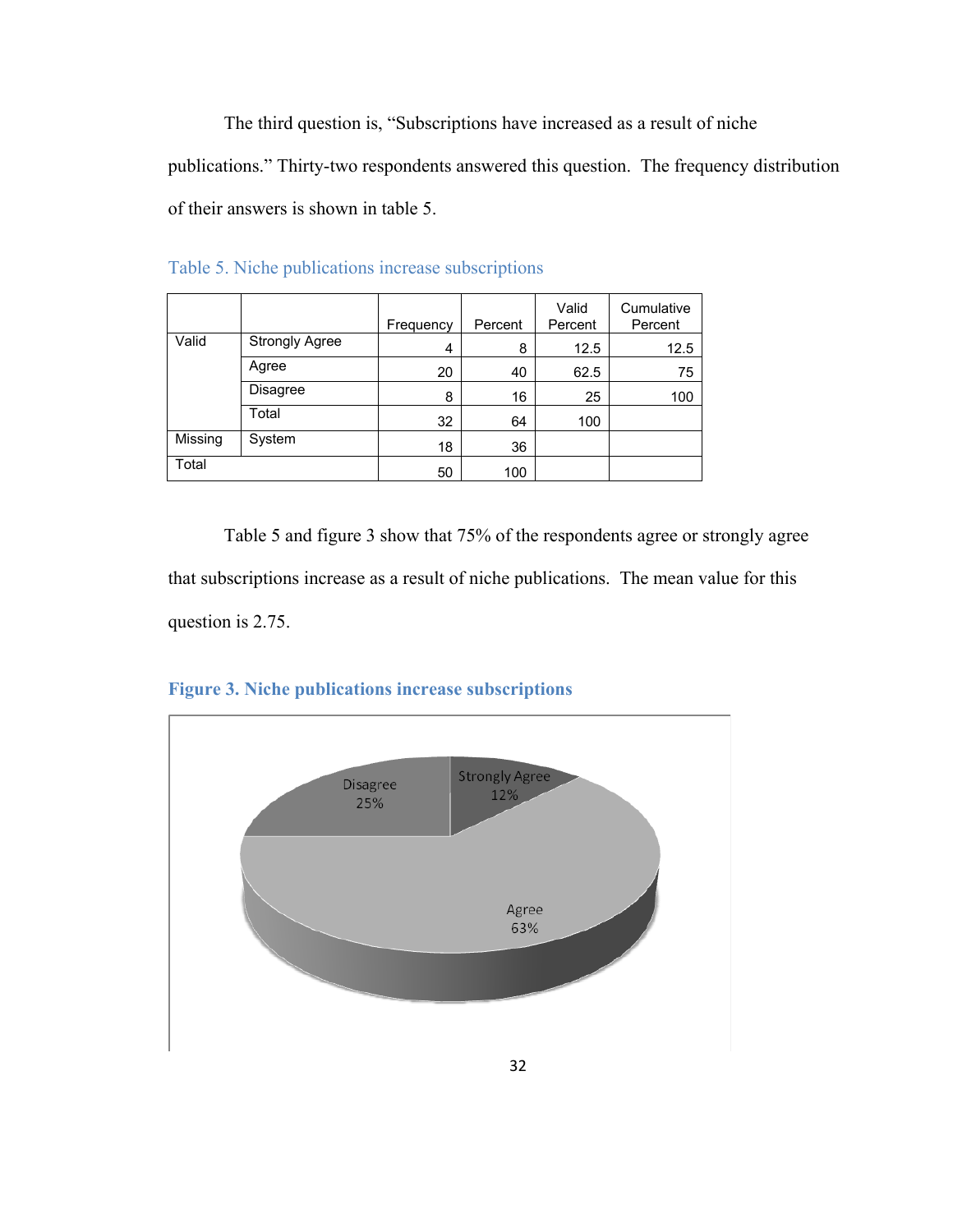The third question is, “Subscriptions have increased as a result of niche publications.” Thirty-two respondents answered this question. The frequency distribution of their answers is shown in table 5.

Table 5. Niche publications increase subscriptions

| | | Frequency | Percent | Valid Percent | Cumulative Percent |
|---|---|---|---|---|---|
| Valid | Strongly Agree | 4 | 8 | 12.5 | 12.5 |
| | Agree | 20 | 40 | 62.5 | 75 |
| | Disagree | 8 | 16 | 25 | 100 |
| | Total | 32 | 64 | 100 | |
| Missing | System | 18 | 36 | | |
| Total | | 50 | 100 | | |

Table 5 and figure 3 show that 75% of the respondents agree or strongly agree that subscriptions increase as a result of niche publications. The mean value for this question is 2.75.

**Figure 3. Niche publications increase subscriptions**

Disagree 25%

Strongly Agree 12%

Agree 63%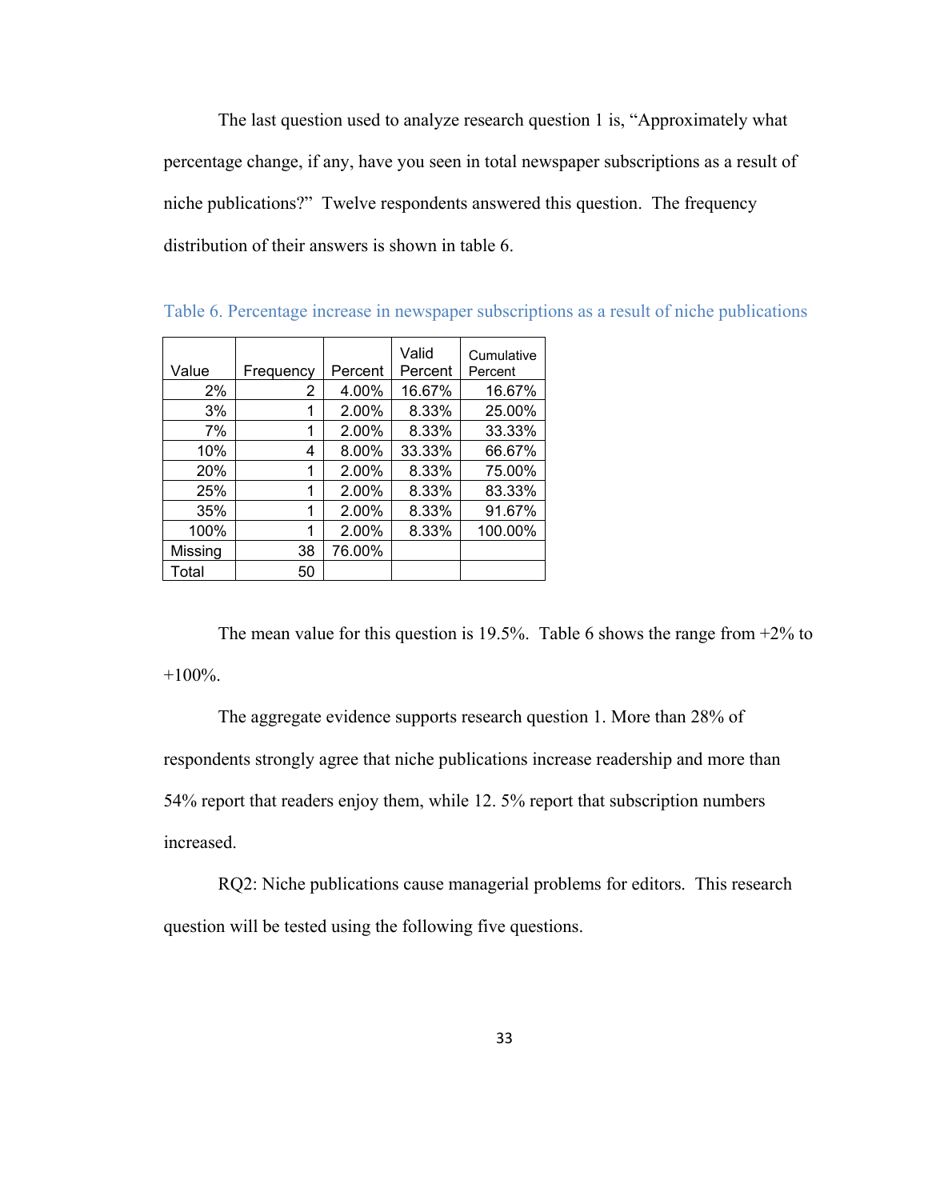The last question used to analyze research question 1 is, “Approximately what percentage change, if any, have you seen in total newspaper subscriptions as a result of niche publications?” Twelve respondents answered this question. The frequency distribution of their answers is shown in table 6.

Table 6. Percentage increase in newspaper subscriptions as a result of niche publications

| Value | Frequency | Percent | Valid Percent | Cumulative Percent |
|---|---|---|---|---|
| 2% | 2 | 4.00% | 16.67% | 16.67% |
| 3% | 1 | 2.00% | 8.33% | 25.00% |
| 7% | 1 | 2.00% | 8.33% | 33.33% |
| 10% | 4 | 8.00% | 33.33% | 66.67% |
| 20% | 1 | 2.00% | 8.33% | 75.00% |
| 25% | 1 | 2.00% | 8.33% | 83.33% |
| 35% | 1 | 2.00% | 8.33% | 91.67% |
| 100% | 1 | 2.00% | 8.33% | 100.00% |
| Missing | 38 | 76.00% | | |
| Total | 50 | | | |

The mean value for this question is 19.5%. Table 6 shows the range from +2% to +100%.

The aggregate evidence supports research question 1. More than 28% of respondents strongly agree that niche publications increase readership and more than 54% report that readers enjoy them, while 12. 5% report that subscription numbers increased.

RQ2: Niche publications cause managerial problems for editors. This research question will be tested using the following five questions.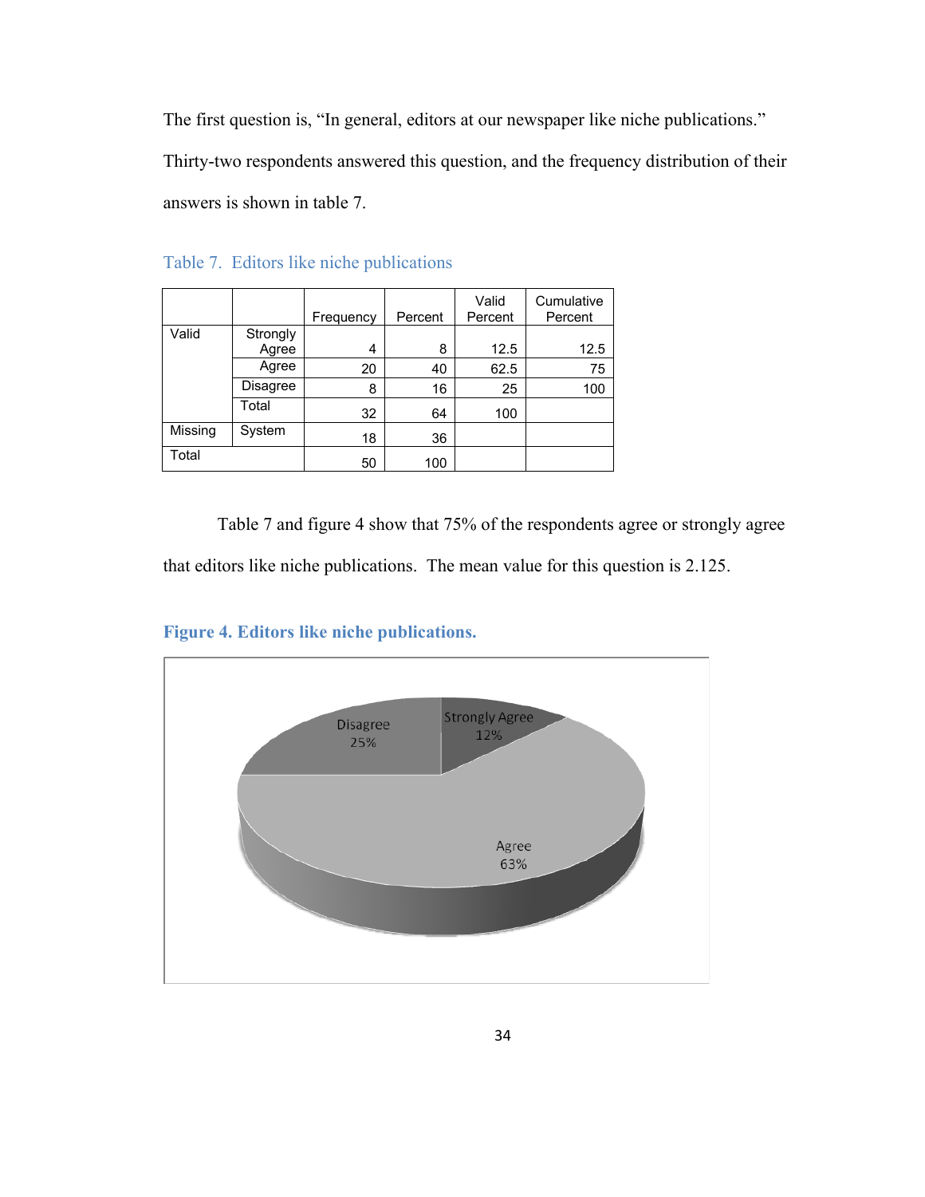The first question is, "In general, editors at our newspaper like niche publications." Thirty-two respondents answered this question, and the frequency distribution of their answers is shown in table 7.

Table 7. Editors like niche publications

| | | Frequency | Percent | Valid Percent | Cumulative Percent |
|---|---|---|---|---|---|
| Valid | Strongly Agree | 4 | 8 | 12.5 | 12.5 |
| | Agree | 20 | 40 | 62.5 | 75 |
| | Disagree | 8 | 16 | 25 | 100 |
| | Total | 32 | 64 | 100 | |
| Missing | System | 18 | 36 | | |
| Total | | 50 | 100 | | |

Table 7 and figure 4 show that 75% of the respondents agree or strongly agree that editors like niche publications. The mean value for this question is 2.125.

**Figure 4. Editors like niche publications.**

Disagree 25%

Strongly Agree 12%

Agree 63%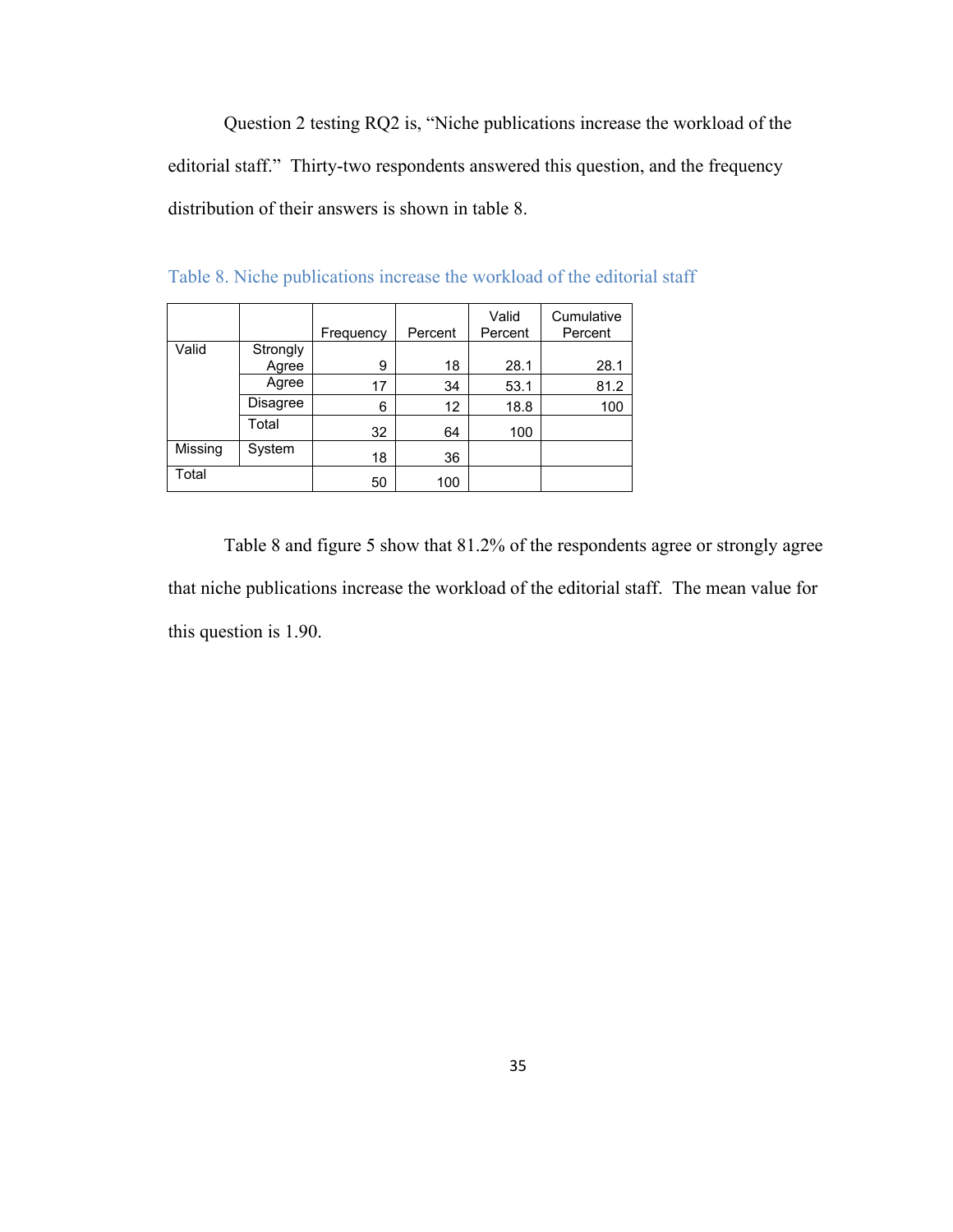Question 2 testing RQ2 is, "Niche publications increase the workload of the editorial staff." Thirty-two respondents answered this question, and the frequency distribution of their answers is shown in table 8.

Table 8. Niche publications increase the workload of the editorial staff

| | | Frequency | Percent | Valid Percent | Cumulative Percent |
|---|---|---|---|---|---|
| Valid | Strongly Agree | 9 | 18 | 28.1 | 28.1 |
| | Agree | 17 | 34 | 53.1 | 81.2 |
| | Disagree | 6 | 12 | 18.8 | 100 |
| | Total | 32 | 64 | 100 | |
| Missing | System | 18 | 36 | | |
| Total | | 50 | 100 | | |

Table 8 and figure 5 show that 81.2% of the respondents agree or strongly agree that niche publications increase the workload of the editorial staff. The mean value for this question is 1.90.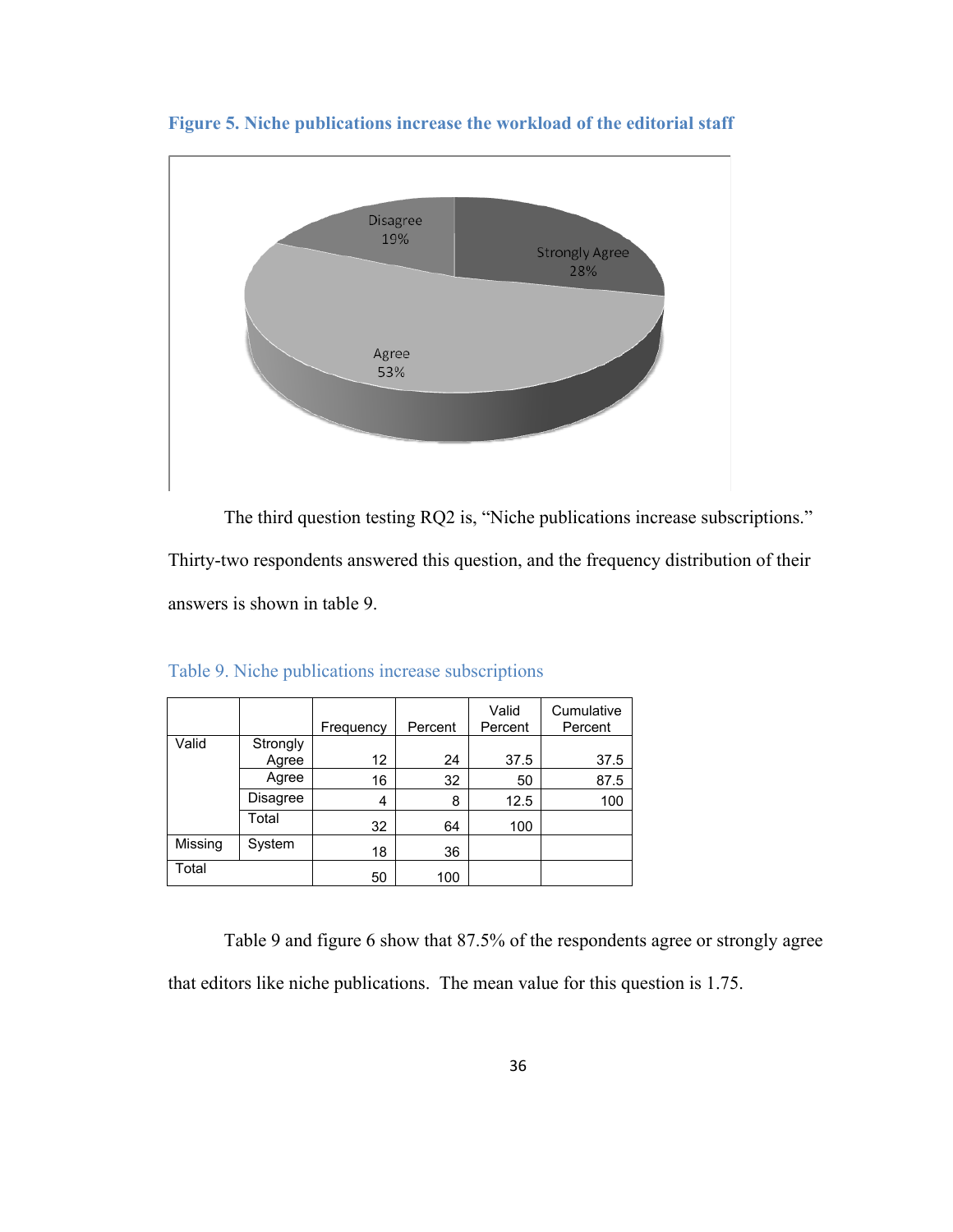**Figure 5. Niche publications increase the workload of the editorial staff**

The third question testing RQ2 is, "Niche publications increase subscriptions." Thirty-two respondents answered this question, and the frequency distribution of their answers is shown in table 9.

Table 9. Niche publications increase subscriptions

| | | Frequency | Percent | Valid Percent | Cumulative Percent |
|---|---|---|---|---|---|
| Valid | Strongly Agree | 12 | 24 | 37.5 | 37.5 |
| | Agree | 16 | 32 | 50 | 87.5 |
| | Disagree | 4 | 8 | 12.5 | 100 |
| | Total | 32 | 64 | 100 | |
| Missing | System | 18 | 36 | | |
| Total | | 50 | 100 | | |

Table 9 and figure 6 show that 87.5% of the respondents agree or strongly agree that editors like niche publications. The mean value for this question is 1.75.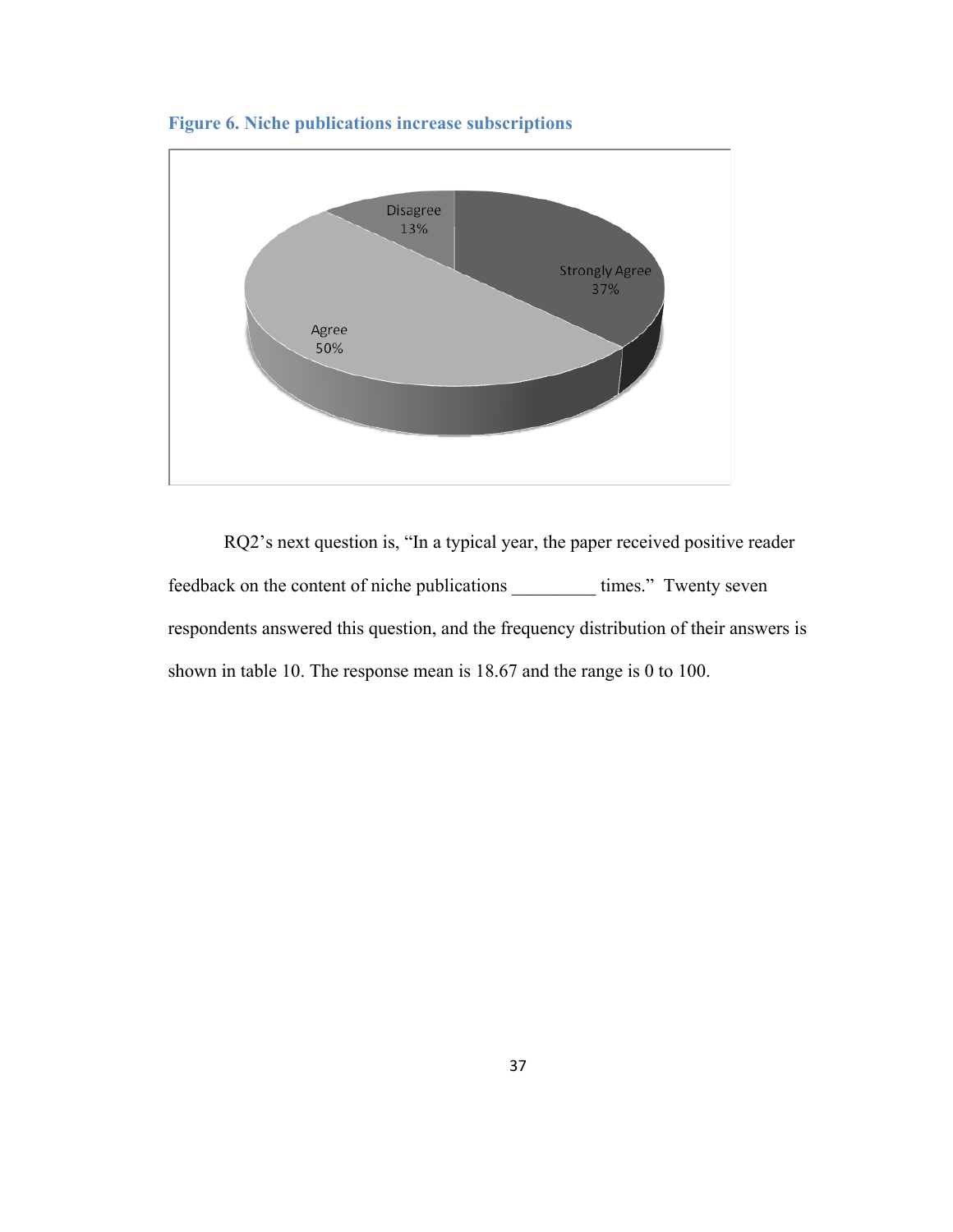**Figure 6. Niche publications increase subscriptions**

Disagree
13%

Strongly Agree
37%

Agree
50%

RQ2's next question is, "In a typical year, the paper received positive reader feedback on the content of niche publications _________ times." Twenty seven respondents answered this question, and the frequency distribution of their answers is shown in table 10. The response mean is 18.67 and the range is 0 to 100.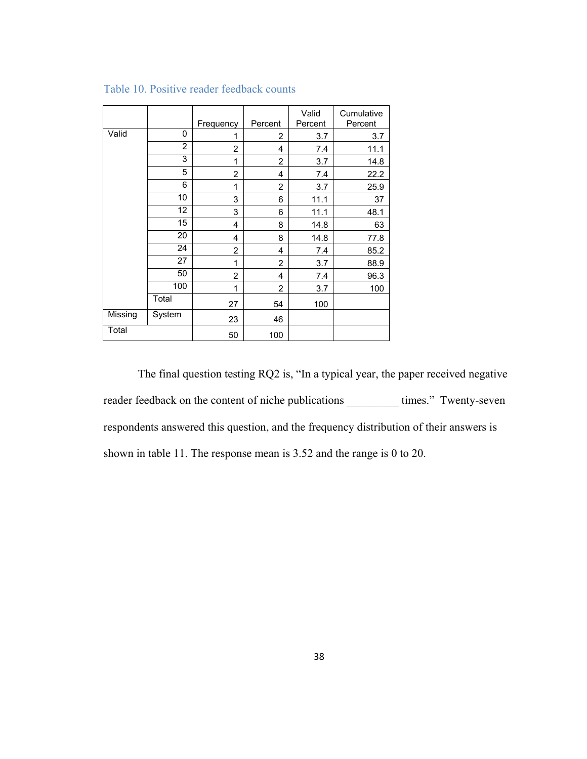Table 10. Positive reader feedback counts

| | | Frequency | Percent | Valid Percent | Cumulative Percent |
|---|---|---|---|---|---|
| Valid | 0 | 1 | 2 | 3.7 | 3.7 |
| | 2 | 2 | 4 | 7.4 | 11.1 |
| | 3 | 1 | 2 | 3.7 | 14.8 |
| | 5 | 2 | 4 | 7.4 | 22.2 |
| | 6 | 1 | 2 | 3.7 | 25.9 |
| | 10 | 3 | 6 | 11.1 | 37 |
| | 12 | 3 | 6 | 11.1 | 48.1 |
| | 15 | 4 | 8 | 14.8 | 63 |
| | 20 | 4 | 8 | 14.8 | 77.8 |
| | 24 | 2 | 4 | 7.4 | 85.2 |
| | 27 | 1 | 2 | 3.7 | 88.9 |
| | 50 | 2 | 4 | 7.4 | 96.3 |
| | 100 | 1 | 2 | 3.7 | 100 |
| | Total | 27 | 54 | 100 | |
| Missing | System | 23 | 46 | | |
| Total | | 50 | 100 | | |

The final question testing RQ2 is, "In a typical year, the paper received negative reader feedback on the content of niche publications _________ times." Twenty-seven respondents answered this question, and the frequency distribution of their answers is shown in table 11. The response mean is 3.52 and the range is 0 to 20.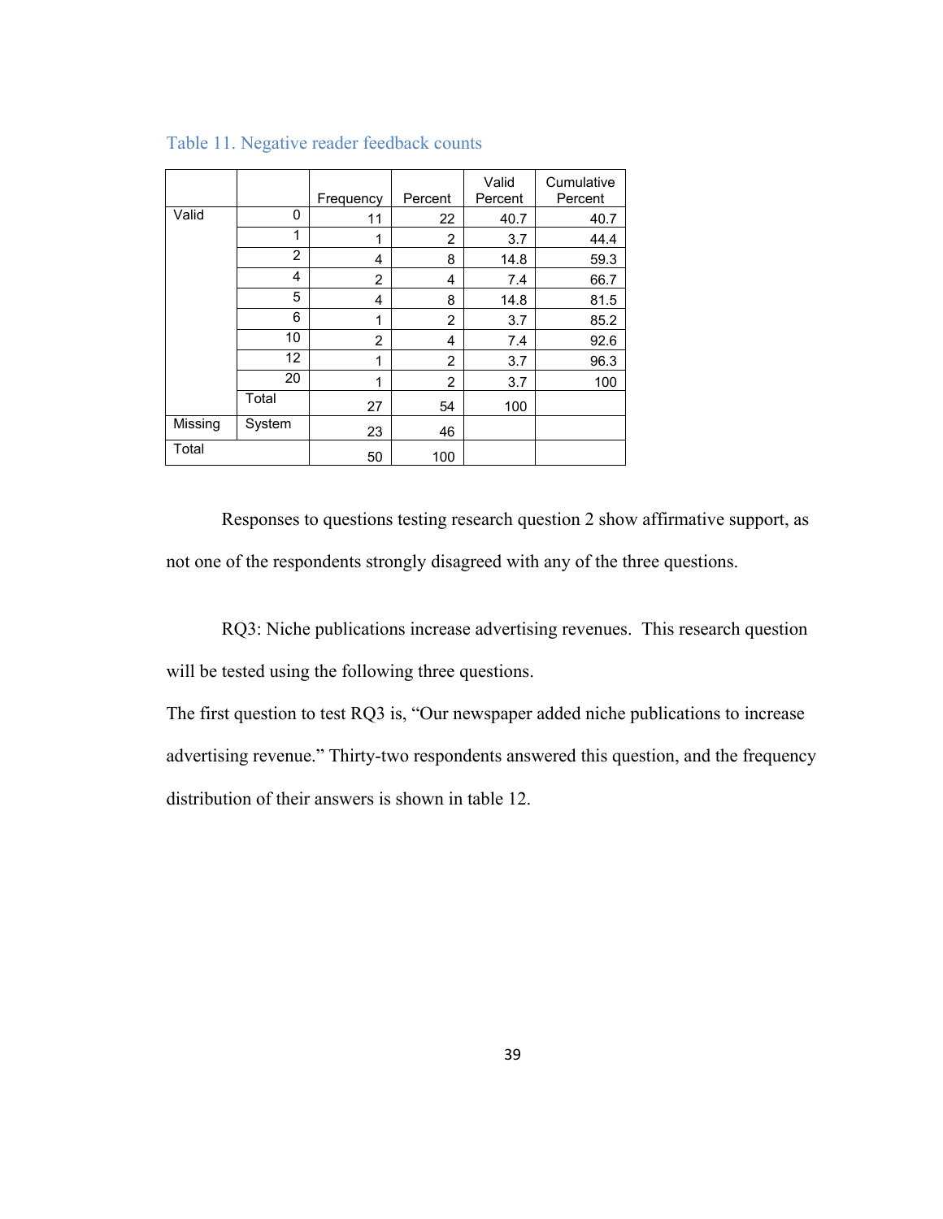Table 11. Negative reader feedback counts

| | | Frequency | Percent | Valid Percent | Cumulative Percent |
|---|---|---|---|---|---|
| Valid | 0 | 11 | 22 | 40.7 | 40.7 |
| | 1 | 1 | 2 | 3.7 | 44.4 |
| | 2 | 4 | 8 | 14.8 | 59.3 |
| | 4 | 2 | 4 | 7.4 | 66.7 |
| | 5 | 4 | 8 | 14.8 | 81.5 |
| | 6 | 1 | 2 | 3.7 | 85.2 |
| | 10 | 2 | 4 | 7.4 | 92.6 |
| | 12 | 1 | 2 | 3.7 | 96.3 |
| | 20 | 1 | 2 | 3.7 | 100 |
| | Total | 27 | 54 | 100 | |
| Missing | System | 23 | 46 | | |
| Total | | 50 | 100 | | |

Responses to questions testing research question 2 show affirmative support, as not one of the respondents strongly disagreed with any of the three questions.

RQ3: Niche publications increase advertising revenues. This research question will be tested using the following three questions.

The first question to test RQ3 is, "Our newspaper added niche publications to increase advertising revenue." Thirty-two respondents answered this question, and the frequency distribution of their answers is shown in table 12.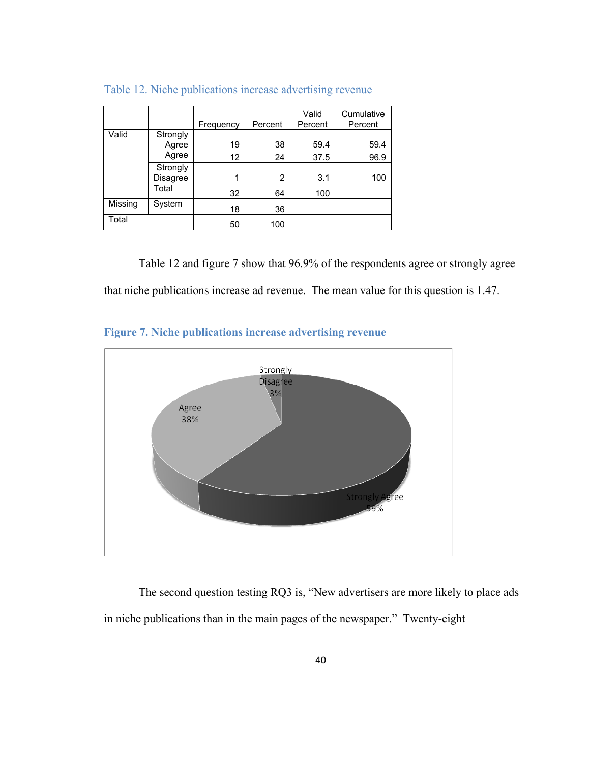Table 12. Niche publications increase advertising revenue

| | | Frequency | Percent | Valid Percent | Cumulative Percent |
|---|---|---|---|---|---|
| Valid | Strongly Agree | 19 | 38 | 59.4 | 59.4 |
| | Agree | 12 | 24 | 37.5 | 96.9 |
| | Strongly Disagree | 1 | 2 | 3.1 | 100 |
| | Total | 32 | 64 | 100 | |
| Missing | System | 18 | 36 | | |
| Total | | 50 | 100 | | |

Table 12 and figure 7 show that 96.9% of the respondents agree or strongly agree that niche publications increase ad revenue. The mean value for this question is 1.47.

**Figure 7. Niche publications increase advertising revenue**

The second question testing RQ3 is, "New advertisers are more likely to place ads in niche publications than in the main pages of the newspaper." Twenty-eight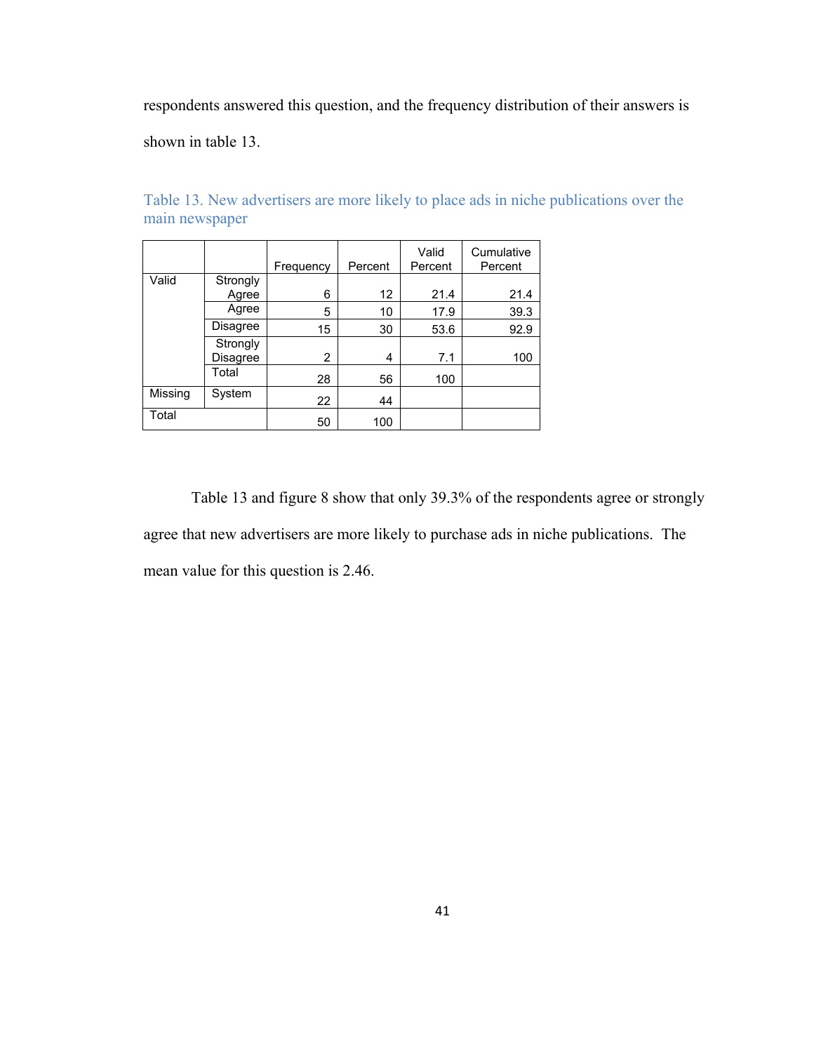respondents answered this question, and the frequency distribution of their answers is shown in table 13.

Table 13. New advertisers are more likely to place ads in niche publications over the main newspaper

| | | Frequency | Percent | Valid Percent | Cumulative Percent |
|---|---|---|---|---|---|
| Valid | Strongly Agree | 6 | 12 | 21.4 | 21.4 |
| | Agree | 5 | 10 | 17.9 | 39.3 |
| | Disagree | 15 | 30 | 53.6 | 92.9 |
| | Strongly Disagree | 2 | 4 | 7.1 | 100 |
| | Total | 28 | 56 | 100 | |
| Missing | System | 22 | 44 | | |
| Total | | 50 | 100 | | |

Table 13 and figure 8 show that only 39.3% of the respondents agree or strongly agree that new advertisers are more likely to purchase ads in niche publications. The mean value for this question is 2.46.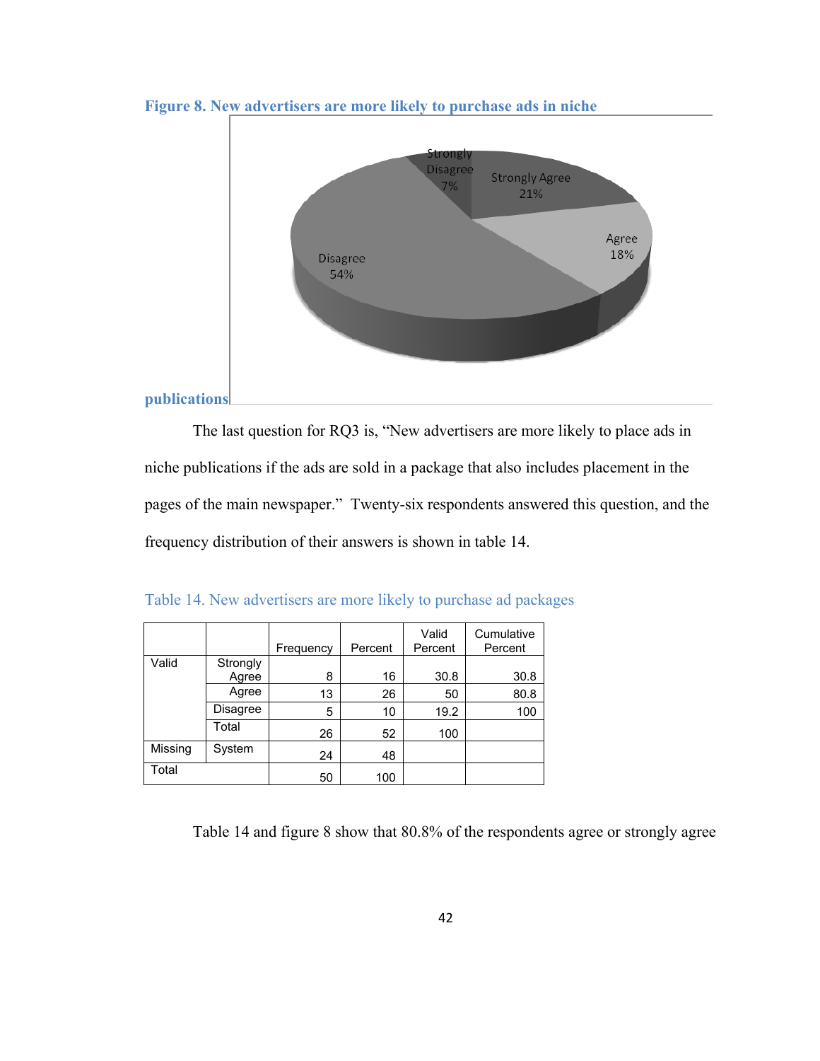**Figure 8. New advertisers are more likely to purchase ads in niche publications**

The last question for RQ3 is, "New advertisers are more likely to place ads in niche publications if the ads are sold in a package that also includes placement in the pages of the main newspaper." Twenty-six respondents answered this question, and the frequency distribution of their answers is shown in table 14.

Table 14. New advertisers are more likely to purchase ad packages

| | | Frequency | Percent | Valid Percent | Cumulative Percent |
|---|---|---|---|---|---|
| Valid | Strongly Agree | 8 | 16 | 30.8 | 30.8 |
| | Agree | 13 | 26 | 50 | 80.8 |
| | Disagree | 5 | 10 | 19.2 | 100 |
| | Total | 26 | 52 | 100 | |
| Missing | System | 24 | 48 | | |
| Total | | 50 | 100 | | |

Table 14 and figure 8 show that 80.8% of the respondents agree or strongly agree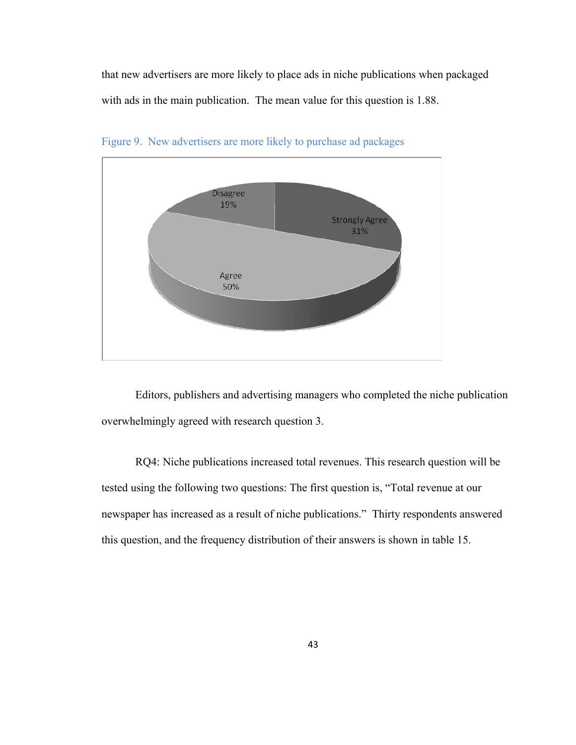that new advertisers are more likely to place ads in niche publications when packaged with ads in the main publication. The mean value for this question is 1.88.

Figure 9. New advertisers are more likely to purchase ad packages

Editors, publishers and advertising managers who completed the niche publication overwhelmingly agreed with research question 3.

RQ4: Niche publications increased total revenues. This research question will be tested using the following two questions: The first question is, "Total revenue at our newspaper has increased as a result of niche publications." Thirty respondents answered this question, and the frequency distribution of their answers is shown in table 15.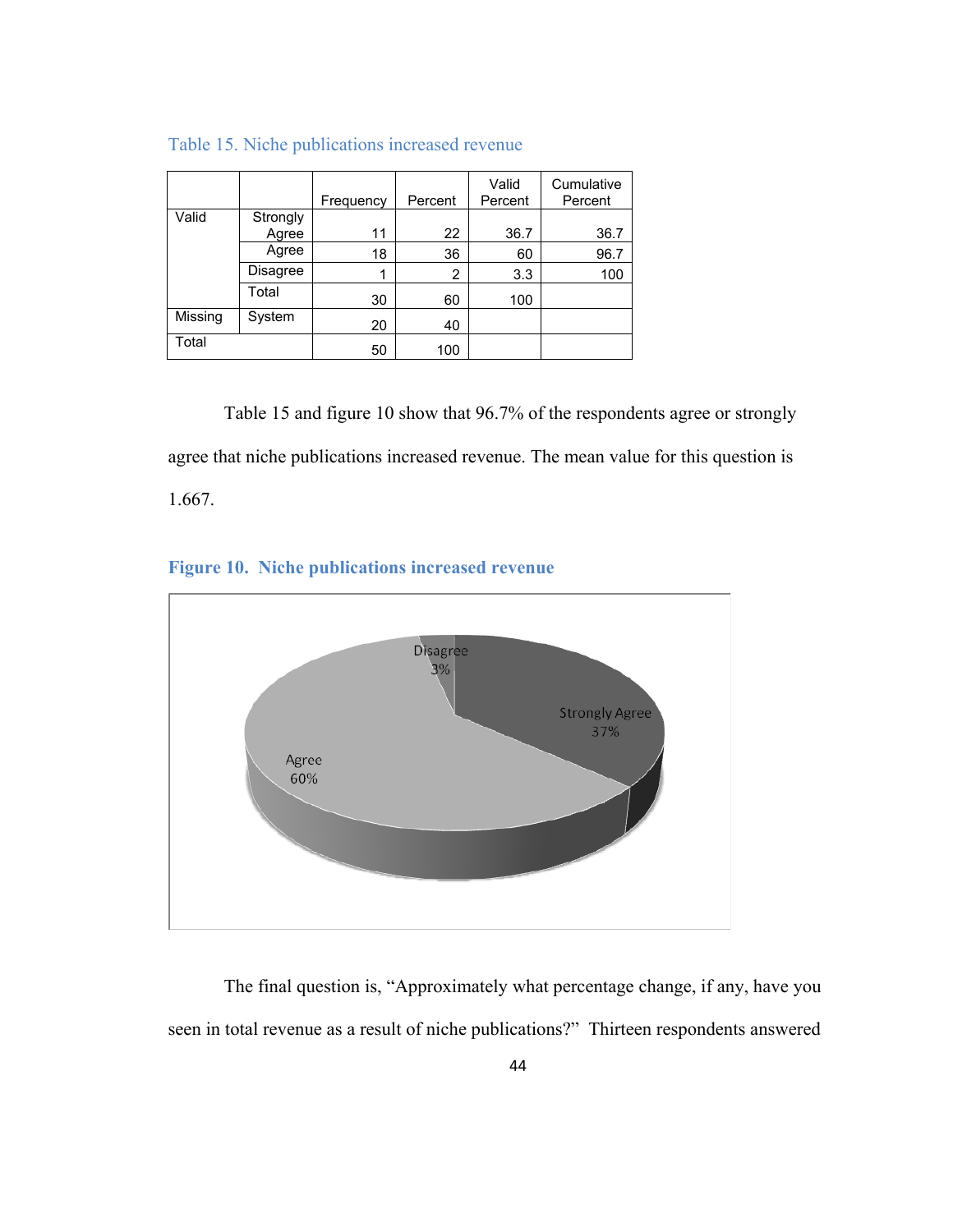Table 15. Niche publications increased revenue

| | | Frequency | Percent | Valid Percent | Cumulative Percent |
|---|---|---|---|---|---|
| Valid | Strongly Agree | 11 | 22 | 36.7 | 36.7 |
| | Agree | 18 | 36 | 60 | 96.7 |
| | Disagree | 1 | 2 | 3.3 | 100 |
| | Total | 30 | 60 | 100 | |
| Missing | System | 20 | 40 | | |
| Total | | 50 | 100 | | |

Table 15 and figure 10 show that 96.7% of the respondents agree or strongly agree that niche publications increased revenue. The mean value for this question is 1.667.

**Figure 10. Niche publications increased revenue**

The final question is, "Approximately what percentage change, if any, have you seen in total revenue as a result of niche publications?" Thirteen respondents answered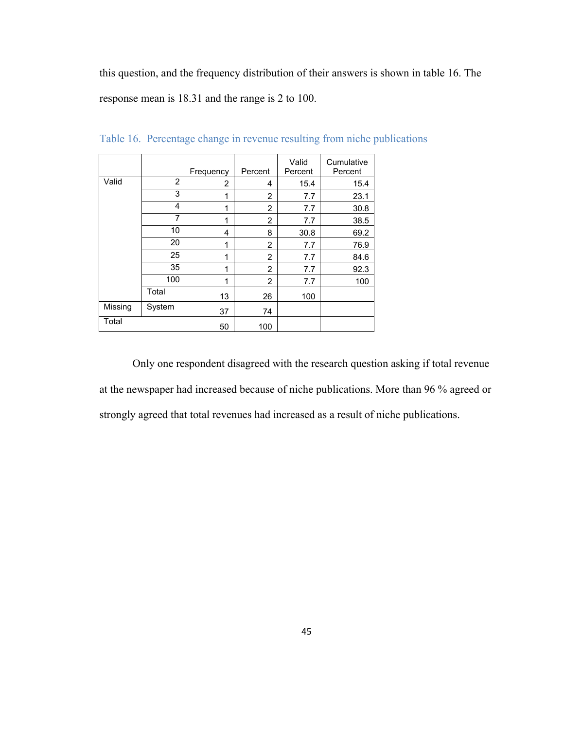this question, and the frequency distribution of their answers is shown in table 16. The response mean is 18.31 and the range is 2 to 100.

Table 16. Percentage change in revenue resulting from niche publications

| | | Frequency | Percent | Valid Percent | Cumulative Percent |
|---|---|---|---|---|---|
| Valid | 2 | 2 | 4 | 15.4 | 15.4 |
| | 3 | 1 | 2 | 7.7 | 23.1 |
| | 4 | 1 | 2 | 7.7 | 30.8 |
| | 7 | 1 | 2 | 7.7 | 38.5 |
| | 10 | 4 | 8 | 30.8 | 69.2 |
| | 20 | 1 | 2 | 7.7 | 76.9 |
| | 25 | 1 | 2 | 7.7 | 84.6 |
| | 35 | 1 | 2 | 7.7 | 92.3 |
| | 100 | 1 | 2 | 7.7 | 100 |
| | Total | 13 | 26 | 100 | |
| Missing | System | 37 | 74 | | |
| Total | | 50 | 100 | | |

Only one respondent disagreed with the research question asking if total revenue at the newspaper had increased because of niche publications. More than 96 % agreed or strongly agreed that total revenues had increased as a result of niche publications.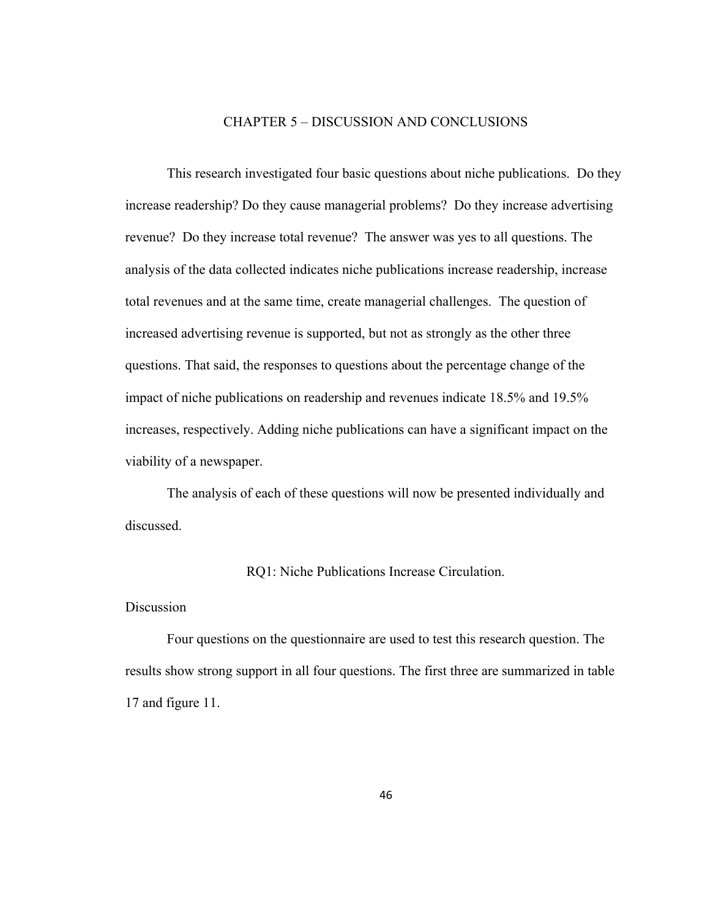# CHAPTER 5 – DISCUSSION AND CONCLUSIONS

This research investigated four basic questions about niche publications. Do they increase readership? Do they cause managerial problems? Do they increase advertising revenue? Do they increase total revenue? The answer was yes to all questions. The analysis of the data collected indicates niche publications increase readership, increase total revenues and at the same time, create managerial challenges. The question of increased advertising revenue is supported, but not as strongly as the other three questions. That said, the responses to questions about the percentage change of the impact of niche publications on readership and revenues indicate 18.5% and 19.5% increases, respectively. Adding niche publications can have a significant impact on the viability of a newspaper.

The analysis of each of these questions will now be presented individually and discussed.

## RQ1: Niche Publications Increase Circulation.

### Discussion

Four questions on the questionnaire are used to test this research question. The results show strong support in all four questions. The first three are summarized in table 17 and figure 11.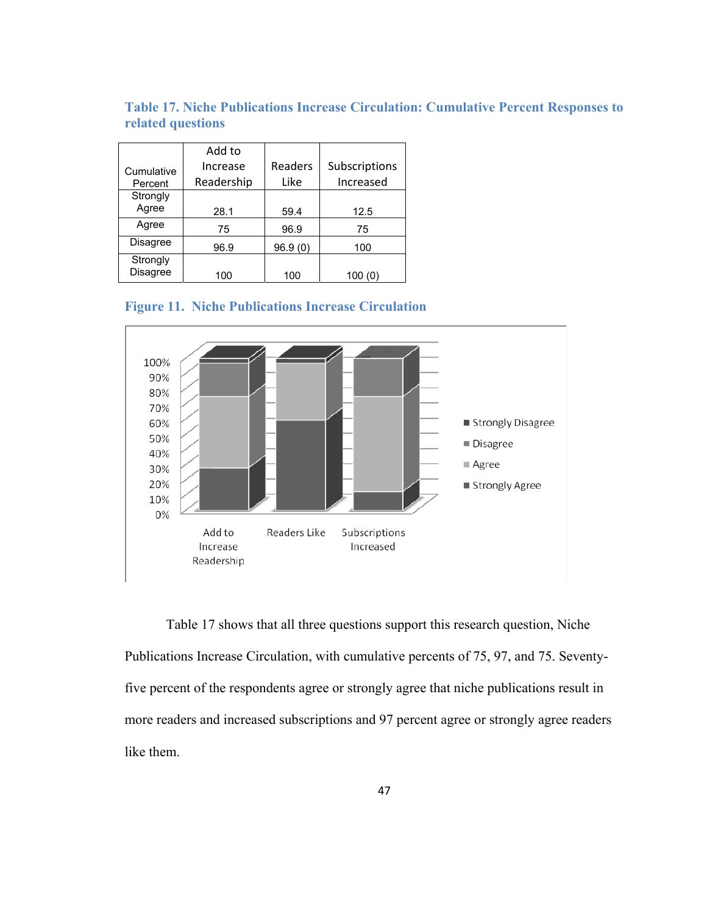**Table 17. Niche Publications Increase Circulation: Cumulative Percent Responses to related questions**

| Cumulative Percent | Add to Increase Readership | Readers Like | Subscriptions Increased |
|---|---|---|---|
| Strongly Agree | 28.1 | 59.4 | 12.5 |
| Agree | 75 | 96.9 | 75 |
| Disagree | 96.9 | 96.9 (0) | 100 |
| Strongly Disagree | 100 | 100 | 100 (0) |

**Figure 11. Niche Publications Increase Circulation**

Table 17 shows that all three questions support this research question, Niche Publications Increase Circulation, with cumulative percents of 75, 97, and 75. Seventy-five percent of the respondents agree or strongly agree that niche publications result in more readers and increased subscriptions and 97 percent agree or strongly agree readers like them.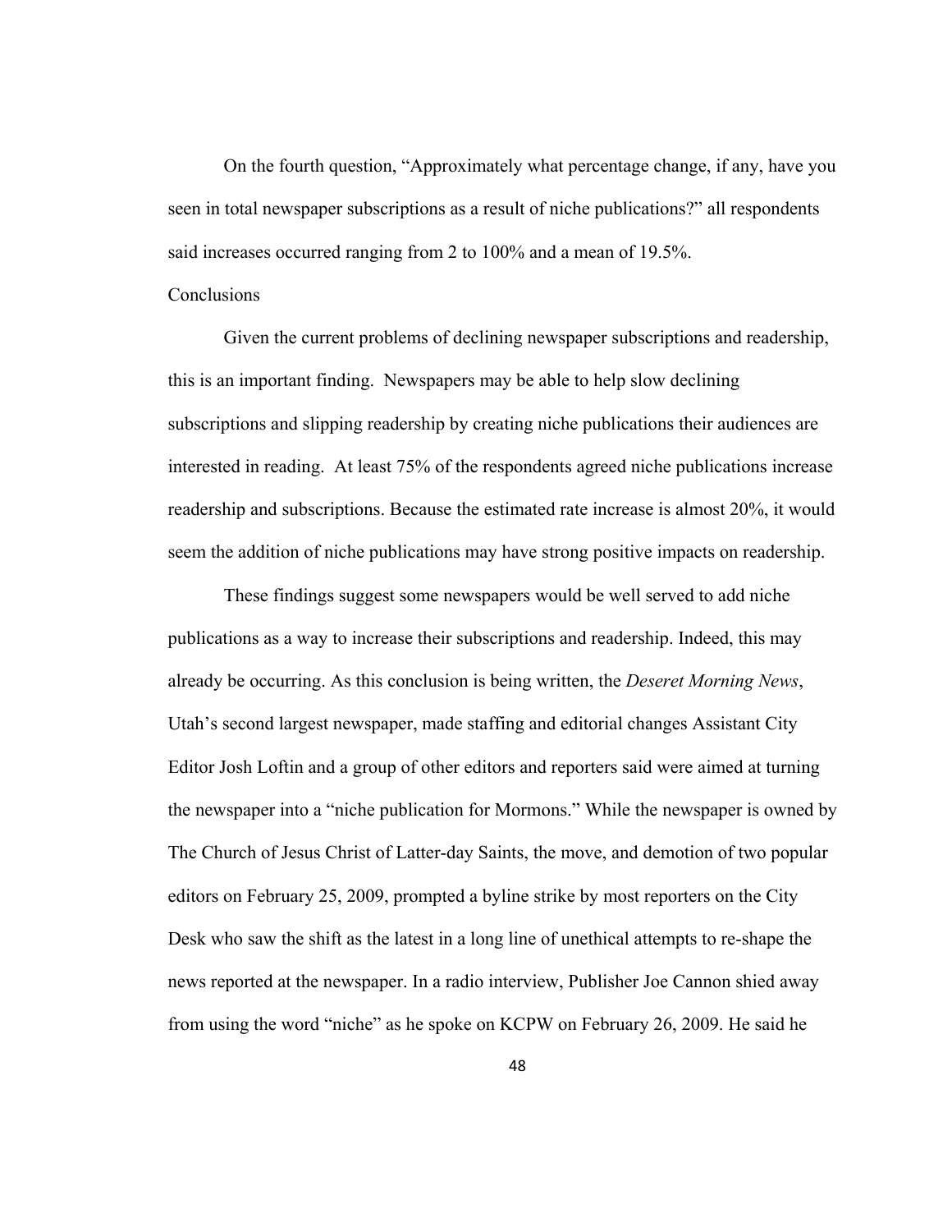On the fourth question, "Approximately what percentage change, if any, have you seen in total newspaper subscriptions as a result of niche publications?" all respondents said increases occurred ranging from 2 to 100% and a mean of 19.5%.

## Conclusions

Given the current problems of declining newspaper subscriptions and readership, this is an important finding. Newspapers may be able to help slow declining subscriptions and slipping readership by creating niche publications their audiences are interested in reading. At least 75% of the respondents agreed niche publications increase readership and subscriptions. Because the estimated rate increase is almost 20%, it would seem the addition of niche publications may have strong positive impacts on readership.

These findings suggest some newspapers would be well served to add niche publications as a way to increase their subscriptions and readership. Indeed, this may already be occurring. As this conclusion is being written, the *Deseret Morning News*, Utah's second largest newspaper, made staffing and editorial changes Assistant City Editor Josh Loftin and a group of other editors and reporters said were aimed at turning the newspaper into a "niche publication for Mormons." While the newspaper is owned by The Church of Jesus Christ of Latter-day Saints, the move, and demotion of two popular editors on February 25, 2009, prompted a byline strike by most reporters on the City Desk who saw the shift as the latest in a long line of unethical attempts to re-shape the news reported at the newspaper. In a radio interview, Publisher Joe Cannon shied away from using the word "niche" as he spoke on KCPW on February 26, 2009. He said he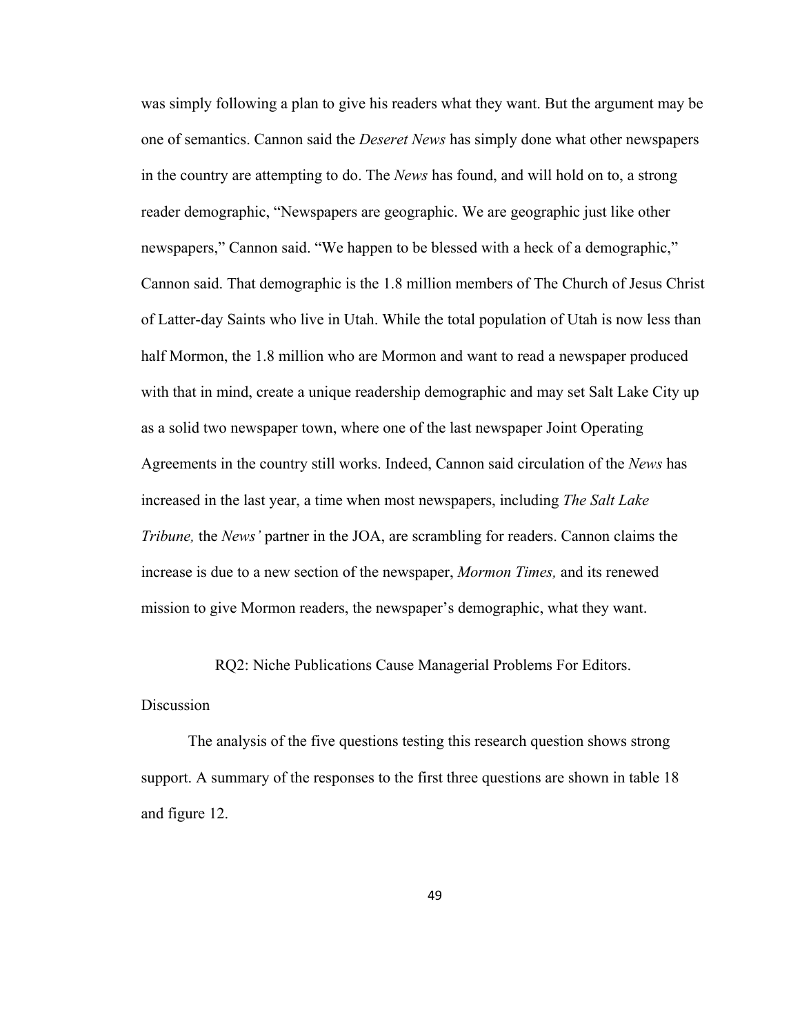was simply following a plan to give his readers what they want. But the argument may be one of semantics. Cannon said the *Deseret News* has simply done what other newspapers in the country are attempting to do. The *News* has found, and will hold on to, a strong reader demographic, "Newspapers are geographic. We are geographic just like other newspapers," Cannon said. "We happen to be blessed with a heck of a demographic," Cannon said. That demographic is the 1.8 million members of The Church of Jesus Christ of Latter-day Saints who live in Utah. While the total population of Utah is now less than half Mormon, the 1.8 million who are Mormon and want to read a newspaper produced with that in mind, create a unique readership demographic and may set Salt Lake City up as a solid two newspaper town, where one of the last newspaper Joint Operating Agreements in the country still works. Indeed, Cannon said circulation of the *News* has increased in the last year, a time when most newspapers, including *The Salt Lake Tribune,* the *News'* partner in the JOA, are scrambling for readers. Cannon claims the increase is due to a new section of the newspaper, *Mormon Times,* and its renewed mission to give Mormon readers, the newspaper's demographic, what they want.

## RQ2: Niche Publications Cause Managerial Problems For Editors.

### Discussion

The analysis of the five questions testing this research question shows strong support. A summary of the responses to the first three questions are shown in table 18 and figure 12.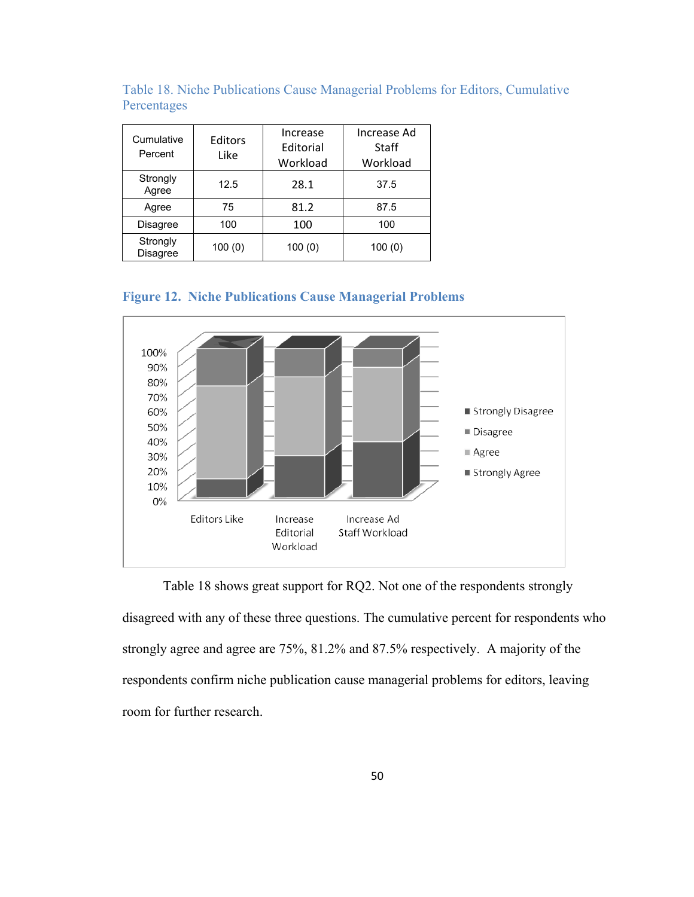Table 18. Niche Publications Cause Managerial Problems for Editors, Cumulative Percentages

| Cumulative Percent | Editors Like | Increase Editorial Workload | Increase Ad Staff Workload |
|---|---|---|---|
| Strongly Agree | 12.5 | 28.1 | 37.5 |
| Agree | 75 | 81.2 | 87.5 |
| Disagree | 100 | 100 | 100 |
| Strongly Disagree | 100 (0) | 100 (0) | 100 (0) |

**Figure 12. Niche Publications Cause Managerial Problems**

Table 18 shows great support for RQ2. Not one of the respondents strongly disagreed with any of these three questions. The cumulative percent for respondents who strongly agree and agree are 75%, 81.2% and 87.5% respectively. A majority of the respondents confirm niche publication cause managerial problems for editors, leaving room for further research.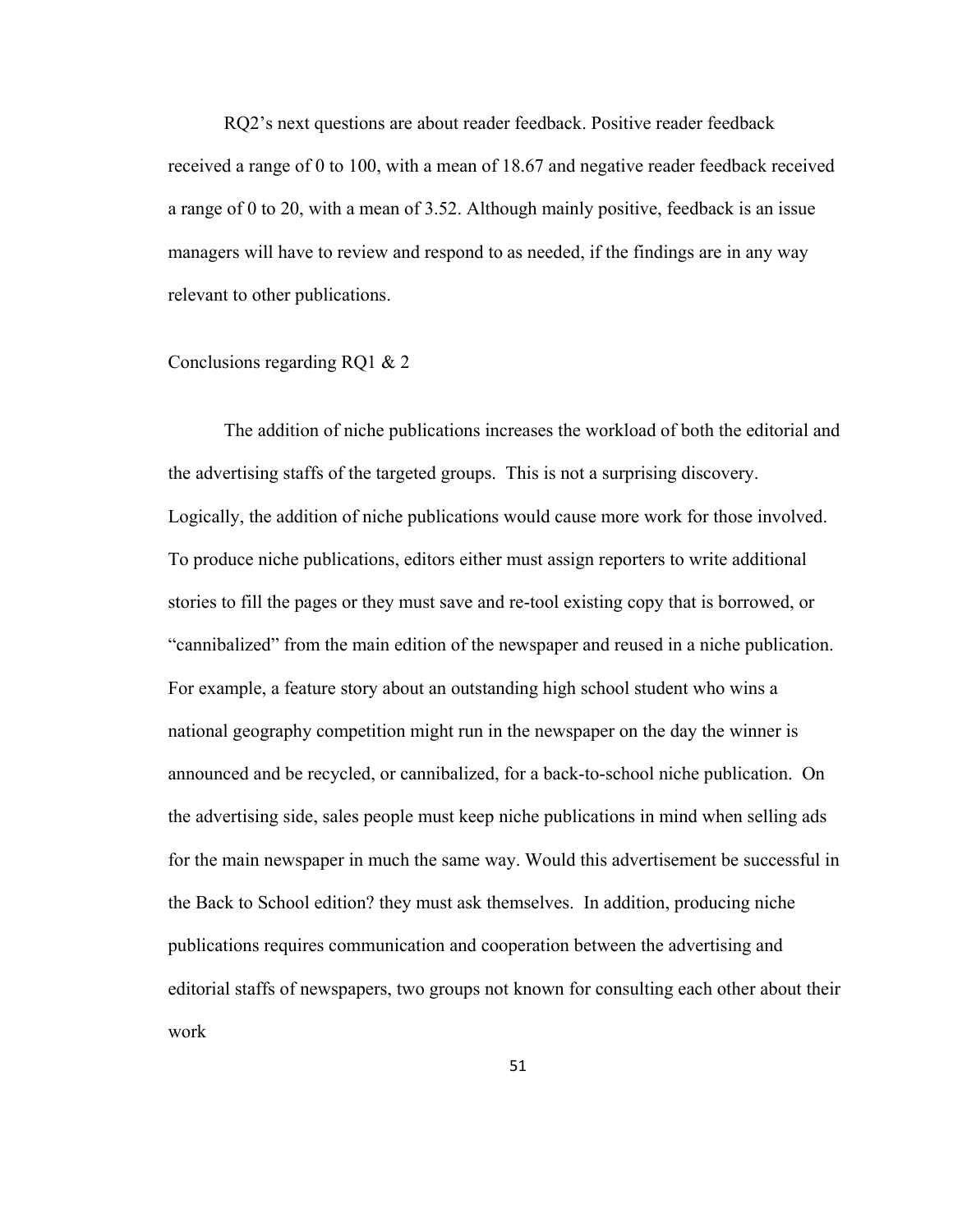RQ2's next questions are about reader feedback. Positive reader feedback received a range of 0 to 100, with a mean of 18.67 and negative reader feedback received a range of 0 to 20, with a mean of 3.52. Although mainly positive, feedback is an issue managers will have to review and respond to as needed, if the findings are in any way relevant to other publications.

Conclusions regarding RQ1 & 2

The addition of niche publications increases the workload of both the editorial and the advertising staffs of the targeted groups. This is not a surprising discovery. Logically, the addition of niche publications would cause more work for those involved. To produce niche publications, editors either must assign reporters to write additional stories to fill the pages or they must save and re-tool existing copy that is borrowed, or "cannibalized" from the main edition of the newspaper and reused in a niche publication. For example, a feature story about an outstanding high school student who wins a national geography competition might run in the newspaper on the day the winner is announced and be recycled, or cannibalized, for a back-to-school niche publication. On the advertising side, sales people must keep niche publications in mind when selling ads for the main newspaper in much the same way. Would this advertisement be successful in the Back to School edition? they must ask themselves. In addition, producing niche publications requires communication and cooperation between the advertising and editorial staffs of newspapers, two groups not known for consulting each other about their work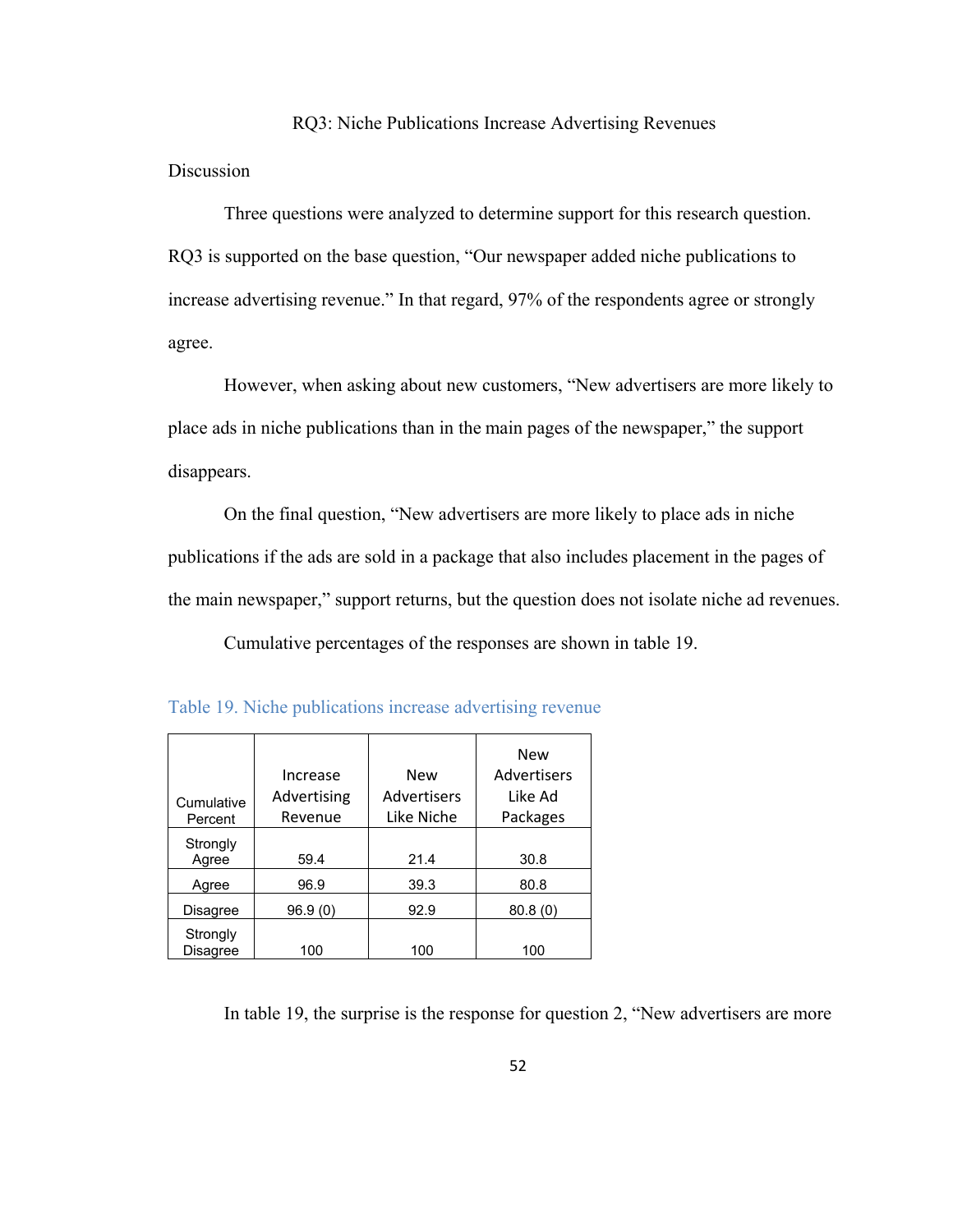## RQ3: Niche Publications Increase Advertising Revenues

### Discussion

Three questions were analyzed to determine support for this research question. RQ3 is supported on the base question, "Our newspaper added niche publications to increase advertising revenue." In that regard, 97% of the respondents agree or strongly agree.

However, when asking about new customers, "New advertisers are more likely to place ads in niche publications than in the main pages of the newspaper," the support disappears.

On the final question, "New advertisers are more likely to place ads in niche publications if the ads are sold in a package that also includes placement in the pages of the main newspaper," support returns, but the question does not isolate niche ad revenues.

Cumulative percentages of the responses are shown in table 19.

Table 19. Niche publications increase advertising revenue

| Cumulative Percent | Increase Advertising Revenue | New Advertisers Like Niche | New Advertisers Like Ad Packages |
|---|---|---|---|
| Strongly Agree | 59.4 | 21.4 | 30.8 |
| Agree | 96.9 | 39.3 | 80.8 |
| Disagree | 96.9 (0) | 92.9 | 80.8 (0) |
| Strongly Disagree | 100 | 100 | 100 |

In table 19, the surprise is the response for question 2, "New advertisers are more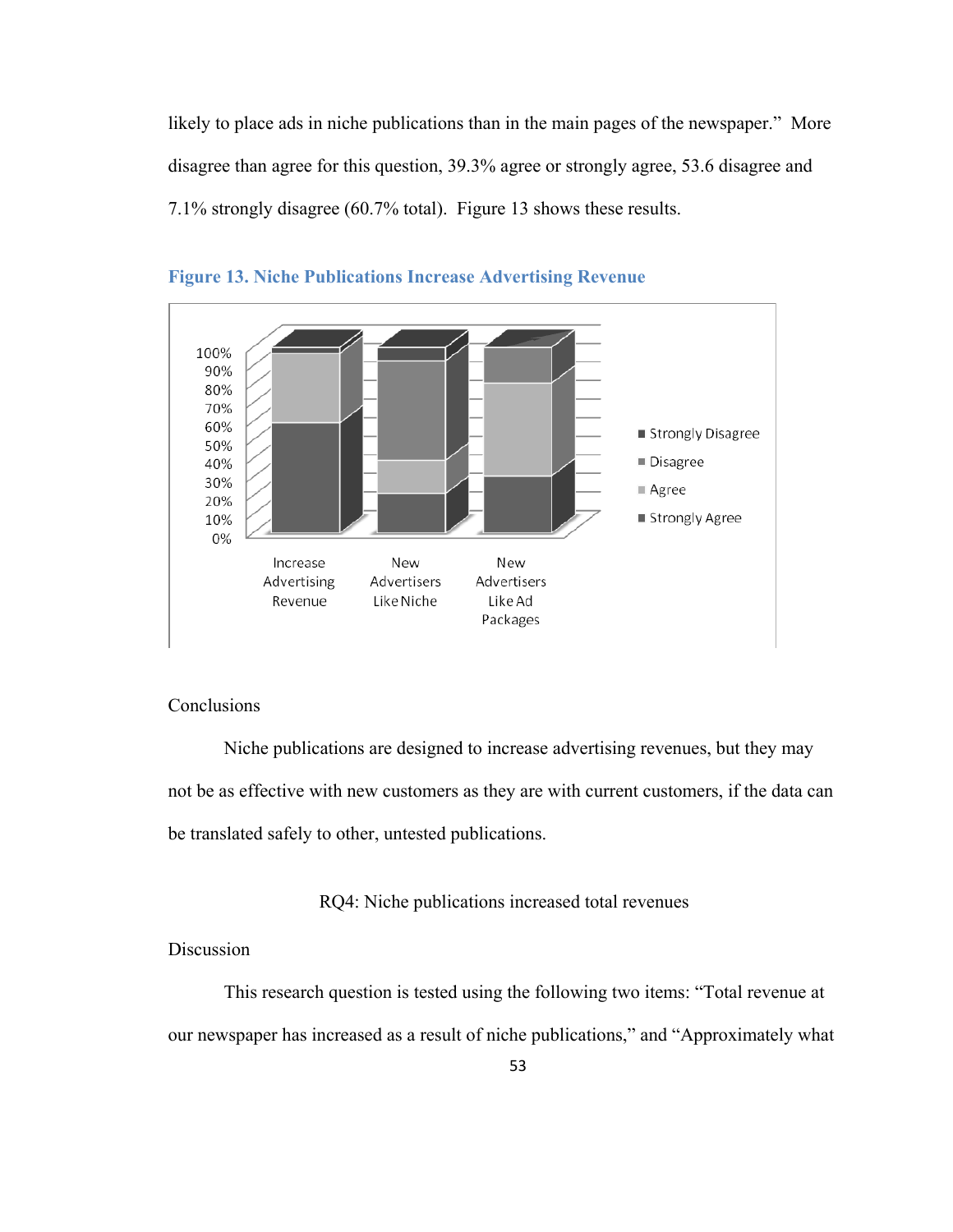likely to place ads in niche publications than in the main pages of the newspaper." More disagree than agree for this question, 39.3% agree or strongly agree, 53.6 disagree and 7.1% strongly disagree (60.7% total). Figure 13 shows these results.

**Figure 13. Niche Publications Increase Advertising Revenue**

## Conclusions

Niche publications are designed to increase advertising revenues, but they may not be as effective with new customers as they are with current customers, if the data can be translated safely to other, untested publications.

### RQ4: Niche publications increased total revenues

## Discussion

This research question is tested using the following two items: "Total revenue at our newspaper has increased as a result of niche publications," and "Approximately what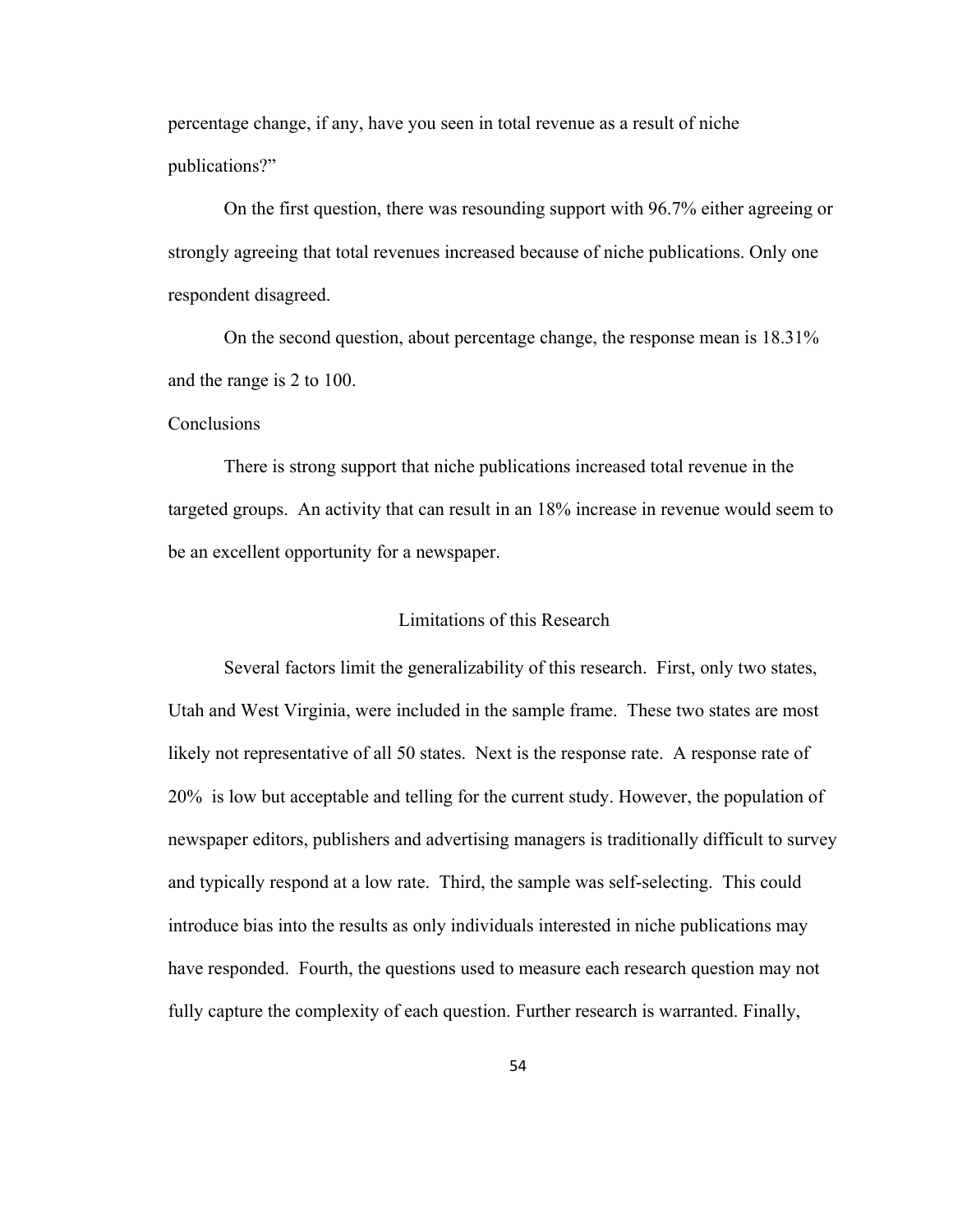percentage change, if any, have you seen in total revenue as a result of niche publications?"

On the first question, there was resounding support with 96.7% either agreeing or strongly agreeing that total revenues increased because of niche publications. Only one respondent disagreed.

On the second question, about percentage change, the response mean is 18.31% and the range is 2 to 100.

### Conclusions

There is strong support that niche publications increased total revenue in the targeted groups. An activity that can result in an 18% increase in revenue would seem to be an excellent opportunity for a newspaper.

## Limitations of this Research

Several factors limit the generalizability of this research. First, only two states, Utah and West Virginia, were included in the sample frame. These two states are most likely not representative of all 50 states. Next is the response rate. A response rate of 20% is low but acceptable and telling for the current study. However, the population of newspaper editors, publishers and advertising managers is traditionally difficult to survey and typically respond at a low rate. Third, the sample was self-selecting. This could introduce bias into the results as only individuals interested in niche publications may have responded. Fourth, the questions used to measure each research question may not fully capture the complexity of each question. Further research is warranted. Finally,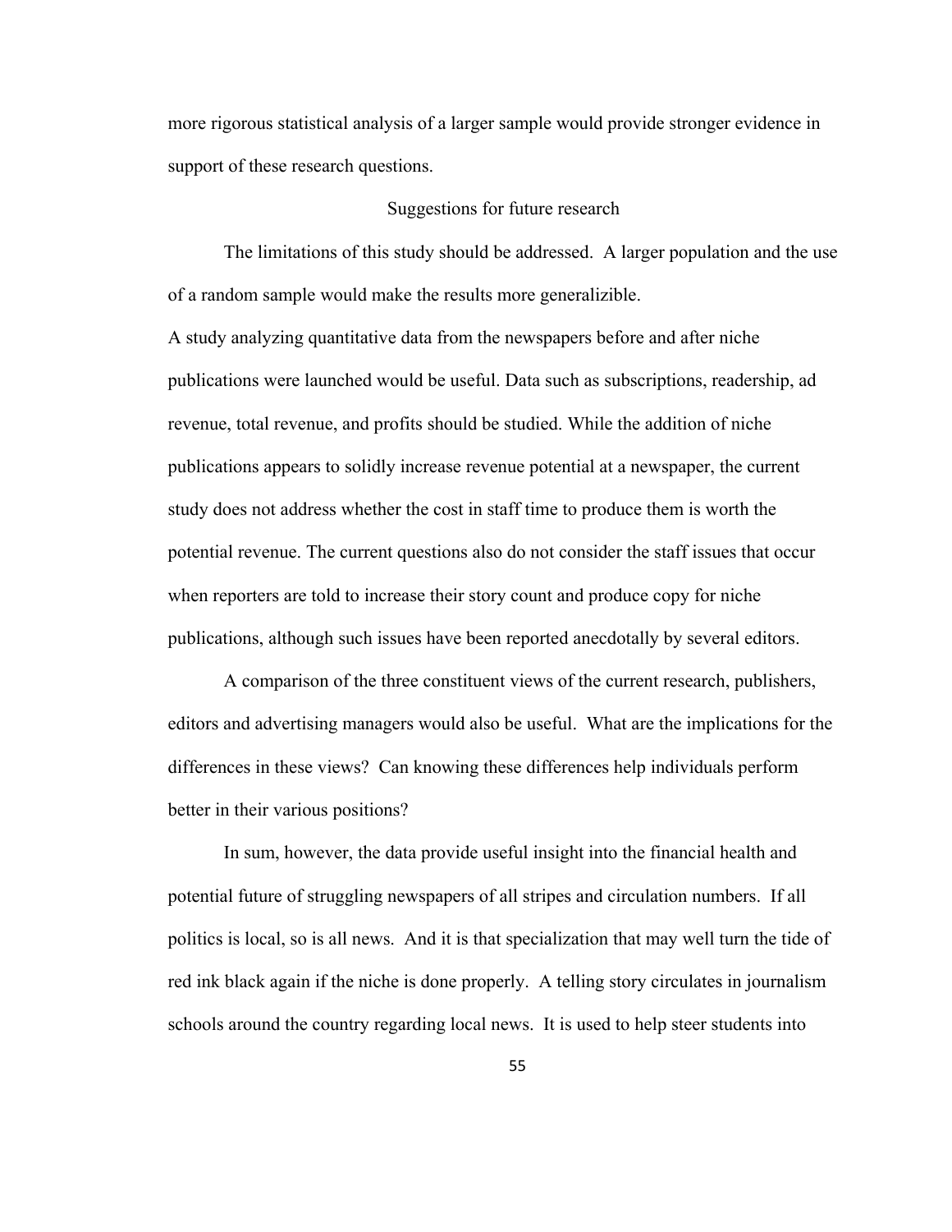more rigorous statistical analysis of a larger sample would provide stronger evidence in support of these research questions.

## Suggestions for future research

The limitations of this study should be addressed. A larger population and the use of a random sample would make the results more generalizible.

A study analyzing quantitative data from the newspapers before and after niche publications were launched would be useful. Data such as subscriptions, readership, ad revenue, total revenue, and profits should be studied. While the addition of niche publications appears to solidly increase revenue potential at a newspaper, the current study does not address whether the cost in staff time to produce them is worth the potential revenue. The current questions also do not consider the staff issues that occur when reporters are told to increase their story count and produce copy for niche publications, although such issues have been reported anecdotally by several editors.

A comparison of the three constituent views of the current research, publishers, editors and advertising managers would also be useful. What are the implications for the differences in these views? Can knowing these differences help individuals perform better in their various positions?

In sum, however, the data provide useful insight into the financial health and potential future of struggling newspapers of all stripes and circulation numbers. If all politics is local, so is all news. And it is that specialization that may well turn the tide of red ink black again if the niche is done properly. A telling story circulates in journalism schools around the country regarding local news. It is used to help steer students into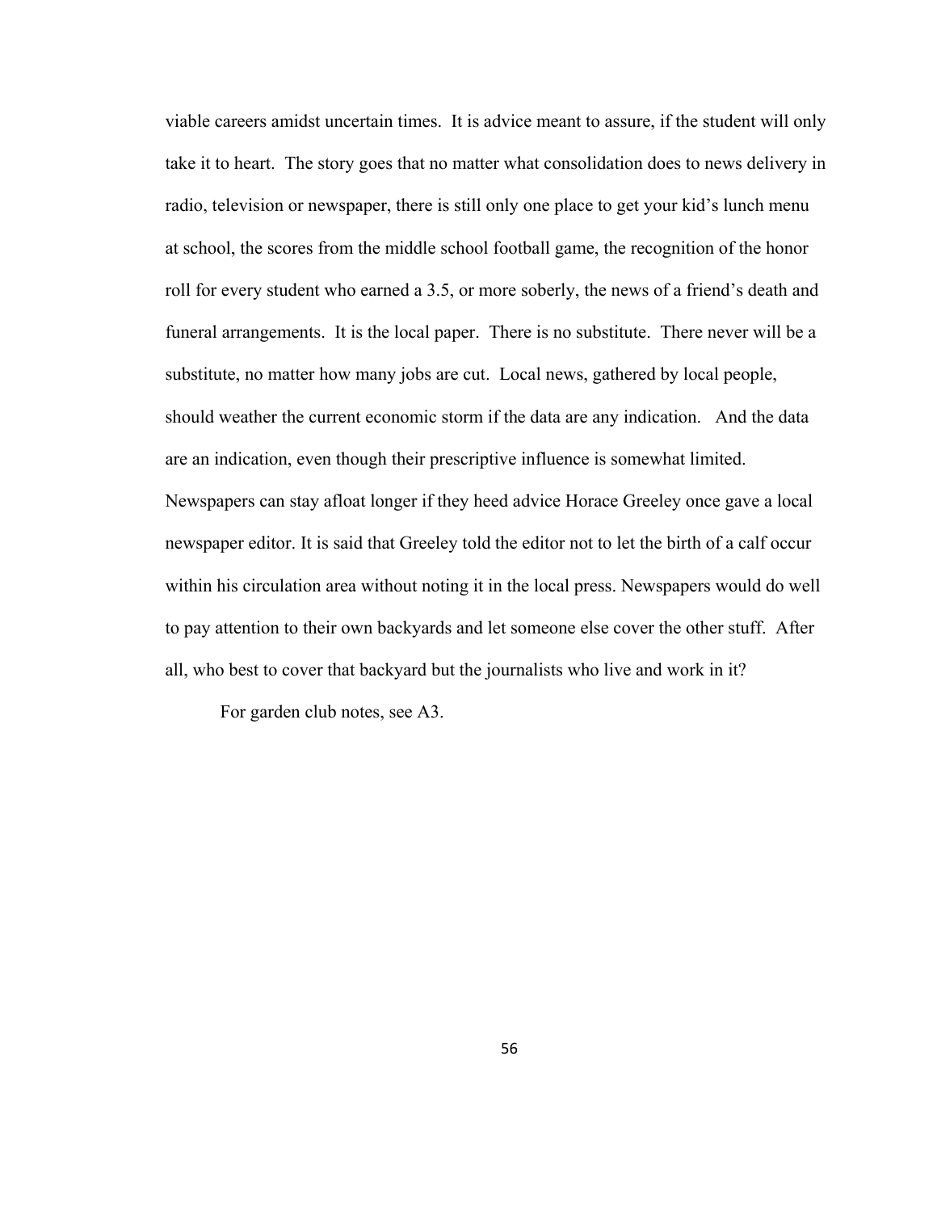viable careers amidst uncertain times. It is advice meant to assure, if the student will only take it to heart. The story goes that no matter what consolidation does to news delivery in radio, television or newspaper, there is still only one place to get your kid's lunch menu at school, the scores from the middle school football game, the recognition of the honor roll for every student who earned a 3.5, or more soberly, the news of a friend's death and funeral arrangements. It is the local paper. There is no substitute. There never will be a substitute, no matter how many jobs are cut. Local news, gathered by local people, should weather the current economic storm if the data are any indication. And the data are an indication, even though their prescriptive influence is somewhat limited. Newspapers can stay afloat longer if they heed advice Horace Greeley once gave a local newspaper editor. It is said that Greeley told the editor not to let the birth of a calf occur within his circulation area without noting it in the local press. Newspapers would do well to pay attention to their own backyards and let someone else cover the other stuff. After all, who best to cover that backyard but the journalists who live and work in it?

For garden club notes, see A3.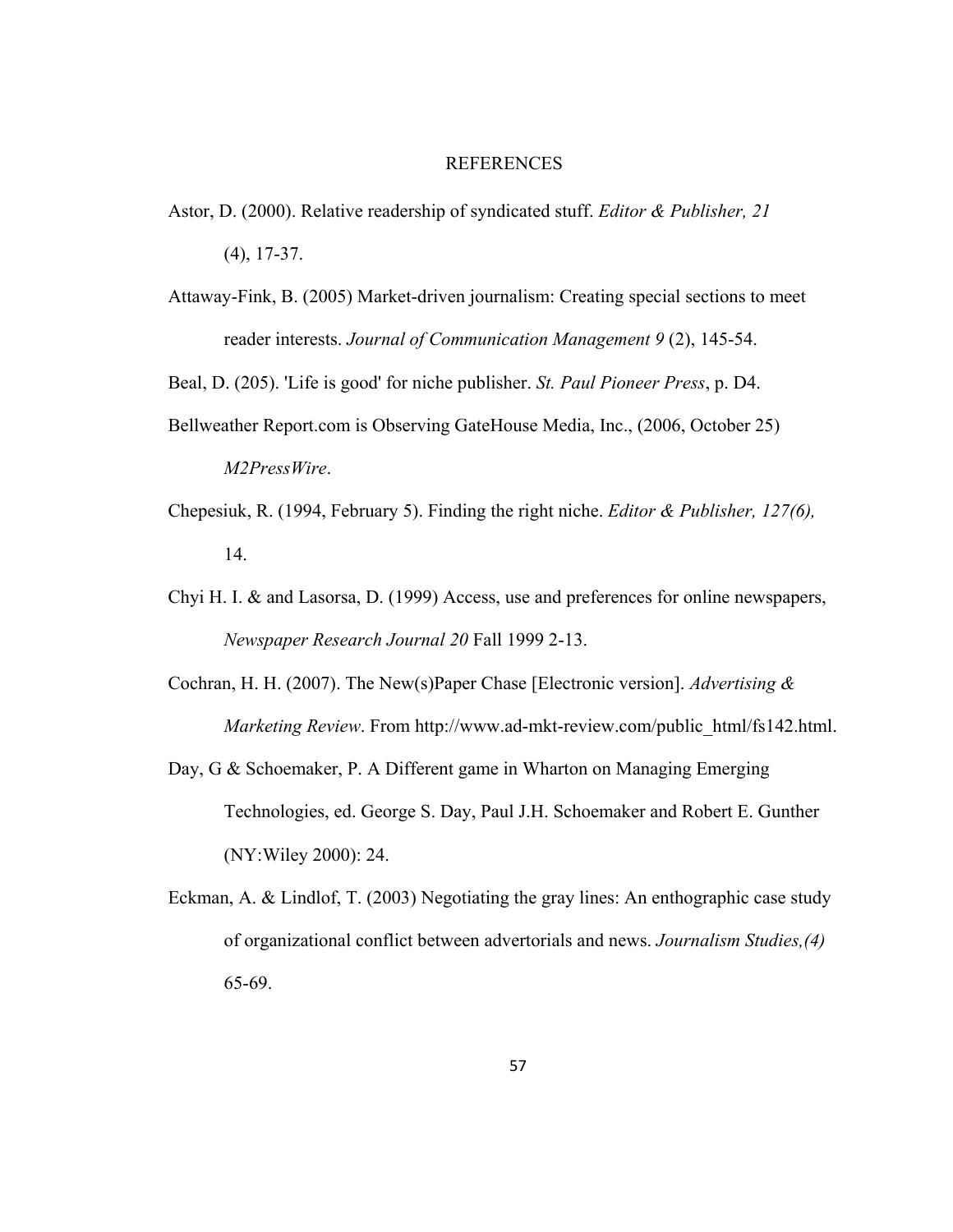# REFERENCES

Astor, D. (2000). Relative readership of syndicated stuff. *Editor & Publisher, 21* (4), 17-37.

Attaway-Fink, B. (2005) Market-driven journalism: Creating special sections to meet reader interests. *Journal of Communication Management 9* (2), 145-54.

Beal, D. (205). 'Life is good' for niche publisher. *St. Paul Pioneer Press*, p. D4.

Bellweather Report.com is Observing GateHouse Media, Inc., (2006, October 25) *M2PressWire*.

Chepesiuk, R. (1994, February 5). Finding the right niche. *Editor & Publisher, 127(6),* 14.

Chyi H. I. & and Lasorsa, D. (1999) Access, use and preferences for online newspapers, *Newspaper Research Journal 20* Fall 1999 2-13.

Cochran, H. H. (2007). The New(s)Paper Chase [Electronic version]. *Advertising & Marketing Review*. From http://www.ad-mkt-review.com/public_html/fs142.html.

Day, G & Schoemaker, P. A Different game in Wharton on Managing Emerging Technologies, ed. George S. Day, Paul J.H. Schoemaker and Robert E. Gunther (NY:Wiley 2000): 24.

Eckman, A. & Lindlof, T. (2003) Negotiating the gray lines: An enthographic case study of organizational conflict between advertorials and news. *Journalism Studies,(4)* 65-69.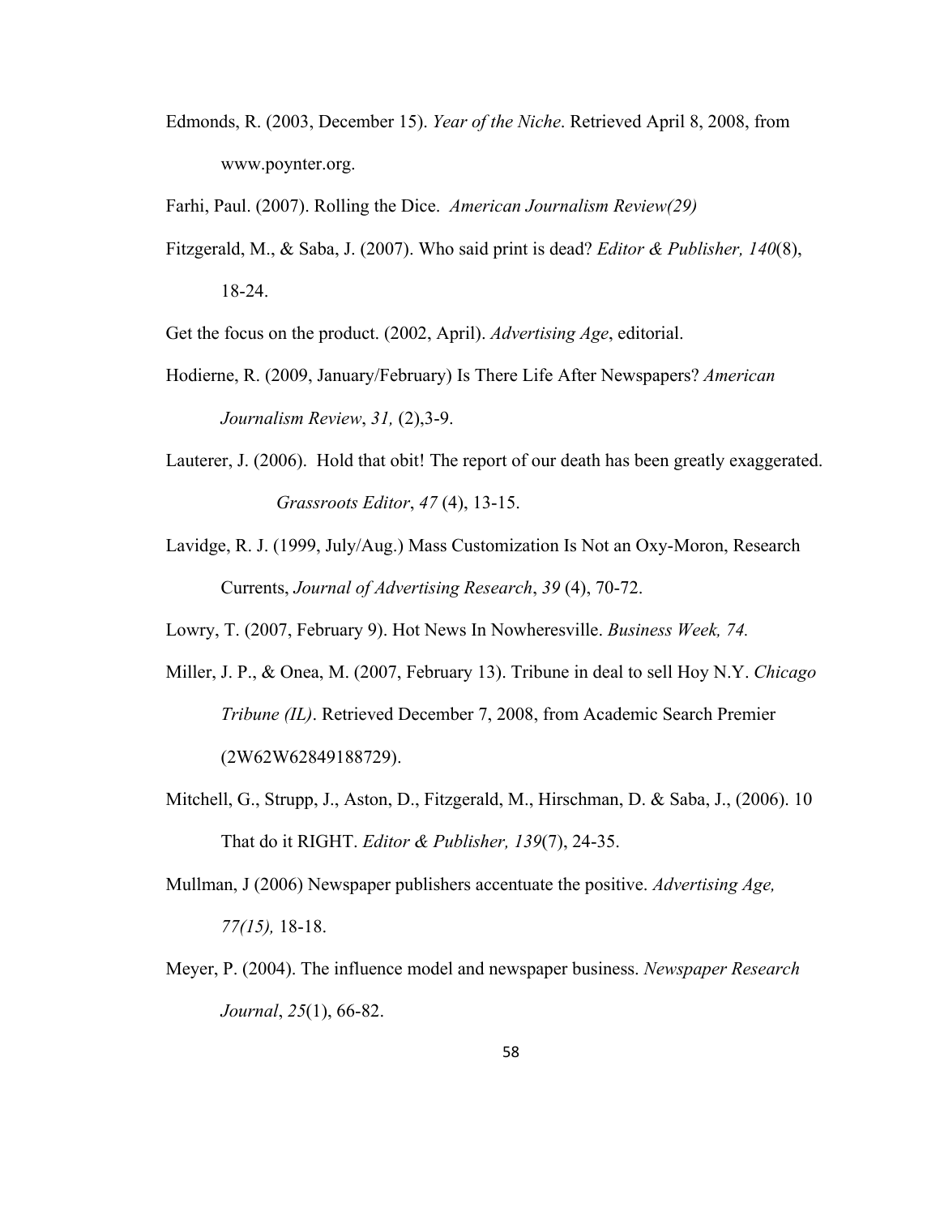Edmonds, R. (2003, December 15). *Year of the Niche*. Retrieved April 8, 2008, from www.poynter.org.

Farhi, Paul. (2007). Rolling the Dice. *American Journalism Review(29)*

Fitzgerald, M., & Saba, J. (2007). Who said print is dead? *Editor & Publisher, 140*(8), 18-24.

Get the focus on the product. (2002, April). *Advertising Age*, editorial.

Hodierne, R. (2009, January/February) Is There Life After Newspapers? *American Journalism Review*, *31,* (2),3-9.

Lauterer, J. (2006). Hold that obit! The report of our death has been greatly exaggerated. *Grassroots Editor*, *47* (4), 13-15.

Lavidge, R. J. (1999, July/Aug.) Mass Customization Is Not an Oxy-Moron, Research Currents, *Journal of Advertising Research*, *39* (4), 70-72.

Lowry, T. (2007, February 9). Hot News In Nowheresville. *Business Week, 74.*

Miller, J. P., & Onea, M. (2007, February 13). Tribune in deal to sell Hoy N.Y. *Chicago Tribune (IL)*. Retrieved December 7, 2008, from Academic Search Premier (2W62W62849188729).

Mitchell, G., Strupp, J., Aston, D., Fitzgerald, M., Hirschman, D. & Saba, J., (2006). 10 That do it RIGHT. *Editor & Publisher, 139*(7), 24-35.

Mullman, J (2006) Newspaper publishers accentuate the positive. *Advertising Age, 77(15),* 18-18.

Meyer, P. (2004). The influence model and newspaper business. *Newspaper Research Journal*, *25*(1), 66-82.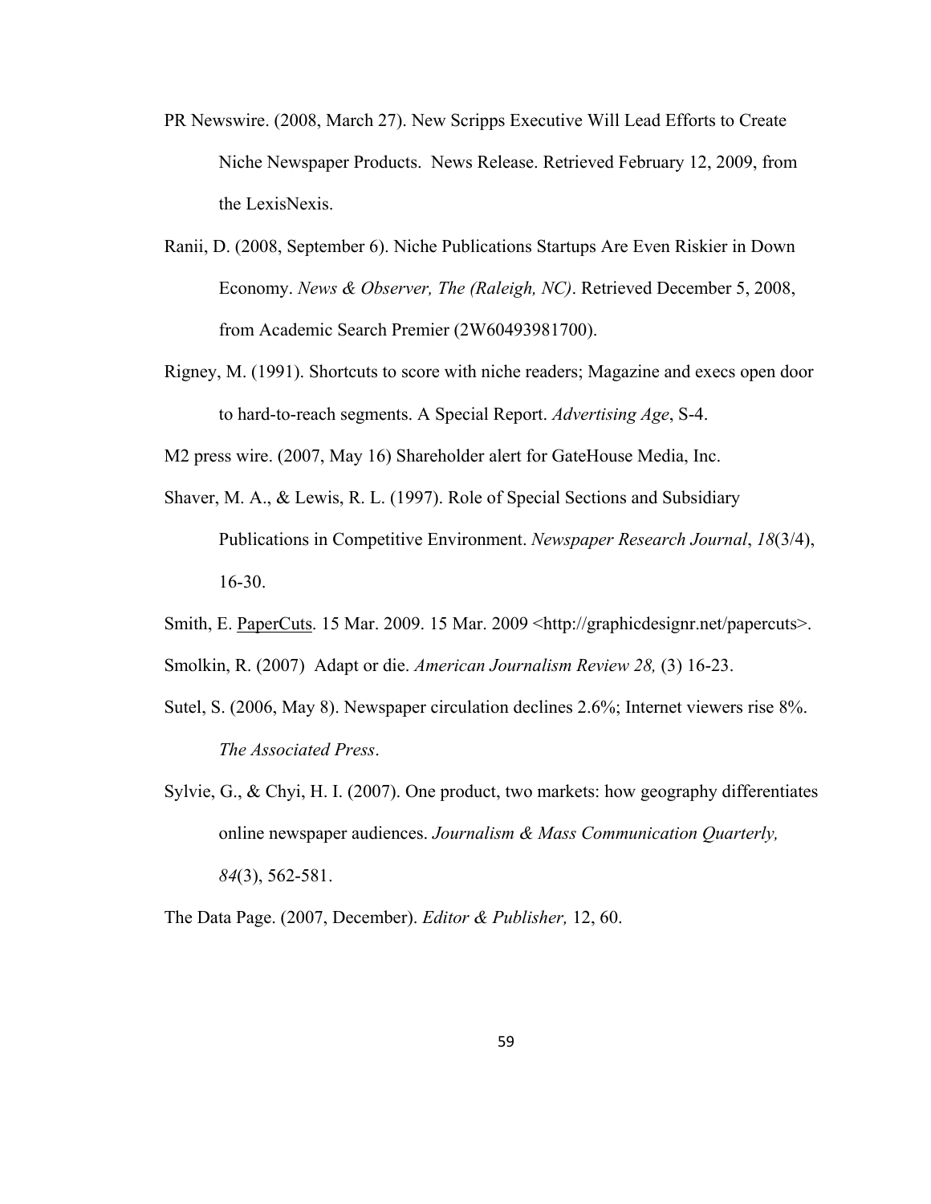PR Newswire. (2008, March 27). New Scripps Executive Will Lead Efforts to Create Niche Newspaper Products. News Release. Retrieved February 12, 2009, from the LexisNexis.

Ranii, D. (2008, September 6). Niche Publications Startups Are Even Riskier in Down Economy. *News & Observer, The (Raleigh, NC)*. Retrieved December 5, 2008, from Academic Search Premier (2W60493981700).

Rigney, M. (1991). Shortcuts to score with niche readers; Magazine and execs open door to hard-to-reach segments. A Special Report. *Advertising Age*, S-4.

M2 press wire. (2007, May 16) Shareholder alert for GateHouse Media, Inc.

Shaver, M. A., & Lewis, R. L. (1997). Role of Special Sections and Subsidiary Publications in Competitive Environment. *Newspaper Research Journal*, *18*(3/4), 16-30.

Smith, E. PaperCuts. 15 Mar. 2009. 15 Mar. 2009 <http://graphicdesignr.net/papercuts>.

Smolkin, R. (2007) Adapt or die. *American Journalism Review 28,* (3) 16-23.

Sutel, S. (2006, May 8). Newspaper circulation declines 2.6%; Internet viewers rise 8%. *The Associated Press*.

Sylvie, G., & Chyi, H. I. (2007). One product, two markets: how geography differentiates online newspaper audiences. *Journalism & Mass Communication Quarterly, 84*(3), 562-581.

The Data Page. (2007, December). *Editor & Publisher,* 12, 60.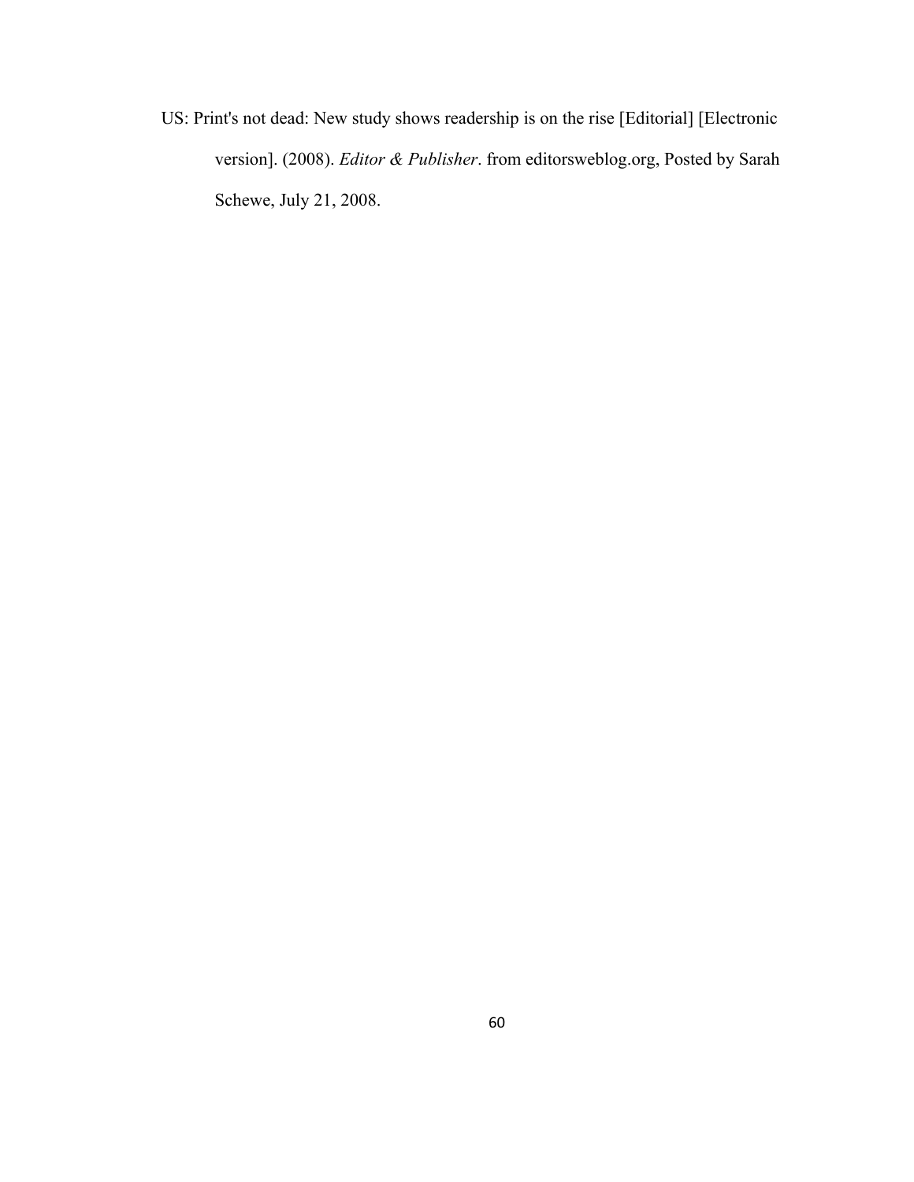US: Print's not dead: New study shows readership is on the rise [Editorial] [Electronic version]. (2008). *Editor & Publisher*. from editorsweblog.org, Posted by Sarah Schewe, July 21, 2008.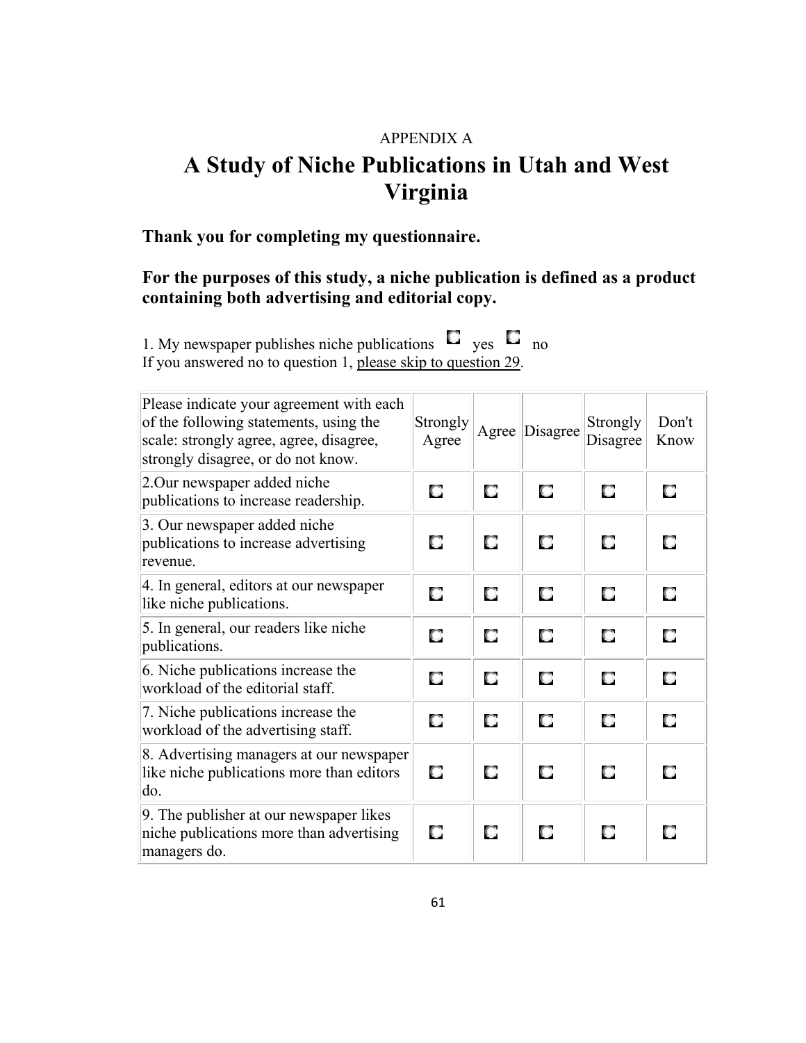APPENDIX A

# A Study of Niche Publications in Utah and West Virginia

**Thank you for completing my questionnaire.**

**For the purposes of this study, a niche publication is defined as a product containing both advertising and editorial copy.**

1. My newspaper publishes niche publications ☐ yes ☐ no
If you answered no to question 1, please skip to question 29.

| Please indicate your agreement with each of the following statements, using the scale: strongly agree, agree, disagree, strongly disagree, or do not know. | Strongly Agree | Agree | Disagree | Strongly Disagree | Don't Know |
|---|---|---|---|---|---|
| 2.Our newspaper added niche publications to increase readership. | ☐ | ☐ | ☐ | ☐ | ☐ |
| 3. Our newspaper added niche publications to increase advertising revenue. | ☐ | ☐ | ☐ | ☐ | ☐ |
| 4. In general, editors at our newspaper like niche publications. | ☐ | ☐ | ☐ | ☐ | ☐ |
| 5. In general, our readers like niche publications. | ☐ | ☐ | ☐ | ☐ | ☐ |
| 6. Niche publications increase the workload of the editorial staff. | ☐ | ☐ | ☐ | ☐ | ☐ |
| 7. Niche publications increase the workload of the advertising staff. | ☐ | ☐ | ☐ | ☐ | ☐ |
| 8. Advertising managers at our newspaper like niche publications more than editors do. | ☐ | ☐ | ☐ | ☐ | ☐ |
| 9. The publisher at our newspaper likes niche publications more than advertising managers do. | ☐ | ☐ | ☐ | ☐ | ☐ |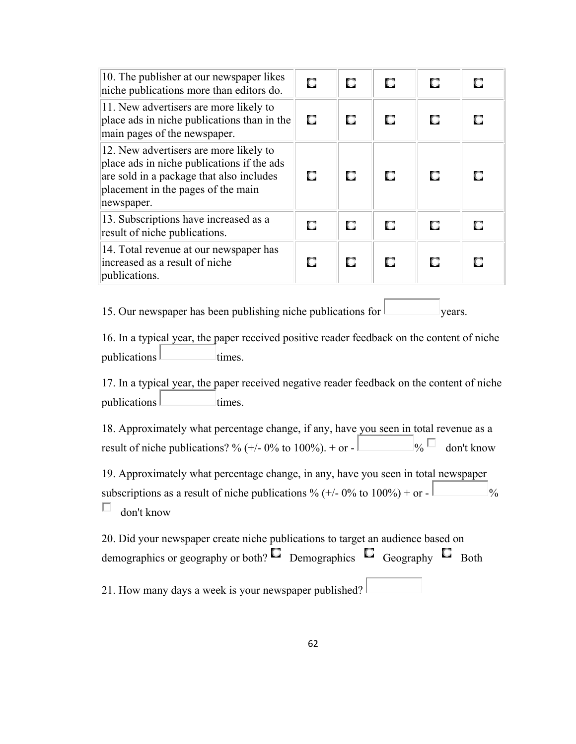| | | | | | |
|---|---|---|---|---|---|
| 10. The publisher at our newspaper likes niche publications more than editors do. | ◘ | ◘ | ◘ | ◘ | ◘ |
| 11. New advertisers are more likely to place ads in niche publications than in the main pages of the newspaper. | ◘ | ◘ | ◘ | ◘ | ◘ |
| 12. New advertisers are more likely to place ads in niche publications if the ads are sold in a package that also includes placement in the pages of the main newspaper. | ◘ | ◘ | ◘ | ◘ | ◘ |
| 13. Subscriptions have increased as a result of niche publications. | ◘ | ◘ | ◘ | ◘ | ◘ |
| 14. Total revenue at our newspaper has increased as a result of niche publications. | ◘ | ◘ | ◘ | ◘ | ◘ |

15. Our newspaper has been publishing niche publications for ______ years.

16. In a typical year, the paper received positive reader feedback on the content of niche publications ______ times.

17. In a typical year, the paper received negative reader feedback on the content of niche publications ______ times.

18. Approximately what percentage change, if any, have you seen in total revenue as a result of niche publications? % (+/- 0% to 100%). + or - ______ % ☐ don't know

19. Approximately what percentage change, in any, have you seen in total newspaper subscriptions as a result of niche publications % (+/- 0% to 100%) + or - ______ %
☐ don't know

20. Did your newspaper create niche publications to target an audience based on demographics or geography or both? ◘ Demographics ◘ Geography ◘ Both

21. How many days a week is your newspaper published? ______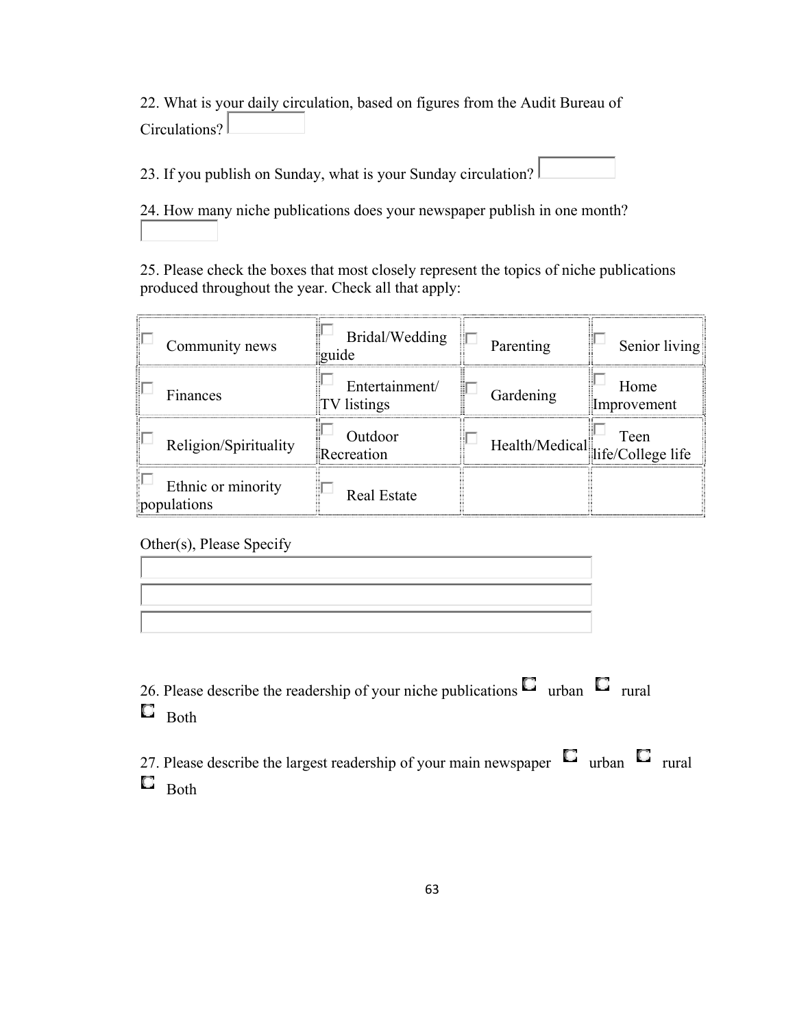22. What is your daily circulation, based on figures from the Audit Bureau of Circulations?

23. If you publish on Sunday, what is your Sunday circulation?

24. How many niche publications does your newspaper publish in one month?

25. Please check the boxes that most closely represent the topics of niche publications produced throughout the year. Check all that apply:

| | | | |
|---|---|---|---|
| ☐ Community news | ☐ Bridal/Wedding guide | ☐ Parenting | ☐ Senior living |
| ☐ Finances | ☐ Entertainment/ TV listings | ☐ Gardening | ☐ Home Improvement |
| ☐ Religion/Spirituality | ☐ Outdoor Recreation | ☐ Health/Medical | ☐ Teen life/College life |
| ☐ Ethnic or minority populations | ☐ Real Estate | | |

Other(s), Please Specify

26. Please describe the readership of your niche publications ○ urban ○ rural ○ Both

27. Please describe the largest readership of your main newspaper ○ urban ○ rural ○ Both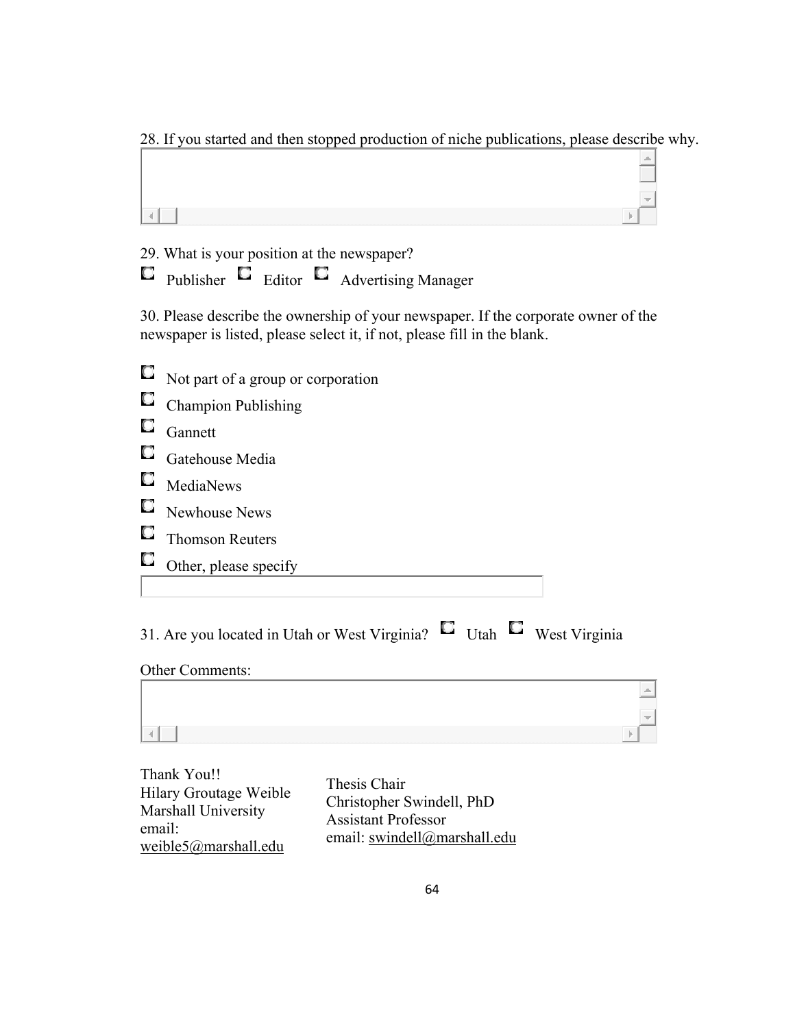28. If you started and then stopped production of niche publications, please describe why.

29. What is your position at the newspaper?

- Publisher
- Editor
- Advertising Manager

30. Please describe the ownership of your newspaper. If the corporate owner of the newspaper is listed, please select it, if not, please fill in the blank.

- Not part of a group or corporation
- Champion Publishing
- Gannett
- Gatehouse Media
- MediaNews
- Newhouse News
- Thomson Reuters
- Other, please specify

31. Are you located in Utah or West Virginia?

- Utah
- West Virginia

Other Comments:

Thank You!!
Hilary Groutage Weible
Marshall University
email:
weible5@marshall.edu

Thesis Chair
Christopher Swindell, PhD
Assistant Professor
email: swindell@marshall.edu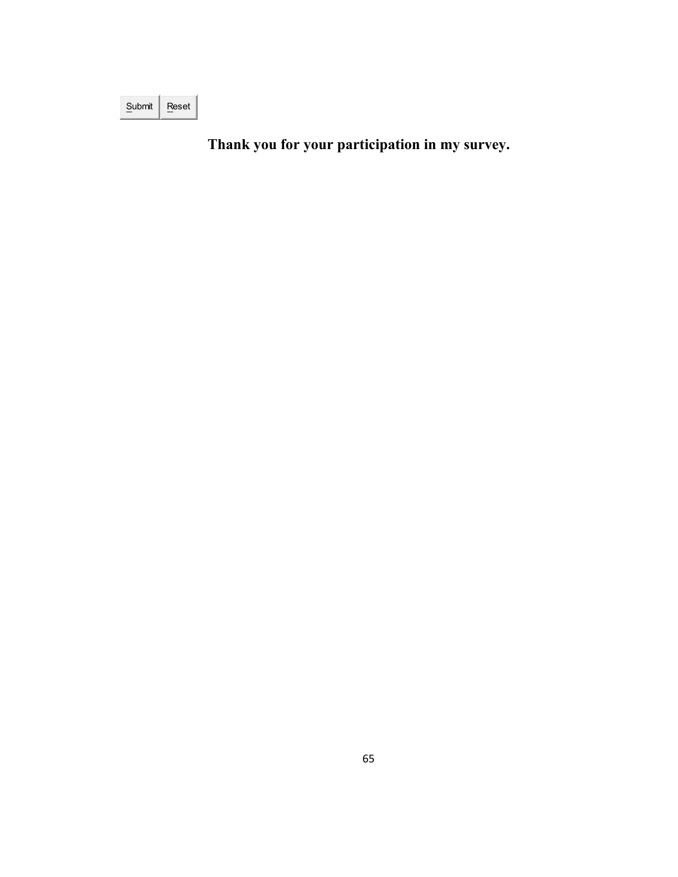Submit Reset

**Thank you for your participation in my survey.**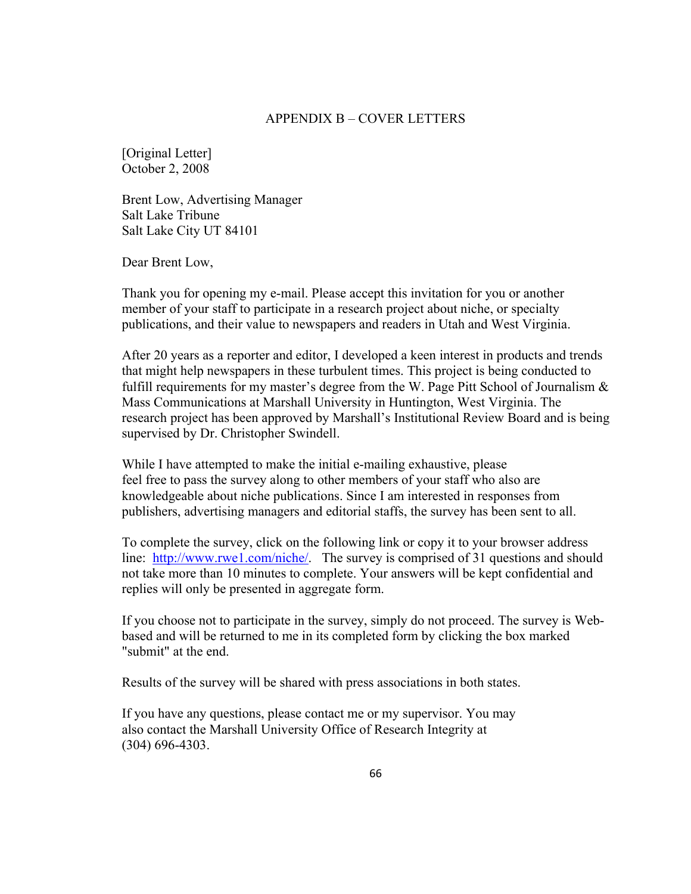# APPENDIX B – COVER LETTERS

[Original Letter]
October 2, 2008

Brent Low, Advertising Manager
Salt Lake Tribune
Salt Lake City UT 84101

Dear Brent Low,

Thank you for opening my e-mail. Please accept this invitation for you or another member of your staff to participate in a research project about niche, or specialty publications, and their value to newspapers and readers in Utah and West Virginia.

After 20 years as a reporter and editor, I developed a keen interest in products and trends that might help newspapers in these turbulent times. This project is being conducted to fulfill requirements for my master's degree from the W. Page Pitt School of Journalism & Mass Communications at Marshall University in Huntington, West Virginia. The research project has been approved by Marshall's Institutional Review Board and is being supervised by Dr. Christopher Swindell.

While I have attempted to make the initial e-mailing exhaustive, please feel free to pass the survey along to other members of your staff who also are knowledgeable about niche publications. Since I am interested in responses from publishers, advertising managers and editorial staffs, the survey has been sent to all.

To complete the survey, click on the following link or copy it to your browser address line: http://www.rwe1.com/niche/. The survey is comprised of 31 questions and should not take more than 10 minutes to complete. Your answers will be kept confidential and replies will only be presented in aggregate form.

If you choose not to participate in the survey, simply do not proceed. The survey is Web-based and will be returned to me in its completed form by clicking the box marked "submit" at the end.

Results of the survey will be shared with press associations in both states.

If you have any questions, please contact me or my supervisor. You may also contact the Marshall University Office of Research Integrity at (304) 696-4303.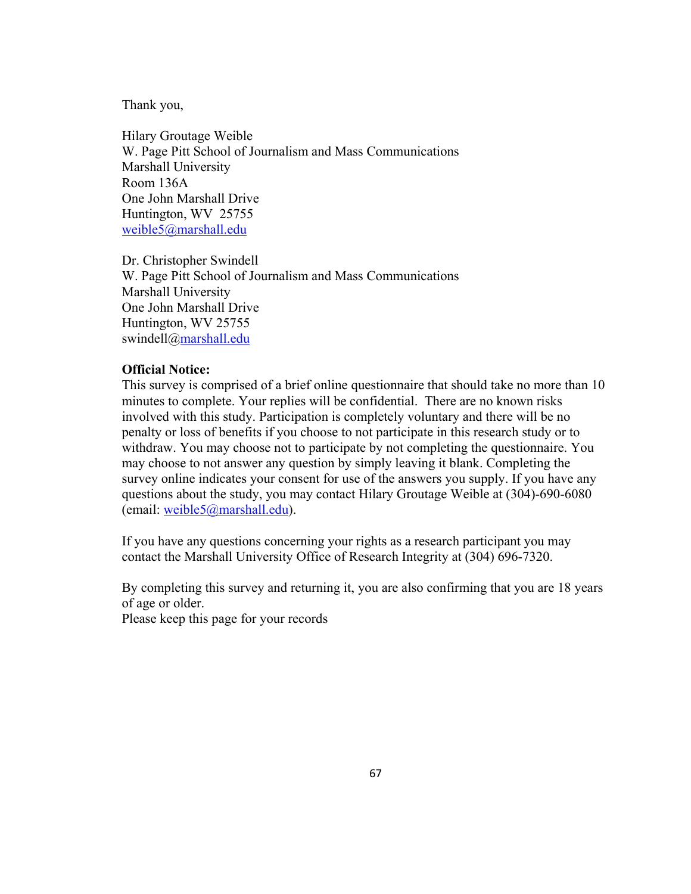Thank you,

Hilary Groutage Weible  
W. Page Pitt School of Journalism and Mass Communications  
Marshall University  
Room 136A  
One John Marshall Drive  
Huntington, WV 25755  
weible5@marshall.edu

Dr. Christopher Swindell  
W. Page Pitt School of Journalism and Mass Communications  
Marshall University  
One John Marshall Drive  
Huntington, WV 25755  
swindell@marshall.edu

**Official Notice:**  
This survey is comprised of a brief online questionnaire that should take no more than 10 minutes to complete. Your replies will be confidential. There are no known risks involved with this study. Participation is completely voluntary and there will be no penalty or loss of benefits if you choose to not participate in this research study or to withdraw. You may choose not to participate by not completing the questionnaire. You may choose to not answer any question by simply leaving it blank. Completing the survey online indicates your consent for use of the answers you supply. If you have any questions about the study, you may contact Hilary Groutage Weible at (304)-690-6080 (email: weible5@marshall.edu).

If you have any questions concerning your rights as a research participant you may contact the Marshall University Office of Research Integrity at (304) 696-7320.

By completing this survey and returning it, you are also confirming that you are 18 years of age or older.  
Please keep this page for your records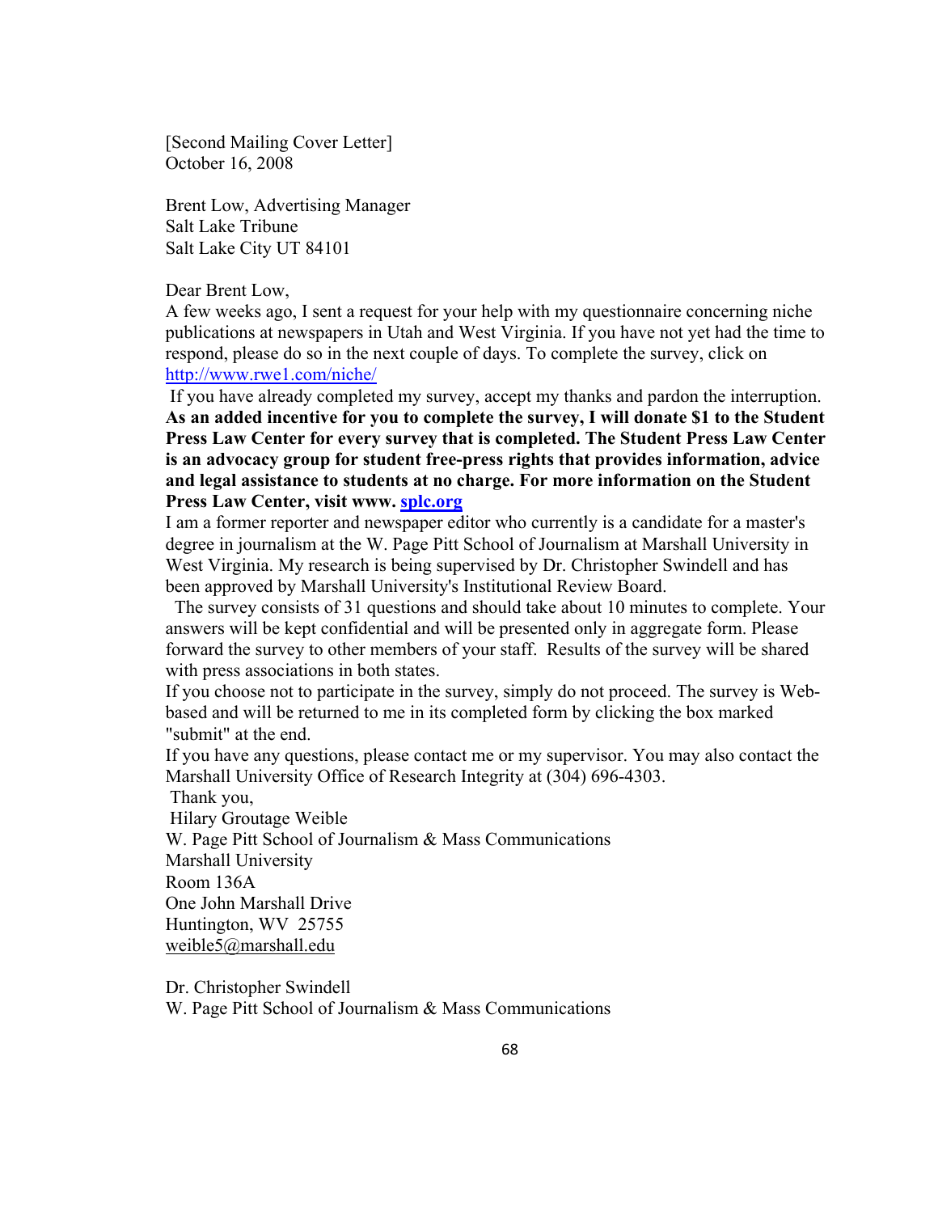[Second Mailing Cover Letter]
October 16, 2008

Brent Low, Advertising Manager
Salt Lake Tribune
Salt Lake City UT 84101

Dear Brent Low,

A few weeks ago, I sent a request for your help with my questionnaire concerning niche publications at newspapers in Utah and West Virginia. If you have not yet had the time to respond, please do so in the next couple of days. To complete the survey, click on http://www.rwe1.com/niche/

If you have already completed my survey, accept my thanks and pardon the interruption. **As an added incentive for you to complete the survey, I will donate $1 to the Student Press Law Center for every survey that is completed. The Student Press Law Center is an advocacy group for student free-press rights that provides information, advice and legal assistance to students at no charge. For more information on the Student Press Law Center, visit www. splc.org**

I am a former reporter and newspaper editor who currently is a candidate for a master's degree in journalism at the W. Page Pitt School of Journalism at Marshall University in West Virginia. My research is being supervised by Dr. Christopher Swindell and has been approved by Marshall University's Institutional Review Board.

The survey consists of 31 questions and should take about 10 minutes to complete. Your answers will be kept confidential and will be presented only in aggregate form. Please forward the survey to other members of your staff. Results of the survey will be shared with press associations in both states.

If you choose not to participate in the survey, simply do not proceed. The survey is Web-based and will be returned to me in its completed form by clicking the box marked "submit" at the end.

If you have any questions, please contact me or my supervisor. You may also contact the Marshall University Office of Research Integrity at (304) 696-4303.

Thank you,
Hilary Groutage Weible
W. Page Pitt School of Journalism & Mass Communications
Marshall University
Room 136A
One John Marshall Drive
Huntington, WV 25755
weible5@marshall.edu

Dr. Christopher Swindell
W. Page Pitt School of Journalism & Mass Communications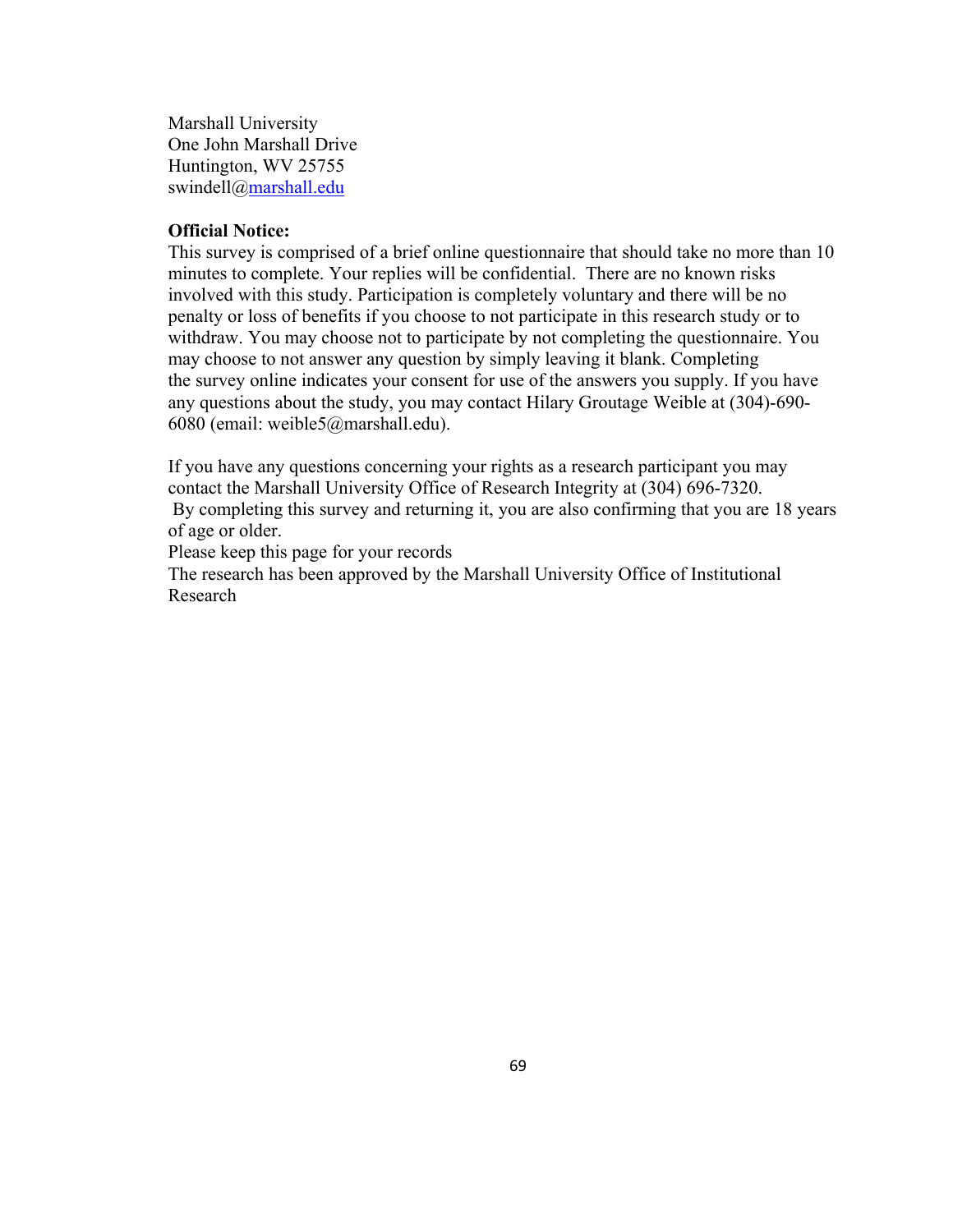Marshall University
One John Marshall Drive
Huntington, WV 25755
swindell@marshall.edu

**Official Notice:**
This survey is comprised of a brief online questionnaire that should take no more than 10 minutes to complete. Your replies will be confidential. There are no known risks involved with this study. Participation is completely voluntary and there will be no penalty or loss of benefits if you choose to not participate in this research study or to withdraw. You may choose not to participate by not completing the questionnaire. You may choose to not answer any question by simply leaving it blank. Completing the survey online indicates your consent for use of the answers you supply. If you have any questions about the study, you may contact Hilary Groutage Weible at (304)-690-6080 (email: weible5@marshall.edu).

If you have any questions concerning your rights as a research participant you may contact the Marshall University Office of Research Integrity at (304) 696-7320.
By completing this survey and returning it, you are also confirming that you are 18 years of age or older.
Please keep this page for your records
The research has been approved by the Marshall University Office of Institutional Research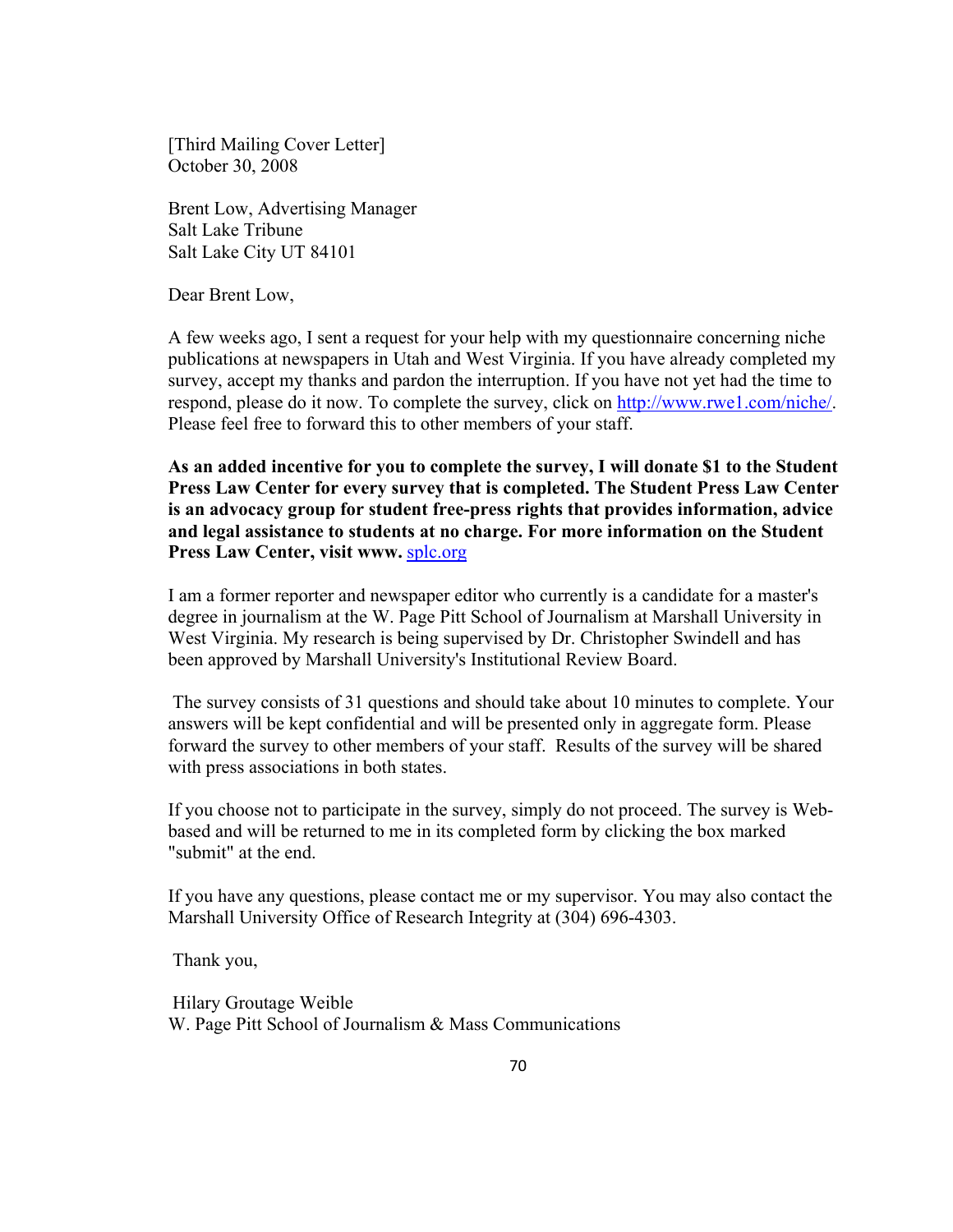[Third Mailing Cover Letter]
October 30, 2008

Brent Low, Advertising Manager
Salt Lake Tribune
Salt Lake City UT 84101

Dear Brent Low,

A few weeks ago, I sent a request for your help with my questionnaire concerning niche publications at newspapers in Utah and West Virginia. If you have already completed my survey, accept my thanks and pardon the interruption. If you have not yet had the time to respond, please do it now. To complete the survey, click on http://www.rwe1.com/niche/. Please feel free to forward this to other members of your staff.

**As an added incentive for you to complete the survey, I will donate $1 to the Student Press Law Center for every survey that is completed. The Student Press Law Center is an advocacy group for student free-press rights that provides information, advice and legal assistance to students at no charge. For more information on the Student Press Law Center, visit www.** splc.org

I am a former reporter and newspaper editor who currently is a candidate for a master's degree in journalism at the W. Page Pitt School of Journalism at Marshall University in West Virginia. My research is being supervised by Dr. Christopher Swindell and has been approved by Marshall University's Institutional Review Board.

The survey consists of 31 questions and should take about 10 minutes to complete. Your answers will be kept confidential and will be presented only in aggregate form. Please forward the survey to other members of your staff. Results of the survey will be shared with press associations in both states.

If you choose not to participate in the survey, simply do not proceed. The survey is Web-based and will be returned to me in its completed form by clicking the box marked "submit" at the end.

If you have any questions, please contact me or my supervisor. You may also contact the Marshall University Office of Research Integrity at (304) 696-4303.

Thank you,

Hilary Groutage Weible
W. Page Pitt School of Journalism & Mass Communications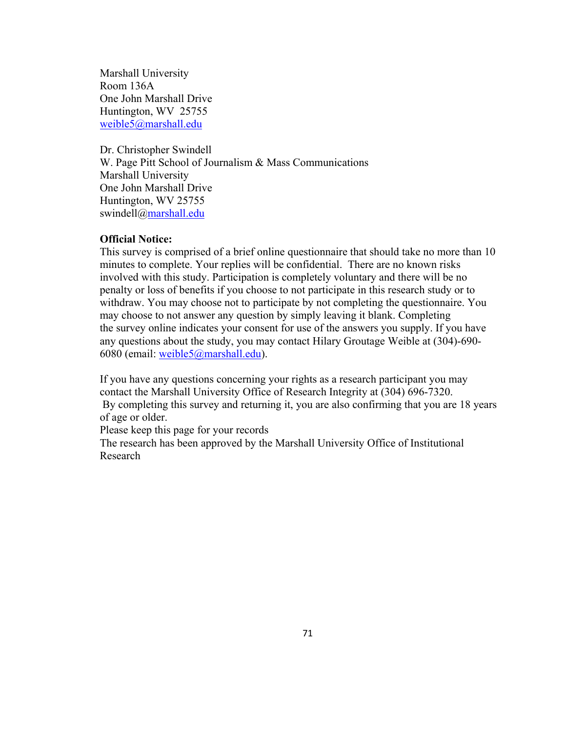Marshall University  
Room 136A  
One John Marshall Drive  
Huntington, WV 25755  
weible5@marshall.edu

Dr. Christopher Swindell  
W. Page Pitt School of Journalism & Mass Communications  
Marshall University  
One John Marshall Drive  
Huntington, WV 25755  
swindell@marshall.edu

**Official Notice:**  
This survey is comprised of a brief online questionnaire that should take no more than 10 minutes to complete. Your replies will be confidential. There are no known risks involved with this study. Participation is completely voluntary and there will be no penalty or loss of benefits if you choose to not participate in this research study or to withdraw. You may choose not to participate by not completing the questionnaire. You may choose to not answer any question by simply leaving it blank. Completing the survey online indicates your consent for use of the answers you supply. If you have any questions about the study, you may contact Hilary Groutage Weible at (304)-690-6080 (email: weible5@marshall.edu).

If you have any questions concerning your rights as a research participant you may contact the Marshall University Office of Research Integrity at (304) 696-7320.  
By completing this survey and returning it, you are also confirming that you are 18 years of age or older.  
Please keep this page for your records  
The research has been approved by the Marshall University Office of Institutional Research